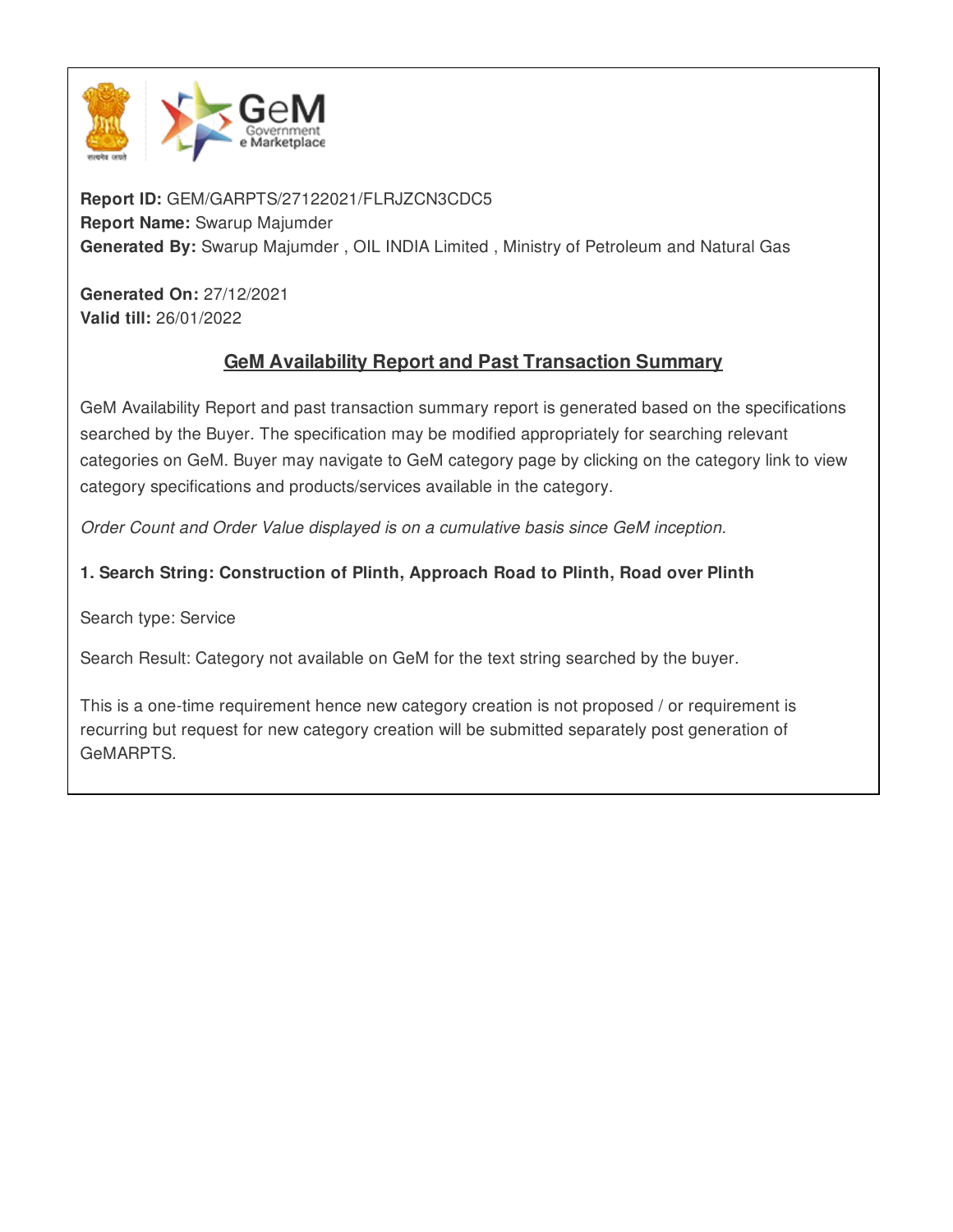**Report ID:** GEM/GARPTS/27122021/FLRJZCN3CDC5
**Report Name:** Swarup Majumder
**Generated By:** Swarup Majumder , OIL INDIA Limited , Ministry of Petroleum and Natural Gas

**Generated On:** 27/12/2021
**Valid till:** 26/01/2022

## GeM Availability Report and Past Transaction Summary

GeM Availability Report and past transaction summary report is generated based on the specifications searched by the Buyer. The specification may be modified appropriately for searching relevant categories on GeM. Buyer may navigate to GeM category page by clicking on the category link to view category specifications and products/services available in the category.

*Order Count and Order Value displayed is on a cumulative basis since GeM inception.*

**1. Search String: Construction of Plinth, Approach Road to Plinth, Road over Plinth**

Search type: Service

Search Result: Category not available on GeM for the text string searched by the buyer.

This is a one-time requirement hence new category creation is not proposed / or requirement is recurring but request for new category creation will be submitted separately post generation of GeMARPTS.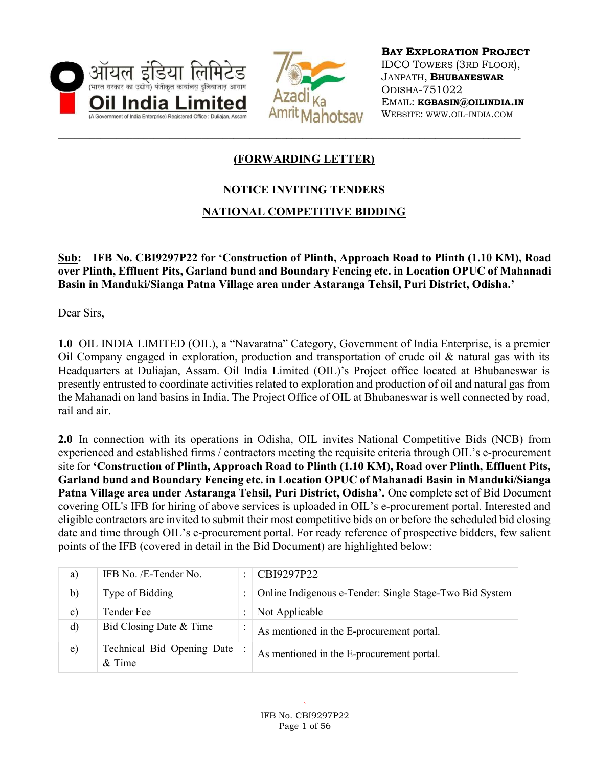ऑयल इंडिया लिमिटेड
(भारत सरकार का उद्योग) पंजीकृत कार्यालय दुलियाजान असम

**Oil India Limited**
(A Government of India Enterprise) Registered Office : Duliajan, Assam

**BAY EXPLORATION PROJECT**
IDCO TOWERS (3RD FLOOR),
JANPATH, **BHUBANESWAR**
ODISHA-751022
EMAIL: **KGBASIN@OILINDIA.IN**
WEBSITE: WWW.OIL-INDIA.COM

## (FORWARDING LETTER)

## NOTICE INVITING TENDERS

## NATIONAL COMPETITIVE BIDDING

**Sub: IFB No. CBI9297P22 for 'Construction of Plinth, Approach Road to Plinth (1.10 KM), Road over Plinth, Effluent Pits, Garland bund and Boundary Fencing etc. in Location OPUC of Mahanadi Basin in Manduki/Sianga Patna Village area under Astaranga Tehsil, Puri District, Odisha.'**

Dear Sirs,

**1.0** OIL INDIA LIMITED (OIL), a "Navaratna" Category, Government of India Enterprise, is a premier Oil Company engaged in exploration, production and transportation of crude oil & natural gas with its Headquarters at Duliajan, Assam. Oil India Limited (OIL)'s Project office located at Bhubaneswar is presently entrusted to coordinate activities related to exploration and production of oil and natural gas from the Mahanadi on land basins in India. The Project Office of OIL at Bhubaneswar is well connected by road, rail and air.

**2.0** In connection with its operations in Odisha, OIL invites National Competitive Bids (NCB) from experienced and established firms / contractors meeting the requisite criteria through OIL's e-procurement site for **'Construction of Plinth, Approach Road to Plinth (1.10 KM), Road over Plinth, Effluent Pits, Garland bund and Boundary Fencing etc. in Location OPUC of Mahanadi Basin in Manduki/Sianga Patna Village area under Astaranga Tehsil, Puri District, Odisha'.** One complete set of Bid Document covering OIL's IFB for hiring of above services is uploaded in OIL's e-procurement portal. Interested and eligible contractors are invited to submit their most competitive bids on or before the scheduled bid closing date and time through OIL's e-procurement portal. For ready reference of prospective bidders, few salient points of the IFB (covered in detail in the Bid Document) are highlighted below:

| | | | |
|---|---|---|---|
| a) | IFB No. /E-Tender No. | : | CBI9297P22 |
| b) | Type of Bidding | : | Online Indigenous e-Tender: Single Stage-Two Bid System |
| c) | Tender Fee | : | Not Applicable |
| d) | Bid Closing Date & Time | : | As mentioned in the E-procurement portal. |
| e) | Technical Bid Opening Date & Time | : | As mentioned in the E-procurement portal. |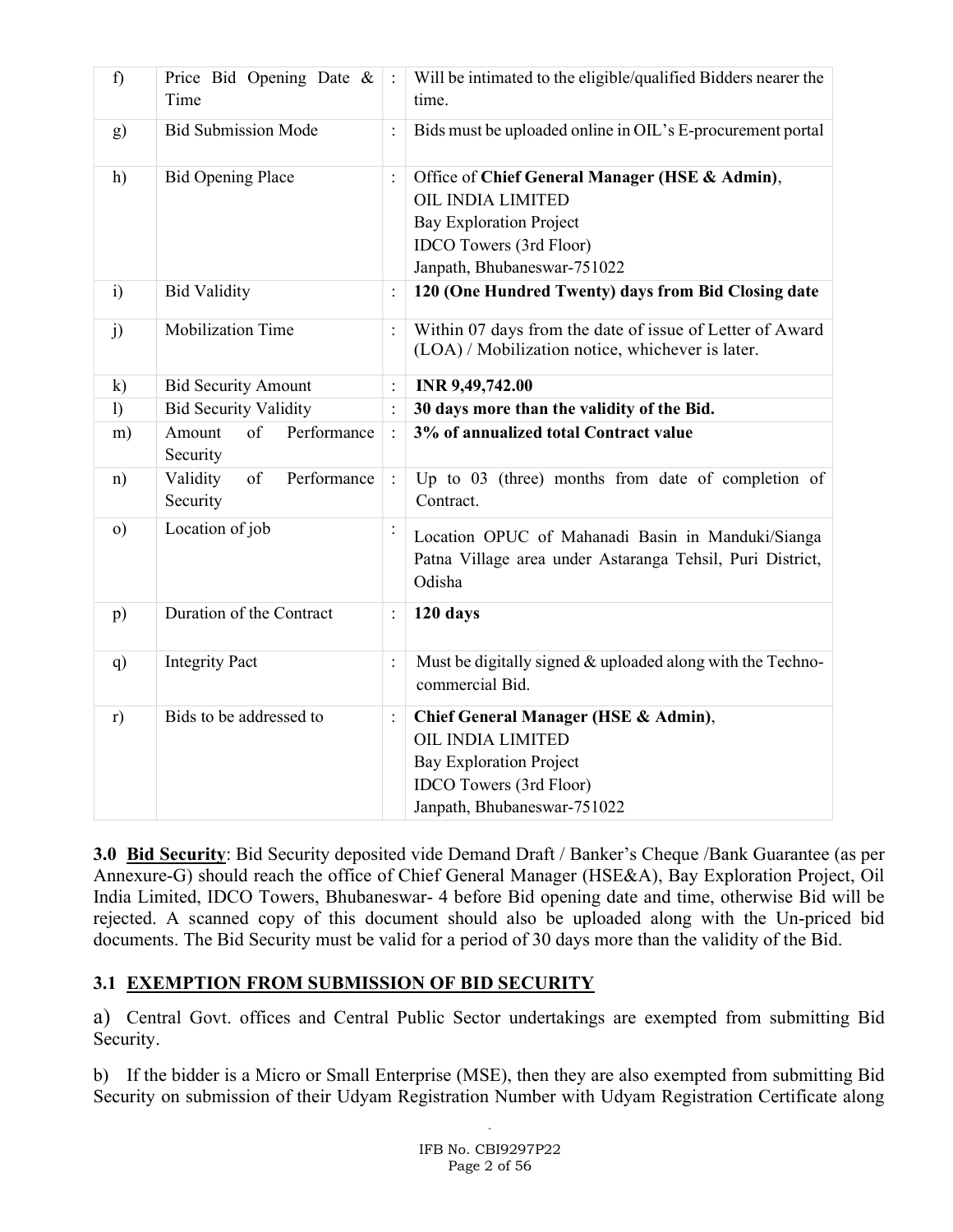| f) | Price Bid Opening Date & Time | : | Will be intimated to the eligible/qualified Bidders nearer the time. |
|---|---|---|---|
| g) | Bid Submission Mode | : | Bids must be uploaded online in OIL's E-procurement portal |
| h) | Bid Opening Place | : | Office of **Chief General Manager (HSE & Admin)**,<br>OIL INDIA LIMITED<br>Bay Exploration Project<br>IDCO Towers (3rd Floor)<br>Janpath, Bhubaneswar-751022 |
| i) | Bid Validity | : | **120 (One Hundred Twenty) days from Bid Closing date** |
| j) | Mobilization Time | : | Within 07 days from the date of issue of Letter of Award (LOA) / Mobilization notice, whichever is later. |
| k) | Bid Security Amount | : | **INR 9,49,742.00** |
| l) | Bid Security Validity | : | **30 days more than the validity of the Bid.** |
| m) | Amount of Performance Security | : | **3% of annualized total Contract value** |
| n) | Validity of Performance Security | : | Up to 03 (three) months from date of completion of Contract. |
| o) | Location of job | : | Location OPUC of Mahanadi Basin in Manduki/Sianga Patna Village area under Astaranga Tehsil, Puri District, Odisha |
| p) | Duration of the Contract | : | **120 days** |
| q) | Integrity Pact | : | Must be digitally signed & uploaded along with the Techno-commercial Bid. |
| r) | Bids to be addressed to | : | **Chief General Manager (HSE & Admin)**,<br>OIL INDIA LIMITED<br>Bay Exploration Project<br>IDCO Towers (3rd Floor)<br>Janpath, Bhubaneswar-751022 |

**3.0 Bid Security**: Bid Security deposited vide Demand Draft / Banker's Cheque /Bank Guarantee (as per Annexure-G) should reach the office of Chief General Manager (HSE&A), Bay Exploration Project, Oil India Limited, IDCO Towers, Bhubaneswar- 4 before Bid opening date and time, otherwise Bid will be rejected. A scanned copy of this document should also be uploaded along with the Un-priced bid documents. The Bid Security must be valid for a period of 30 days more than the validity of the Bid.

## 3.1 EXEMPTION FROM SUBMISSION OF BID SECURITY

a) Central Govt. offices and Central Public Sector undertakings are exempted from submitting Bid Security.

b) If the bidder is a Micro or Small Enterprise (MSE), then they are also exempted from submitting Bid Security on submission of their Udyam Registration Number with Udyam Registration Certificate along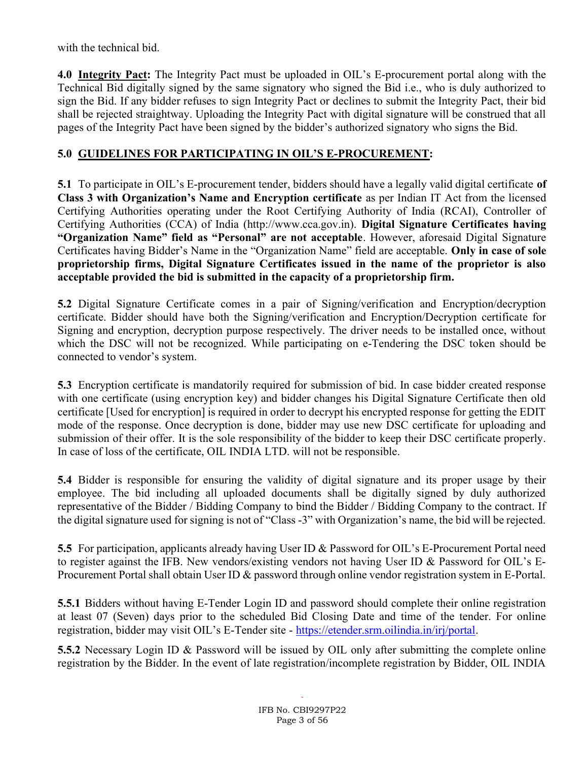with the technical bid.

**4.0 <u>Integrity Pact</u>:** The Integrity Pact must be uploaded in OIL's E-procurement portal along with the Technical Bid digitally signed by the same signatory who signed the Bid i.e., who is duly authorized to sign the Bid. If any bidder refuses to sign Integrity Pact or declines to submit the Integrity Pact, their bid shall be rejected straightway. Uploading the Integrity Pact with digital signature will be construed that all pages of the Integrity Pact have been signed by the bidder's authorized signatory who signs the Bid.

**5.0 <u>GUIDELINES FOR PARTICIPATING IN OIL'S E-PROCUREMENT</u>:**

**5.1** To participate in OIL's E-procurement tender, bidders should have a legally valid digital certificate **of Class 3 with Organization's Name and Encryption certificate** as per Indian IT Act from the licensed Certifying Authorities operating under the Root Certifying Authority of India (RCAI), Controller of Certifying Authorities (CCA) of India (http://www.cca.gov.in). **Digital Signature Certificates having "Organization Name" field as "Personal" are not acceptable**. However, aforesaid Digital Signature Certificates having Bidder's Name in the "Organization Name" field are acceptable. **Only in case of sole proprietorship firms, Digital Signature Certificates issued in the name of the proprietor is also acceptable provided the bid is submitted in the capacity of a proprietorship firm.**

**5.2** Digital Signature Certificate comes in a pair of Signing/verification and Encryption/decryption certificate. Bidder should have both the Signing/verification and Encryption/Decryption certificate for Signing and encryption, decryption purpose respectively. The driver needs to be installed once, without which the DSC will not be recognized. While participating on e-Tendering the DSC token should be connected to vendor's system.

**5.3** Encryption certificate is mandatorily required for submission of bid. In case bidder created response with one certificate (using encryption key) and bidder changes his Digital Signature Certificate then old certificate [Used for encryption] is required in order to decrypt his encrypted response for getting the EDIT mode of the response. Once decryption is done, bidder may use new DSC certificate for uploading and submission of their offer. It is the sole responsibility of the bidder to keep their DSC certificate properly. In case of loss of the certificate, OIL INDIA LTD. will not be responsible.

**5.4** Bidder is responsible for ensuring the validity of digital signature and its proper usage by their employee. The bid including all uploaded documents shall be digitally signed by duly authorized representative of the Bidder / Bidding Company to bind the Bidder / Bidding Company to the contract. If the digital signature used for signing is not of "Class -3" with Organization's name, the bid will be rejected.

**5.5** For participation, applicants already having User ID & Password for OIL's E-Procurement Portal need to register against the IFB. New vendors/existing vendors not having User ID & Password for OIL's E-Procurement Portal shall obtain User ID & password through online vendor registration system in E-Portal.

**5.5.1** Bidders without having E-Tender Login ID and password should complete their online registration at least 07 (Seven) days prior to the scheduled Bid Closing Date and time of the tender. For online registration, bidder may visit OIL's E-Tender site - https://etender.srm.oilindia.in/irj/portal.

**5.5.2** Necessary Login ID & Password will be issued by OIL only after submitting the complete online registration by the Bidder. In the event of late registration/incomplete registration by Bidder, OIL INDIA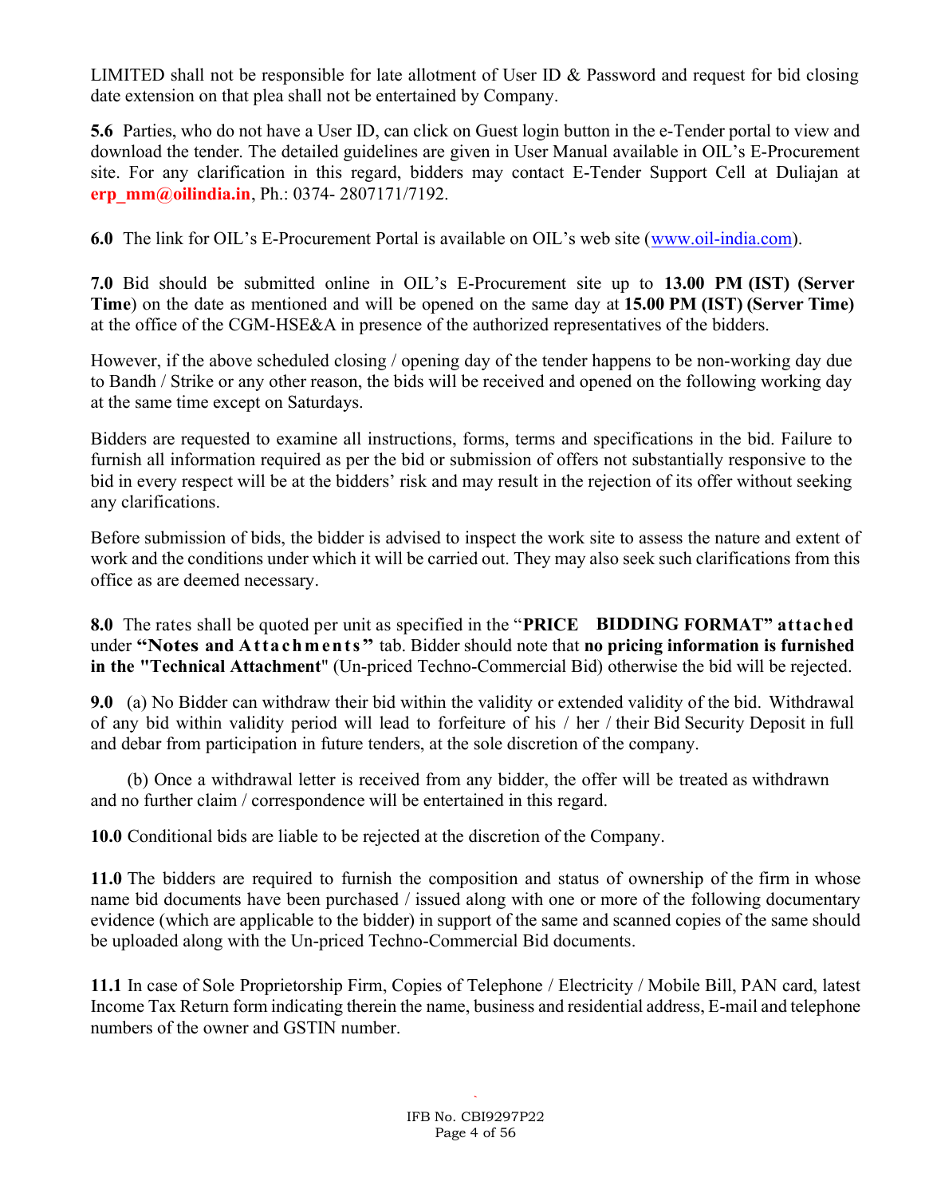LIMITED shall not be responsible for late allotment of User ID & Password and request for bid closing date extension on that plea shall not be entertained by Company.

**5.6** Parties, who do not have a User ID, can click on Guest login button in the e-Tender portal to view and download the tender. The detailed guidelines are given in User Manual available in OIL's E-Procurement site. For any clarification in this regard, bidders may contact E-Tender Support Cell at Duliajan at **erp_mm@oilindia.in**, Ph.: 0374- 2807171/7192.

**6.0** The link for OIL's E-Procurement Portal is available on OIL's web site (www.oil-india.com).

**7.0** Bid should be submitted online in OIL's E-Procurement site up to **13.00 PM (IST) (Server Time**) on the date as mentioned and will be opened on the same day at **15.00 PM (IST) (Server Time)** at the office of the CGM-HSE&A in presence of the authorized representatives of the bidders.

However, if the above scheduled closing / opening day of the tender happens to be non-working day due to Bandh / Strike or any other reason, the bids will be received and opened on the following working day at the same time except on Saturdays.

Bidders are requested to examine all instructions, forms, terms and specifications in the bid. Failure to furnish all information required as per the bid or submission of offers not substantially responsive to the bid in every respect will be at the bidders' risk and may result in the rejection of its offer without seeking any clarifications.

Before submission of bids, the bidder is advised to inspect the work site to assess the nature and extent of work and the conditions under which it will be carried out. They may also seek such clarifications from this office as are deemed necessary.

**8.0** The rates shall be quoted per unit as specified in the "**PRICE BIDDING FORMAT" attached** under **"Notes and Attachments"** tab. Bidder should note that **no pricing information is furnished in the "Technical Attachment**" (Un-priced Techno-Commercial Bid) otherwise the bid will be rejected.

**9.0** (a) No Bidder can withdraw their bid within the validity or extended validity of the bid. Withdrawal of any bid within validity period will lead to forfeiture of his / her / their Bid Security Deposit in full and debar from participation in future tenders, at the sole discretion of the company.

(b) Once a withdrawal letter is received from any bidder, the offer will be treated as withdrawn and no further claim / correspondence will be entertained in this regard.

**10.0** Conditional bids are liable to be rejected at the discretion of the Company.

**11.0** The bidders are required to furnish the composition and status of ownership of the firm in whose name bid documents have been purchased / issued along with one or more of the following documentary evidence (which are applicable to the bidder) in support of the same and scanned copies of the same should be uploaded along with the Un-priced Techno-Commercial Bid documents.

**11.1** In case of Sole Proprietorship Firm, Copies of Telephone / Electricity / Mobile Bill, PAN card, latest Income Tax Return form indicating therein the name, business and residential address, E-mail and telephone numbers of the owner and GSTIN number.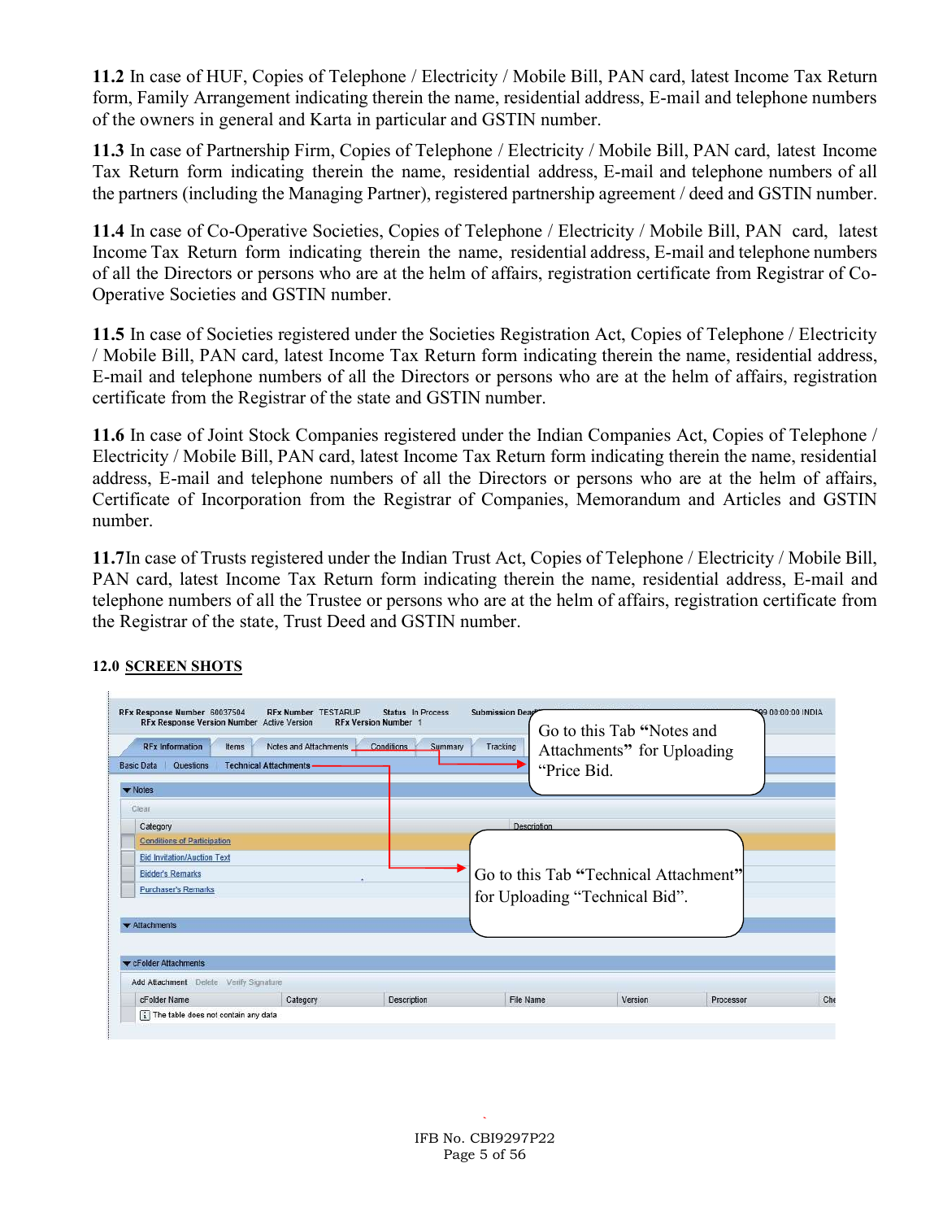**11.2** In case of HUF, Copies of Telephone / Electricity / Mobile Bill, PAN card, latest Income Tax Return form, Family Arrangement indicating therein the name, residential address, E-mail and telephone numbers of the owners in general and Karta in particular and GSTIN number.

**11.3** In case of Partnership Firm, Copies of Telephone / Electricity / Mobile Bill, PAN card, latest Income Tax Return form indicating therein the name, residential address, E-mail and telephone numbers of all the partners (including the Managing Partner), registered partnership agreement / deed and GSTIN number.

**11.4** In case of Co-Operative Societies, Copies of Telephone / Electricity / Mobile Bill, PAN card, latest Income Tax Return form indicating therein the name, residential address, E-mail and telephone numbers of all the Directors or persons who are at the helm of affairs, registration certificate from Registrar of Co-Operative Societies and GSTIN number.

**11.5** In case of Societies registered under the Societies Registration Act, Copies of Telephone / Electricity / Mobile Bill, PAN card, latest Income Tax Return form indicating therein the name, residential address, E-mail and telephone numbers of all the Directors or persons who are at the helm of affairs, registration certificate from the Registrar of the state and GSTIN number.

**11.6** In case of Joint Stock Companies registered under the Indian Companies Act, Copies of Telephone / Electricity / Mobile Bill, PAN card, latest Income Tax Return form indicating therein the name, residential address, E-mail and telephone numbers of all the Directors or persons who are at the helm of affairs, Certificate of Incorporation from the Registrar of Companies, Memorandum and Articles and GSTIN number.

**11.7**In case of Trusts registered under the Indian Trust Act, Copies of Telephone / Electricity / Mobile Bill, PAN card, latest Income Tax Return form indicating therein the name, residential address, E-mail and telephone numbers of all the Trustee or persons who are at the helm of affairs, registration certificate from the Registrar of the state, Trust Deed and GSTIN number.

## 12.0 SCREEN SHOTS

Go to this Tab **"**Notes and Attachments**"** for Uploading "Price Bid.

Go to this Tab **"**Technical Attachment**"** for Uploading "Technical Bid".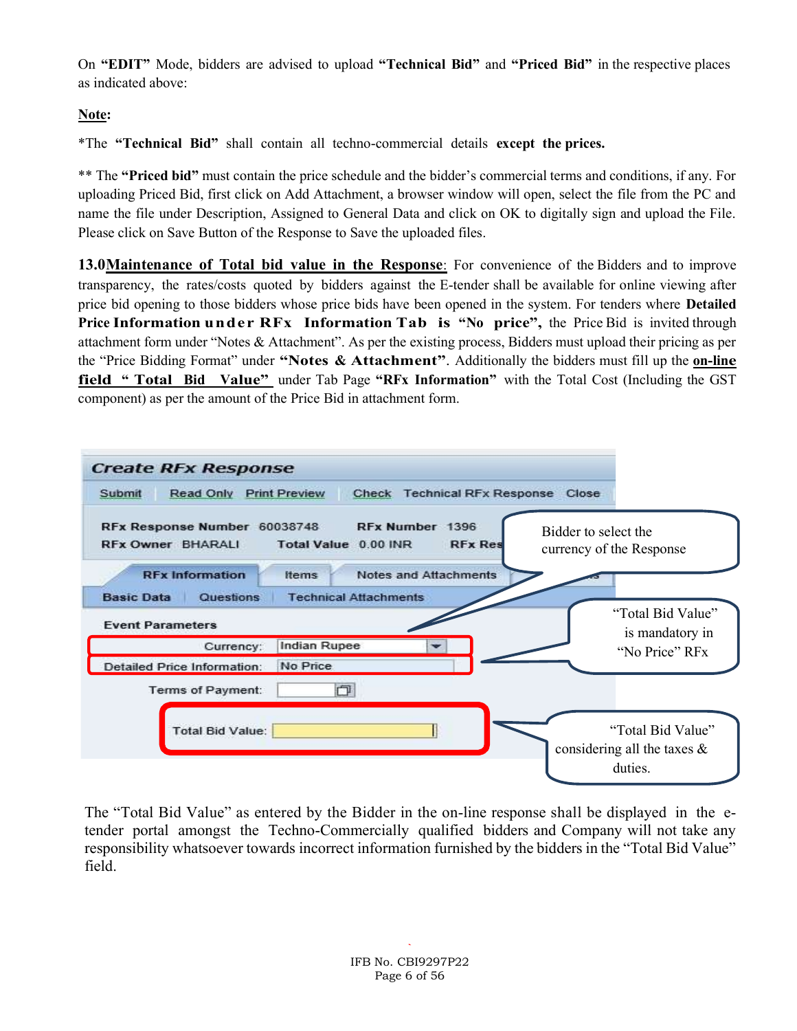On **"EDIT"** Mode, bidders are advised to upload **"Technical Bid"** and **"Priced Bid"** in the respective places as indicated above:

**Note:**

*The **"Technical Bid"** shall contain all techno-commercial details **except the prices.**

** The **"Priced bid"** must contain the price schedule and the bidder's commercial terms and conditions, if any. For uploading Priced Bid, first click on Add Attachment, a browser window will open, select the file from the PC and name the file under Description, Assigned to General Data and click on OK to digitally sign and upload the File. Please click on Save Button of the Response to Save the uploaded files.

**13.0 Maintenance of Total bid value in the Response**: For convenience of the Bidders and to improve transparency, the rates/costs quoted by bidders against the E-tender shall be available for online viewing after price bid opening to those bidders whose price bids have been opened in the system. For tenders where **Detailed Price Information under RFx Information Tab is "No price",** the Price Bid is invited through attachment form under "Notes & Attachment". As per the existing process, Bidders must upload their pricing as per the "Price Bidding Format" under **"Notes & Attachment"**. Additionally the bidders must fill up the **on-line field " Total Bid Value"** under Tab Page **"RFx Information"** with the Total Cost (Including the GST component) as per the amount of the Price Bid in attachment form.

The "Total Bid Value" as entered by the Bidder in the on-line response shall be displayed in the e-tender portal amongst the Techno-Commercially qualified bidders and Company will not take any responsibility whatsoever towards incorrect information furnished by the bidders in the "Total Bid Value" field.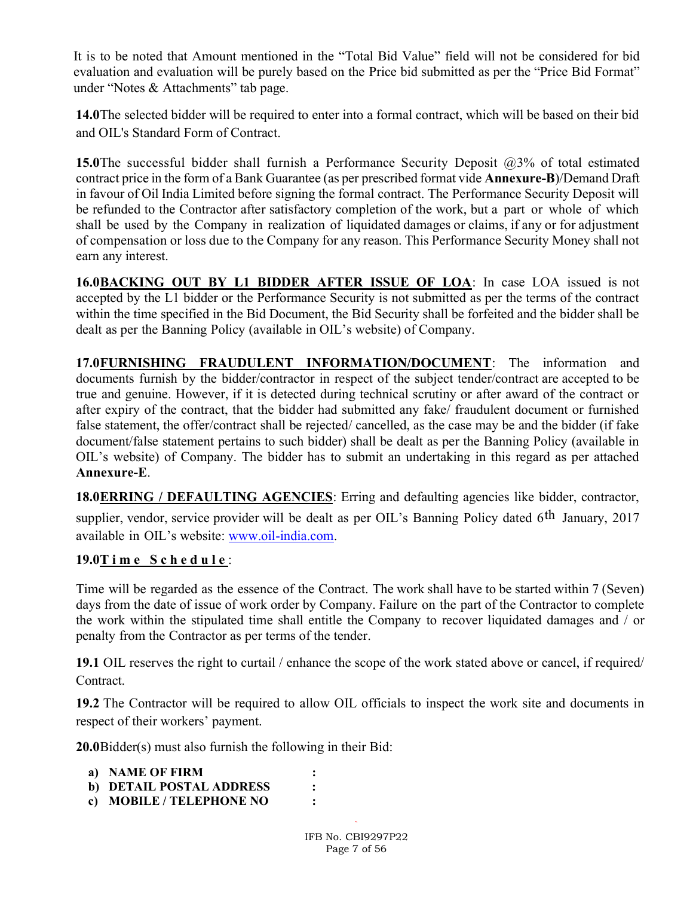It is to be noted that Amount mentioned in the "Total Bid Value" field will not be considered for bid evaluation and evaluation will be purely based on the Price bid submitted as per the "Price Bid Format" under "Notes & Attachments" tab page.

**14.0**The selected bidder will be required to enter into a formal contract, which will be based on their bid and OIL's Standard Form of Contract.

**15.0**The successful bidder shall furnish a Performance Security Deposit @3% of total estimated contract price in the form of a Bank Guarantee (as per prescribed format vide **Annexure-B**)/Demand Draft in favour of Oil India Limited before signing the formal contract. The Performance Security Deposit will be refunded to the Contractor after satisfactory completion of the work, but a part or whole of which shall be used by the Company in realization of liquidated damages or claims, if any or for adjustment of compensation or loss due to the Company for any reason. This Performance Security Money shall not earn any interest.

**16.0<u>BACKING OUT BY L1 BIDDER AFTER ISSUE OF LOA</u>**: In case LOA issued is not accepted by the L1 bidder or the Performance Security is not submitted as per the terms of the contract within the time specified in the Bid Document, the Bid Security shall be forfeited and the bidder shall be dealt as per the Banning Policy (available in OIL's website) of Company.

**17.0<u>FURNISHING FRAUDULENT INFORMATION/DOCUMENT</u>**: The information and documents furnish by the bidder/contractor in respect of the subject tender/contract are accepted to be true and genuine. However, if it is detected during technical scrutiny or after award of the contract or after expiry of the contract, that the bidder had submitted any fake/ fraudulent document or furnished false statement, the offer/contract shall be rejected/ cancelled, as the case may be and the bidder (if fake document/false statement pertains to such bidder) shall be dealt as per the Banning Policy (available in OIL's website) of Company. The bidder has to submit an undertaking in this regard as per attached **Annexure-E**.

**18.0<u>ERRING / DEFAULTING AGENCIES</u>**: Erring and defaulting agencies like bidder, contractor, supplier, vendor, service provider will be dealt as per OIL's Banning Policy dated 6th January, 2017 available in OIL's website: www.oil-india.com.

**19.0<u>Time Schedule</u>**:

Time will be regarded as the essence of the Contract. The work shall have to be started within 7 (Seven) days from the date of issue of work order by Company. Failure on the part of the Contractor to complete the work within the stipulated time shall entitle the Company to recover liquidated damages and / or penalty from the Contractor as per terms of the tender.

**19.1** OIL reserves the right to curtail / enhance the scope of the work stated above or cancel, if required/ Contract.

**19.2** The Contractor will be required to allow OIL officials to inspect the work site and documents in respect of their workers' payment.

**20.0**Bidder(s) must also furnish the following in their Bid:

- **a) NAME OF FIRM :**
- **b) DETAIL POSTAL ADDRESS :**
- **c) MOBILE / TELEPHONE NO :**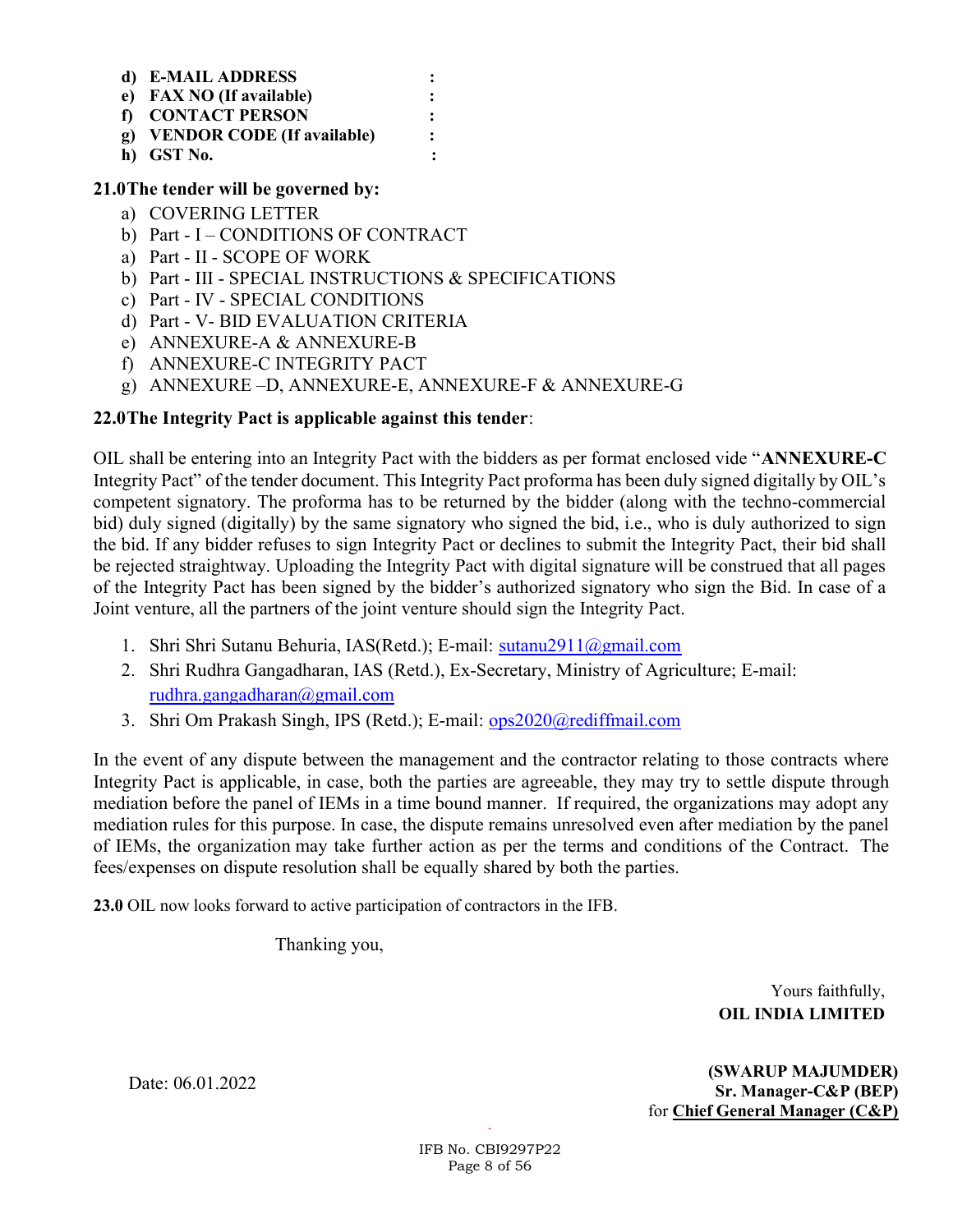**d) E-MAIL ADDRESS :**
**e) FAX NO (If available) :**
**f) CONTACT PERSON :**
**g) VENDOR CODE (If available) :**
**h) GST No. :**

**21.0 The tender will be governed by:**

a) COVERING LETTER
b) Part - I – CONDITIONS OF CONTRACT
a) Part - II - SCOPE OF WORK
b) Part - III - SPECIAL INSTRUCTIONS & SPECIFICATIONS
c) Part - IV - SPECIAL CONDITIONS
d) Part - V- BID EVALUATION CRITERIA
e) ANNEXURE-A & ANNEXURE-B
f) ANNEXURE-C INTEGRITY PACT
g) ANNEXURE –D, ANNEXURE-E, ANNEXURE-F & ANNEXURE-G

**22.0 The Integrity Pact is applicable against this tender**:

OIL shall be entering into an Integrity Pact with the bidders as per format enclosed vide "**ANNEXURE-C** Integrity Pact" of the tender document. This Integrity Pact proforma has been duly signed digitally by OIL's competent signatory. The proforma has to be returned by the bidder (along with the techno-commercial bid) duly signed (digitally) by the same signatory who signed the bid, i.e., who is duly authorized to sign the bid. If any bidder refuses to sign Integrity Pact or declines to submit the Integrity Pact, their bid shall be rejected straightway. Uploading the Integrity Pact with digital signature will be construed that all pages of the Integrity Pact has been signed by the bidder's authorized signatory who sign the Bid. In case of a Joint venture, all the partners of the joint venture should sign the Integrity Pact.

1. Shri Shri Sutanu Behuria, IAS(Retd.); E-mail: sutanu2911@gmail.com
2. Shri Rudhra Gangadharan, IAS (Retd.), Ex-Secretary, Ministry of Agriculture; E-mail: rudhra.gangadharan@gmail.com
3. Shri Om Prakash Singh, IPS (Retd.); E-mail: ops2020@rediffmail.com

In the event of any dispute between the management and the contractor relating to those contracts where Integrity Pact is applicable, in case, both the parties are agreeable, they may try to settle dispute through mediation before the panel of IEMs in a time bound manner. If required, the organizations may adopt any mediation rules for this purpose. In case, the dispute remains unresolved even after mediation by the panel of IEMs, the organization may take further action as per the terms and conditions of the Contract. The fees/expenses on dispute resolution shall be equally shared by both the parties.

**23.0** OIL now looks forward to active participation of contractors in the IFB.

Thanking you,

Yours faithfully,
**OIL INDIA LIMITED**

Date: 06.01.2022

**(SWARUP MAJUMDER)**
**Sr. Manager-C&P (BEP)**
for **Chief General Manager (C&P)**

IFB No. CBI9297P22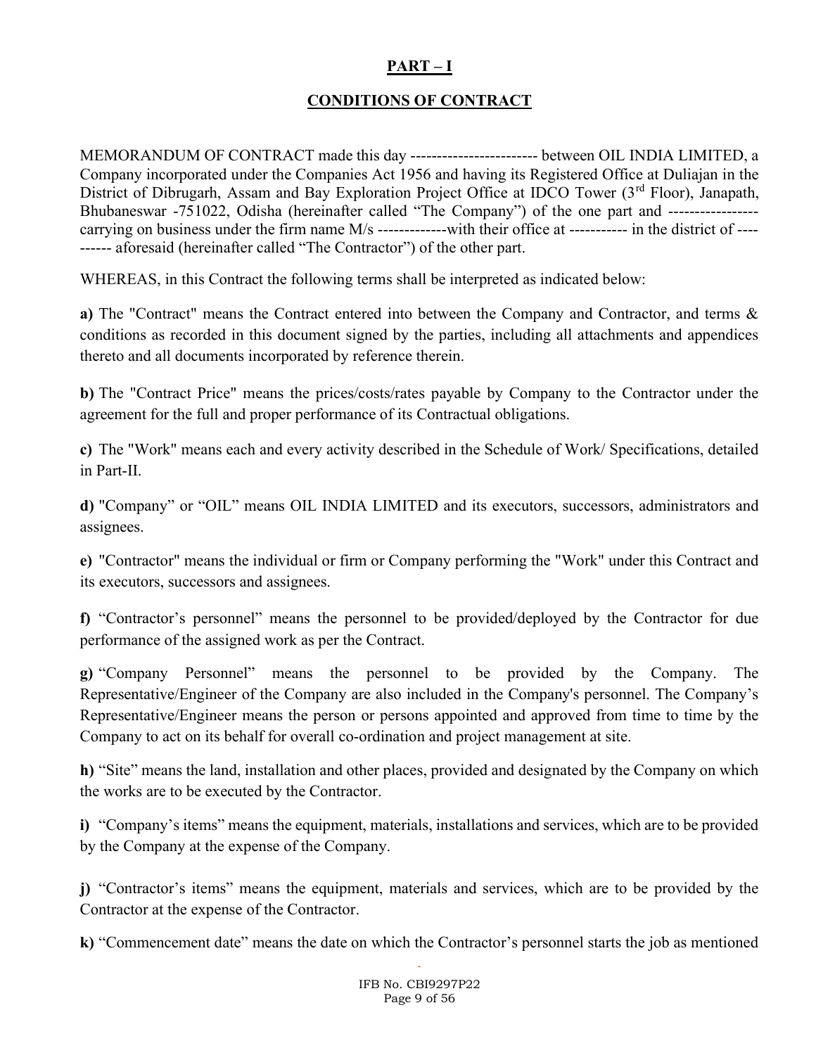## PART – I

## CONDITIONS OF CONTRACT

MEMORANDUM OF CONTRACT made this day ------------------------ between OIL INDIA LIMITED, a Company incorporated under the Companies Act 1956 and having its Registered Office at Duliajan in the District of Dibrugarh, Assam and Bay Exploration Project Office at IDCO Tower (3rd Floor), Janapath, Bhubaneswar -751022, Odisha (hereinafter called "The Company") of the one part and ----------------- carrying on business under the firm name M/s -------------with their office at ----------- in the district of ---------- aforesaid (hereinafter called "The Contractor") of the other part.

WHEREAS, in this Contract the following terms shall be interpreted as indicated below:

**a)** The "Contract" means the Contract entered into between the Company and Contractor, and terms & conditions as recorded in this document signed by the parties, including all attachments and appendices thereto and all documents incorporated by reference therein.

**b)** The "Contract Price" means the prices/costs/rates payable by Company to the Contractor under the agreement for the full and proper performance of its Contractual obligations.

**c)** The "Work" means each and every activity described in the Schedule of Work/ Specifications, detailed in Part-II.

**d)** "Company" or "OIL" means OIL INDIA LIMITED and its executors, successors, administrators and assignees.

**e)** "Contractor" means the individual or firm or Company performing the "Work" under this Contract and its executors, successors and assignees.

**f)** "Contractor's personnel" means the personnel to be provided/deployed by the Contractor for due performance of the assigned work as per the Contract.

**g)** "Company Personnel" means the personnel to be provided by the Company. The Representative/Engineer of the Company are also included in the Company's personnel. The Company's Representative/Engineer means the person or persons appointed and approved from time to time by the Company to act on its behalf for overall co-ordination and project management at site.

**h)** "Site" means the land, installation and other places, provided and designated by the Company on which the works are to be executed by the Contractor.

**i)** "Company's items" means the equipment, materials, installations and services, which are to be provided by the Company at the expense of the Company.

**j)** "Contractor's items" means the equipment, materials and services, which are to be provided by the Contractor at the expense of the Contractor.

**k)** "Commencement date" means the date on which the Contractor's personnel starts the job as mentioned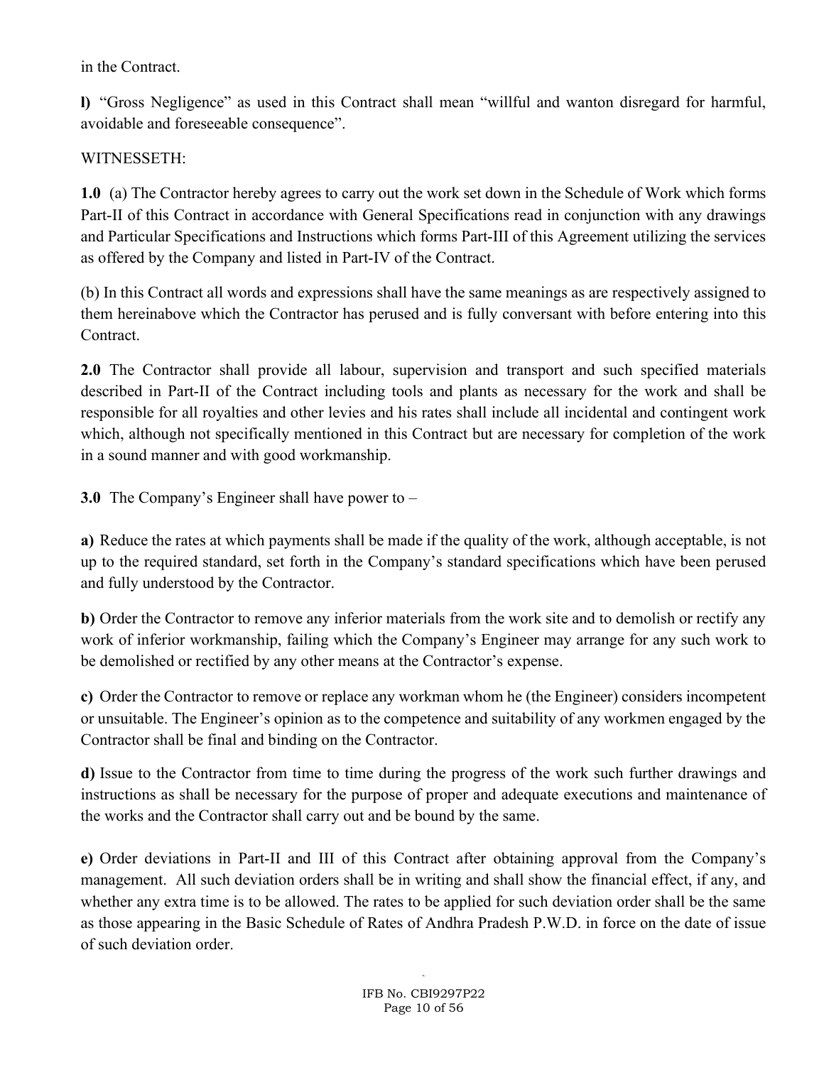in the Contract.

**l)** “Gross Negligence” as used in this Contract shall mean “willful and wanton disregard for harmful, avoidable and foreseeable consequence”.

WITNESSETH:

**1.0** (a) The Contractor hereby agrees to carry out the work set down in the Schedule of Work which forms Part-II of this Contract in accordance with General Specifications read in conjunction with any drawings and Particular Specifications and Instructions which forms Part-III of this Agreement utilizing the services as offered by the Company and listed in Part-IV of the Contract.

(b) In this Contract all words and expressions shall have the same meanings as are respectively assigned to them hereinabove which the Contractor has perused and is fully conversant with before entering into this Contract.

**2.0** The Contractor shall provide all labour, supervision and transport and such specified materials described in Part-II of the Contract including tools and plants as necessary for the work and shall be responsible for all royalties and other levies and his rates shall include all incidental and contingent work which, although not specifically mentioned in this Contract but are necessary for completion of the work in a sound manner and with good workmanship.

**3.0** The Company’s Engineer shall have power to –

**a)** Reduce the rates at which payments shall be made if the quality of the work, although acceptable, is not up to the required standard, set forth in the Company’s standard specifications which have been perused and fully understood by the Contractor.

**b)** Order the Contractor to remove any inferior materials from the work site and to demolish or rectify any work of inferior workmanship, failing which the Company’s Engineer may arrange for any such work to be demolished or rectified by any other means at the Contractor’s expense.

**c)** Order the Contractor to remove or replace any workman whom he (the Engineer) considers incompetent or unsuitable. The Engineer’s opinion as to the competence and suitability of any workmen engaged by the Contractor shall be final and binding on the Contractor.

**d)** Issue to the Contractor from time to time during the progress of the work such further drawings and instructions as shall be necessary for the purpose of proper and adequate executions and maintenance of the works and the Contractor shall carry out and be bound by the same.

**e)** Order deviations in Part-II and III of this Contract after obtaining approval from the Company’s management. All such deviation orders shall be in writing and shall show the financial effect, if any, and whether any extra time is to be allowed. The rates to be applied for such deviation order shall be the same as those appearing in the Basic Schedule of Rates of Andhra Pradesh P.W.D. in force on the date of issue of such deviation order.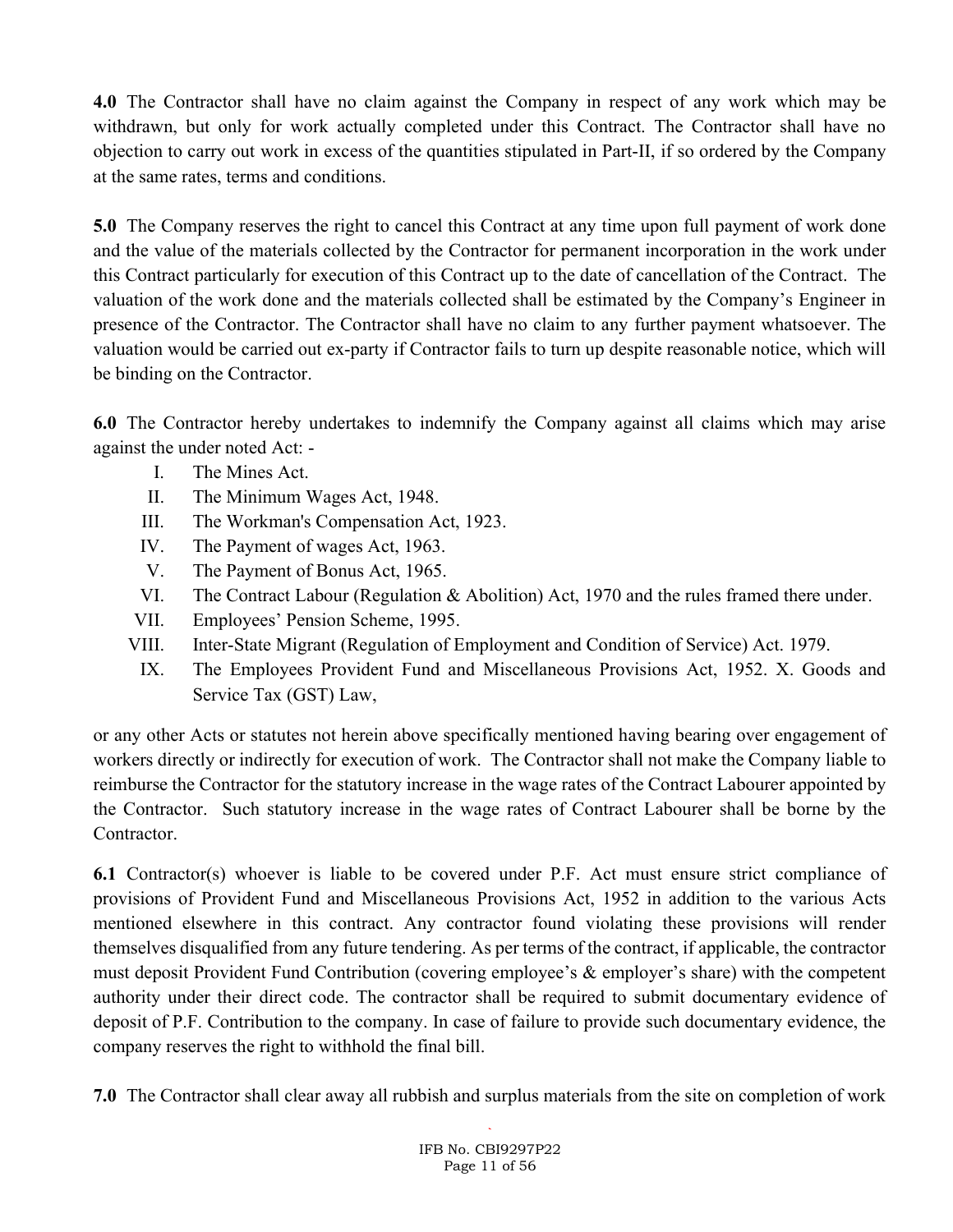**4.0** The Contractor shall have no claim against the Company in respect of any work which may be withdrawn, but only for work actually completed under this Contract. The Contractor shall have no objection to carry out work in excess of the quantities stipulated in Part-II, if so ordered by the Company at the same rates, terms and conditions.

**5.0** The Company reserves the right to cancel this Contract at any time upon full payment of work done and the value of the materials collected by the Contractor for permanent incorporation in the work under this Contract particularly for execution of this Contract up to the date of cancellation of the Contract. The valuation of the work done and the materials collected shall be estimated by the Company's Engineer in presence of the Contractor. The Contractor shall have no claim to any further payment whatsoever. The valuation would be carried out ex-party if Contractor fails to turn up despite reasonable notice, which will be binding on the Contractor.

**6.0** The Contractor hereby undertakes to indemnify the Company against all claims which may arise against the under noted Act: -

I. The Mines Act.
II. The Minimum Wages Act, 1948.
III. The Workman's Compensation Act, 1923.
IV. The Payment of wages Act, 1963.
V. The Payment of Bonus Act, 1965.
VI. The Contract Labour (Regulation & Abolition) Act, 1970 and the rules framed there under.
VII. Employees' Pension Scheme, 1995.
VIII. Inter-State Migrant (Regulation of Employment and Condition of Service) Act. 1979.
IX. The Employees Provident Fund and Miscellaneous Provisions Act, 1952. X. Goods and Service Tax (GST) Law,

or any other Acts or statutes not herein above specifically mentioned having bearing over engagement of workers directly or indirectly for execution of work. The Contractor shall not make the Company liable to reimburse the Contractor for the statutory increase in the wage rates of the Contract Labourer appointed by the Contractor. Such statutory increase in the wage rates of Contract Labourer shall be borne by the Contractor.

**6.1** Contractor(s) whoever is liable to be covered under P.F. Act must ensure strict compliance of provisions of Provident Fund and Miscellaneous Provisions Act, 1952 in addition to the various Acts mentioned elsewhere in this contract. Any contractor found violating these provisions will render themselves disqualified from any future tendering. As per terms of the contract, if applicable, the contractor must deposit Provident Fund Contribution (covering employee's & employer's share) with the competent authority under their direct code. The contractor shall be required to submit documentary evidence of deposit of P.F. Contribution to the company. In case of failure to provide such documentary evidence, the company reserves the right to withhold the final bill.

**7.0** The Contractor shall clear away all rubbish and surplus materials from the site on completion of work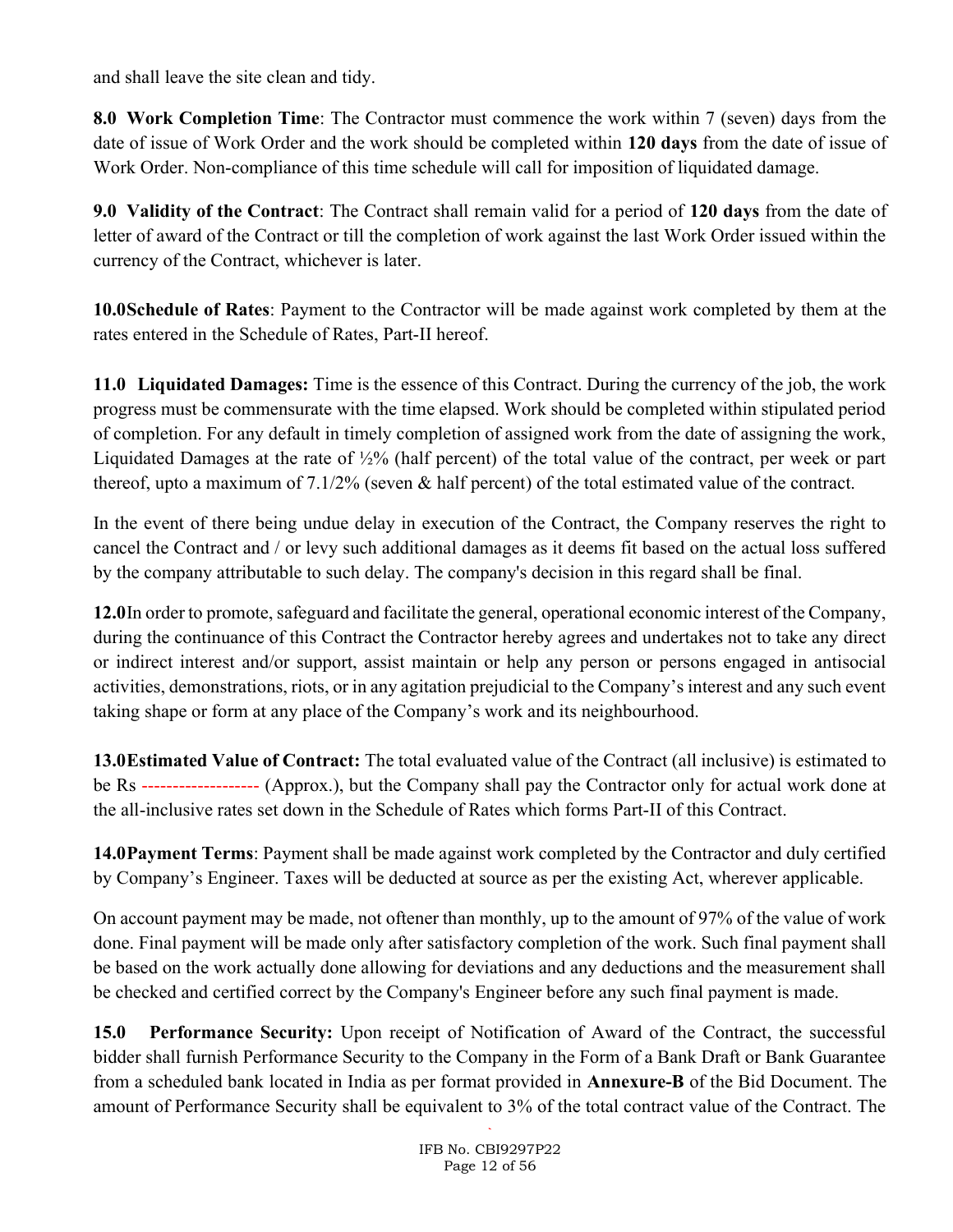and shall leave the site clean and tidy.

**8.0 Work Completion Time**: The Contractor must commence the work within 7 (seven) days from the date of issue of Work Order and the work should be completed within **120 days** from the date of issue of Work Order. Non-compliance of this time schedule will call for imposition of liquidated damage.

**9.0 Validity of the Contract**: The Contract shall remain valid for a period of **120 days** from the date of letter of award of the Contract or till the completion of work against the last Work Order issued within the currency of the Contract, whichever is later.

**10.0Schedule of Rates**: Payment to the Contractor will be made against work completed by them at the rates entered in the Schedule of Rates, Part-II hereof.

**11.0 Liquidated Damages:** Time is the essence of this Contract. During the currency of the job, the work progress must be commensurate with the time elapsed. Work should be completed within stipulated period of completion. For any default in timely completion of assigned work from the date of assigning the work, Liquidated Damages at the rate of ½% (half percent) of the total value of the contract, per week or part thereof, upto a maximum of 7.1/2% (seven & half percent) of the total estimated value of the contract.

In the event of there being undue delay in execution of the Contract, the Company reserves the right to cancel the Contract and / or levy such additional damages as it deems fit based on the actual loss suffered by the company attributable to such delay. The company's decision in this regard shall be final.

**12.0**In order to promote, safeguard and facilitate the general, operational economic interest of the Company, during the continuance of this Contract the Contractor hereby agrees and undertakes not to take any direct or indirect interest and/or support, assist maintain or help any person or persons engaged in antisocial activities, demonstrations, riots, or in any agitation prejudicial to the Company's interest and any such event taking shape or form at any place of the Company's work and its neighbourhood.

**13.0Estimated Value of Contract:** The total evaluated value of the Contract (all inclusive) is estimated to be Rs ------------------ (Approx.), but the Company shall pay the Contractor only for actual work done at the all-inclusive rates set down in the Schedule of Rates which forms Part-II of this Contract.

**14.0Payment Terms**: Payment shall be made against work completed by the Contractor and duly certified by Company's Engineer. Taxes will be deducted at source as per the existing Act, wherever applicable.

On account payment may be made, not oftener than monthly, up to the amount of 97% of the value of work done. Final payment will be made only after satisfactory completion of the work. Such final payment shall be based on the work actually done allowing for deviations and any deductions and the measurement shall be checked and certified correct by the Company's Engineer before any such final payment is made.

**15.0 Performance Security:** Upon receipt of Notification of Award of the Contract, the successful bidder shall furnish Performance Security to the Company in the Form of a Bank Draft or Bank Guarantee from a scheduled bank located in India as per format provided in **Annexure-B** of the Bid Document. The amount of Performance Security shall be equivalent to 3% of the total contract value of the Contract. The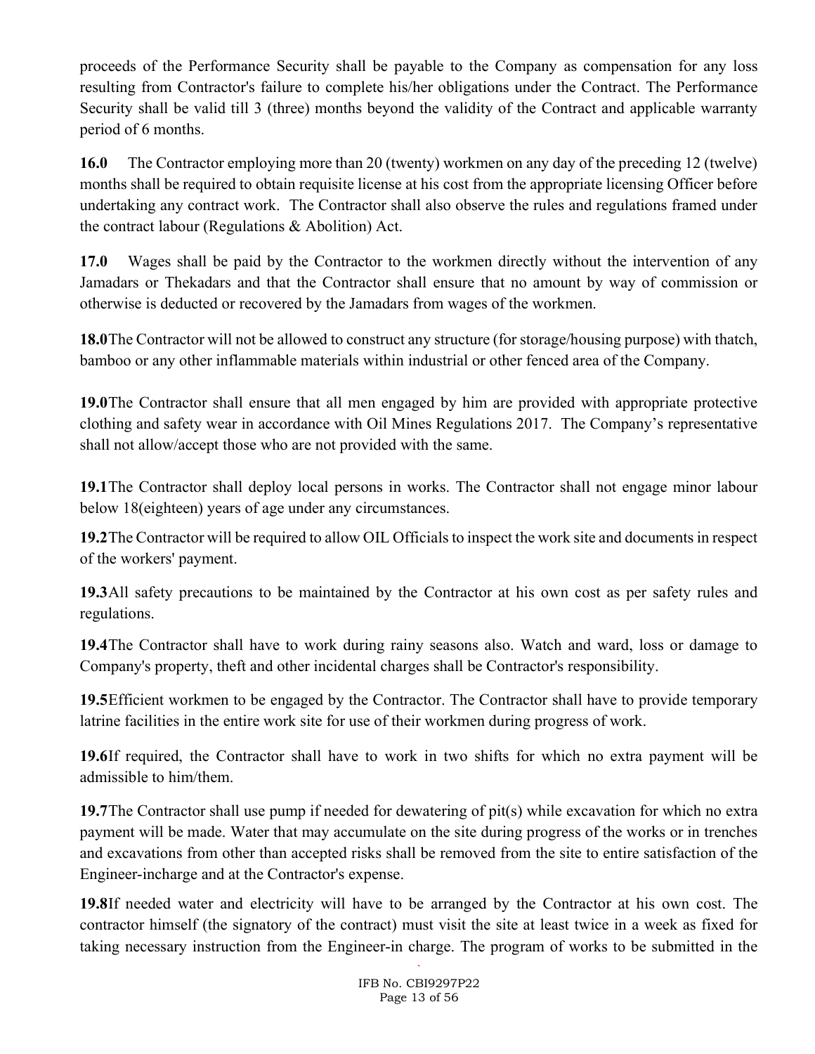proceeds of the Performance Security shall be payable to the Company as compensation for any loss resulting from Contractor's failure to complete his/her obligations under the Contract. The Performance Security shall be valid till 3 (three) months beyond the validity of the Contract and applicable warranty period of 6 months.

**16.0** The Contractor employing more than 20 (twenty) workmen on any day of the preceding 12 (twelve) months shall be required to obtain requisite license at his cost from the appropriate licensing Officer before undertaking any contract work. The Contractor shall also observe the rules and regulations framed under the contract labour (Regulations & Abolition) Act.

**17.0** Wages shall be paid by the Contractor to the workmen directly without the intervention of any Jamadars or Thekadars and that the Contractor shall ensure that no amount by way of commission or otherwise is deducted or recovered by the Jamadars from wages of the workmen.

**18.0** The Contractor will not be allowed to construct any structure (for storage/housing purpose) with thatch, bamboo or any other inflammable materials within industrial or other fenced area of the Company.

**19.0** The Contractor shall ensure that all men engaged by him are provided with appropriate protective clothing and safety wear in accordance with Oil Mines Regulations 2017. The Company's representative shall not allow/accept those who are not provided with the same.

**19.1** The Contractor shall deploy local persons in works. The Contractor shall not engage minor labour below 18(eighteen) years of age under any circumstances.

**19.2** The Contractor will be required to allow OIL Officials to inspect the work site and documents in respect of the workers' payment.

**19.3** All safety precautions to be maintained by the Contractor at his own cost as per safety rules and regulations.

**19.4** The Contractor shall have to work during rainy seasons also. Watch and ward, loss or damage to Company's property, theft and other incidental charges shall be Contractor's responsibility.

**19.5** Efficient workmen to be engaged by the Contractor. The Contractor shall have to provide temporary latrine facilities in the entire work site for use of their workmen during progress of work.

**19.6** If required, the Contractor shall have to work in two shifts for which no extra payment will be admissible to him/them.

**19.7** The Contractor shall use pump if needed for dewatering of pit(s) while excavation for which no extra payment will be made. Water that may accumulate on the site during progress of the works or in trenches and excavations from other than accepted risks shall be removed from the site to entire satisfaction of the Engineer-incharge and at the Contractor's expense.

**19.8** If needed water and electricity will have to be arranged by the Contractor at his own cost. The contractor himself (the signatory of the contract) must visit the site at least twice in a week as fixed for taking necessary instruction from the Engineer-in charge. The program of works to be submitted in the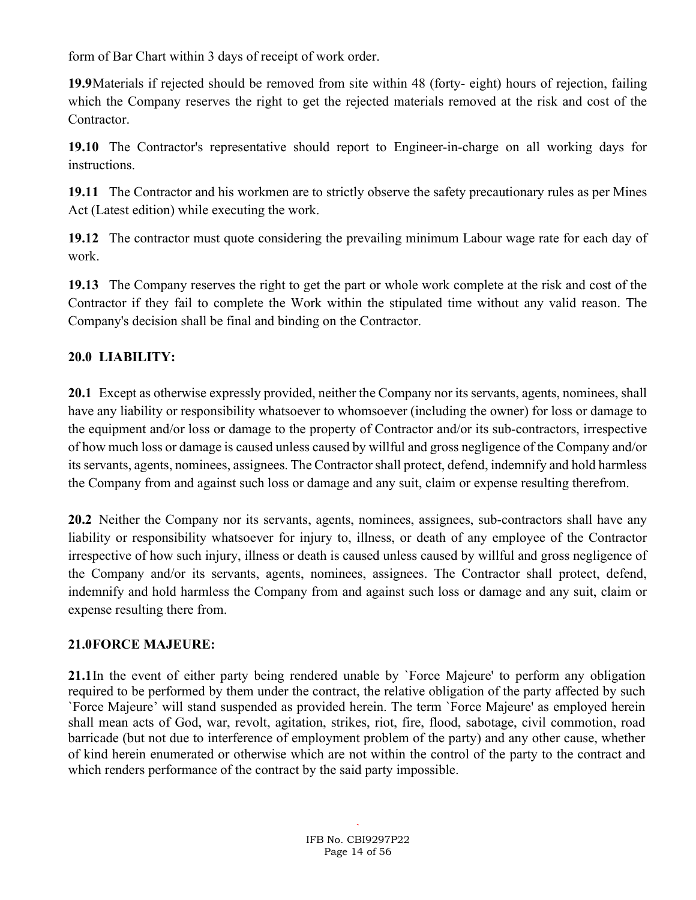form of Bar Chart within 3 days of receipt of work order.

**19.9**Materials if rejected should be removed from site within 48 (forty- eight) hours of rejection, failing which the Company reserves the right to get the rejected materials removed at the risk and cost of the Contractor.

**19.10** The Contractor's representative should report to Engineer-in-charge on all working days for instructions.

**19.11** The Contractor and his workmen are to strictly observe the safety precautionary rules as per Mines Act (Latest edition) while executing the work.

**19.12** The contractor must quote considering the prevailing minimum Labour wage rate for each day of work.

**19.13** The Company reserves the right to get the part or whole work complete at the risk and cost of the Contractor if they fail to complete the Work within the stipulated time without any valid reason. The Company's decision shall be final and binding on the Contractor.

## 20.0 LIABILITY:

**20.1** Except as otherwise expressly provided, neither the Company nor its servants, agents, nominees, shall have any liability or responsibility whatsoever to whomsoever (including the owner) for loss or damage to the equipment and/or loss or damage to the property of Contractor and/or its sub-contractors, irrespective of how much loss or damage is caused unless caused by willful and gross negligence of the Company and/or its servants, agents, nominees, assignees. The Contractor shall protect, defend, indemnify and hold harmless the Company from and against such loss or damage and any suit, claim or expense resulting therefrom.

**20.2** Neither the Company nor its servants, agents, nominees, assignees, sub-contractors shall have any liability or responsibility whatsoever for injury to, illness, or death of any employee of the Contractor irrespective of how such injury, illness or death is caused unless caused by willful and gross negligence of the Company and/or its servants, agents, nominees, assignees. The Contractor shall protect, defend, indemnify and hold harmless the Company from and against such loss or damage and any suit, claim or expense resulting there from.

## 21.0FORCE MAJEURE:

**21.1**In the event of either party being rendered unable by `Force Majeure' to perform any obligation required to be performed by them under the contract, the relative obligation of the party affected by such `Force Majeure' will stand suspended as provided herein. The term `Force Majeure' as employed herein shall mean acts of God, war, revolt, agitation, strikes, riot, fire, flood, sabotage, civil commotion, road barricade (but not due to interference of employment problem of the party) and any other cause, whether of kind herein enumerated or otherwise which are not within the control of the party to the contract and which renders performance of the contract by the said party impossible.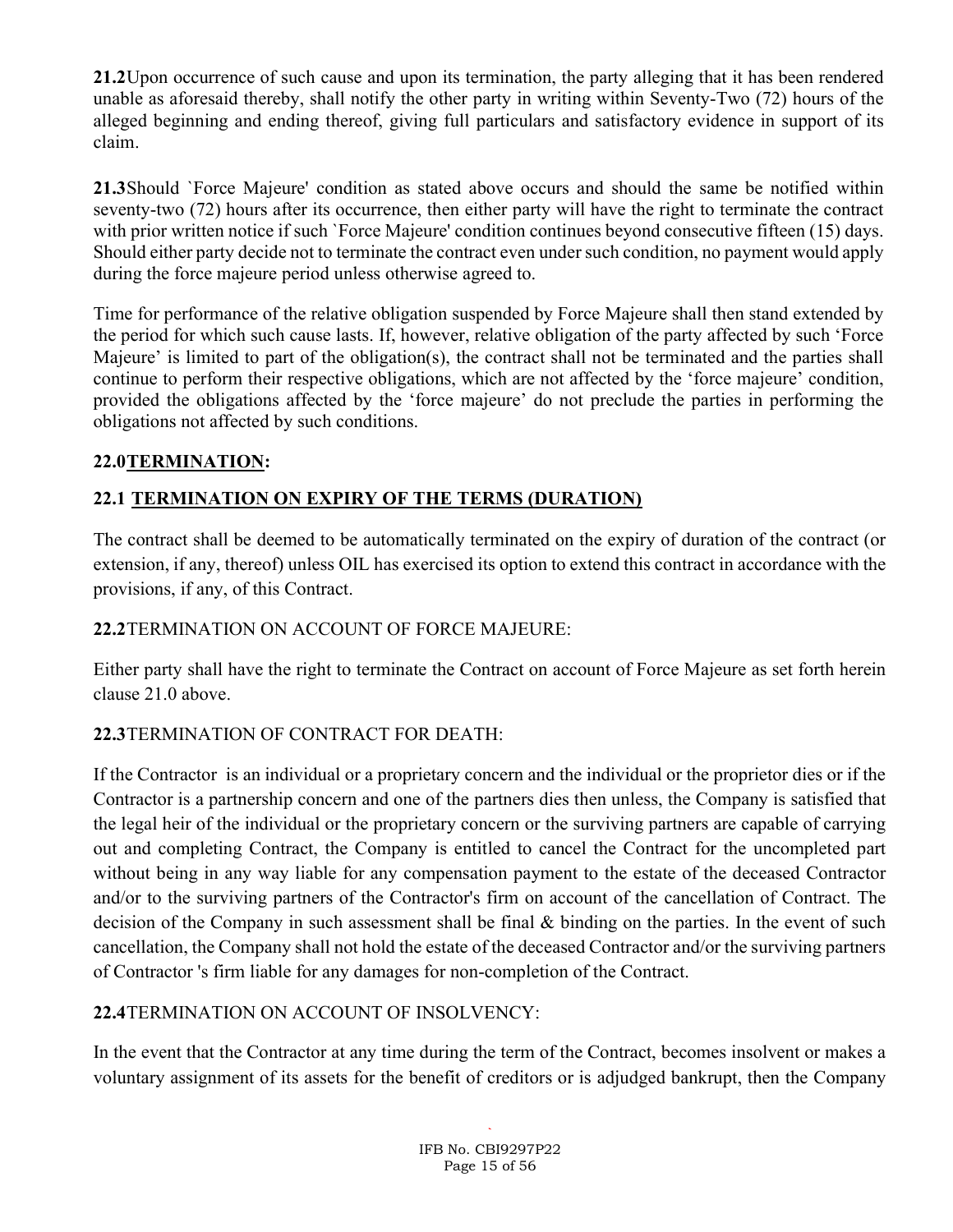**21.2** Upon occurrence of such cause and upon its termination, the party alleging that it has been rendered unable as aforesaid thereby, shall notify the other party in writing within Seventy-Two (72) hours of the alleged beginning and ending thereof, giving full particulars and satisfactory evidence in support of its claim.

**21.3** Should `Force Majeure' condition as stated above occurs and should the same be notified within seventy-two (72) hours after its occurrence, then either party will have the right to terminate the contract with prior written notice if such `Force Majeure' condition continues beyond consecutive fifteen (15) days. Should either party decide not to terminate the contract even under such condition, no payment would apply during the force majeure period unless otherwise agreed to.

Time for performance of the relative obligation suspended by Force Majeure shall then stand extended by the period for which such cause lasts. If, however, relative obligation of the party affected by such 'Force Majeure' is limited to part of the obligation(s), the contract shall not be terminated and the parties shall continue to perform their respective obligations, which are not affected by the 'force majeure' condition, provided the obligations affected by the 'force majeure' do not preclude the parties in performing the obligations not affected by such conditions.

## 22.0 TERMINATION:

### 22.1 TERMINATION ON EXPIRY OF THE TERMS (DURATION)

The contract shall be deemed to be automatically terminated on the expiry of duration of the contract (or extension, if any, thereof) unless OIL has exercised its option to extend this contract in accordance with the provisions, if any, of this Contract.

### 22.2 TERMINATION ON ACCOUNT OF FORCE MAJEURE:

Either party shall have the right to terminate the Contract on account of Force Majeure as set forth herein clause 21.0 above.

### 22.3 TERMINATION OF CONTRACT FOR DEATH:

If the Contractor is an individual or a proprietary concern and the individual or the proprietor dies or if the Contractor is a partnership concern and one of the partners dies then unless, the Company is satisfied that the legal heir of the individual or the proprietary concern or the surviving partners are capable of carrying out and completing Contract, the Company is entitled to cancel the Contract for the uncompleted part without being in any way liable for any compensation payment to the estate of the deceased Contractor and/or to the surviving partners of the Contractor's firm on account of the cancellation of Contract. The decision of the Company in such assessment shall be final & binding on the parties. In the event of such cancellation, the Company shall not hold the estate of the deceased Contractor and/or the surviving partners of Contractor 's firm liable for any damages for non-completion of the Contract.

### 22.4 TERMINATION ON ACCOUNT OF INSOLVENCY:

In the event that the Contractor at any time during the term of the Contract, becomes insolvent or makes a voluntary assignment of its assets for the benefit of creditors or is adjudged bankrupt, then the Company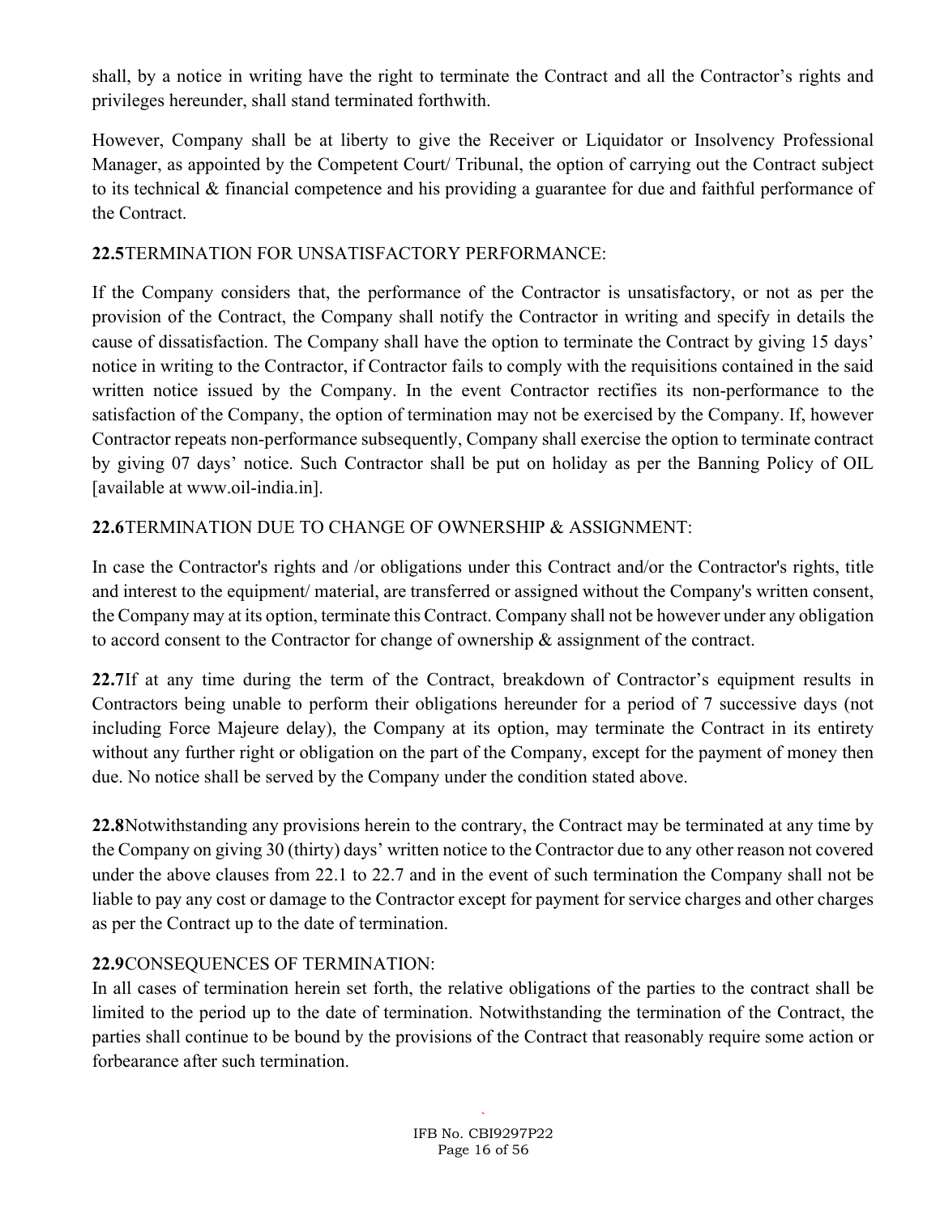shall, by a notice in writing have the right to terminate the Contract and all the Contractor's rights and privileges hereunder, shall stand terminated forthwith.

However, Company shall be at liberty to give the Receiver or Liquidator or Insolvency Professional Manager, as appointed by the Competent Court/ Tribunal, the option of carrying out the Contract subject to its technical & financial competence and his providing a guarantee for due and faithful performance of the Contract.

**22.5**TERMINATION FOR UNSATISFACTORY PERFORMANCE:

If the Company considers that, the performance of the Contractor is unsatisfactory, or not as per the provision of the Contract, the Company shall notify the Contractor in writing and specify in details the cause of dissatisfaction. The Company shall have the option to terminate the Contract by giving 15 days' notice in writing to the Contractor, if Contractor fails to comply with the requisitions contained in the said written notice issued by the Company. In the event Contractor rectifies its non-performance to the satisfaction of the Company, the option of termination may not be exercised by the Company. If, however Contractor repeats non-performance subsequently, Company shall exercise the option to terminate contract by giving 07 days' notice. Such Contractor shall be put on holiday as per the Banning Policy of OIL [available at www.oil-india.in].

**22.6**TERMINATION DUE TO CHANGE OF OWNERSHIP & ASSIGNMENT:

In case the Contractor's rights and /or obligations under this Contract and/or the Contractor's rights, title and interest to the equipment/ material, are transferred or assigned without the Company's written consent, the Company may at its option, terminate this Contract. Company shall not be however under any obligation to accord consent to the Contractor for change of ownership & assignment of the contract.

**22.7**If at any time during the term of the Contract, breakdown of Contractor's equipment results in Contractors being unable to perform their obligations hereunder for a period of 7 successive days (not including Force Majeure delay), the Company at its option, may terminate the Contract in its entirety without any further right or obligation on the part of the Company, except for the payment of money then due. No notice shall be served by the Company under the condition stated above.

**22.8**Notwithstanding any provisions herein to the contrary, the Contract may be terminated at any time by the Company on giving 30 (thirty) days' written notice to the Contractor due to any other reason not covered under the above clauses from 22.1 to 22.7 and in the event of such termination the Company shall not be liable to pay any cost or damage to the Contractor except for payment for service charges and other charges as per the Contract up to the date of termination.

**22.9**CONSEQUENCES OF TERMINATION:

In all cases of termination herein set forth, the relative obligations of the parties to the contract shall be limited to the period up to the date of termination. Notwithstanding the termination of the Contract, the parties shall continue to be bound by the provisions of the Contract that reasonably require some action or forbearance after such termination.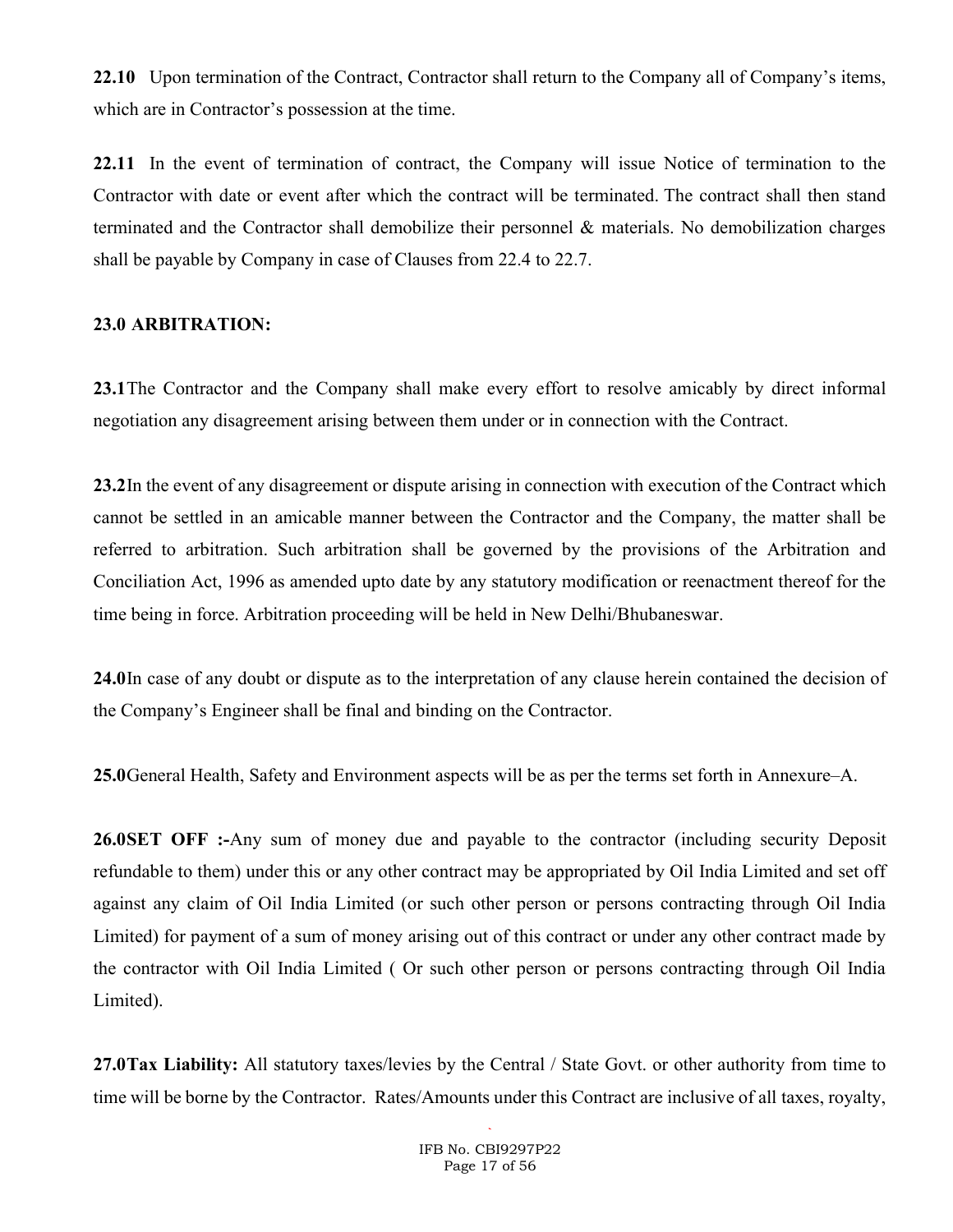**22.10** Upon termination of the Contract, Contractor shall return to the Company all of Company's items, which are in Contractor's possession at the time.

**22.11** In the event of termination of contract, the Company will issue Notice of termination to the Contractor with date or event after which the contract will be terminated. The contract shall then stand terminated and the Contractor shall demobilize their personnel & materials. No demobilization charges shall be payable by Company in case of Clauses from 22.4 to 22.7.

**23.0 ARBITRATION:**

**23.1**The Contractor and the Company shall make every effort to resolve amicably by direct informal negotiation any disagreement arising between them under or in connection with the Contract.

**23.2**In the event of any disagreement or dispute arising in connection with execution of the Contract which cannot be settled in an amicable manner between the Contractor and the Company, the matter shall be referred to arbitration. Such arbitration shall be governed by the provisions of the Arbitration and Conciliation Act, 1996 as amended upto date by any statutory modification or reenactment thereof for the time being in force. Arbitration proceeding will be held in New Delhi/Bhubaneswar.

**24.0**In case of any doubt or dispute as to the interpretation of any clause herein contained the decision of the Company's Engineer shall be final and binding on the Contractor.

**25.0**General Health, Safety and Environment aspects will be as per the terms set forth in Annexure–A.

**26.0SET OFF :-**Any sum of money due and payable to the contractor (including security Deposit refundable to them) under this or any other contract may be appropriated by Oil India Limited and set off against any claim of Oil India Limited (or such other person or persons contracting through Oil India Limited) for payment of a sum of money arising out of this contract or under any other contract made by the contractor with Oil India Limited ( Or such other person or persons contracting through Oil India Limited).

**27.0Tax Liability:** All statutory taxes/levies by the Central / State Govt. or other authority from time to time will be borne by the Contractor. Rates/Amounts under this Contract are inclusive of all taxes, royalty,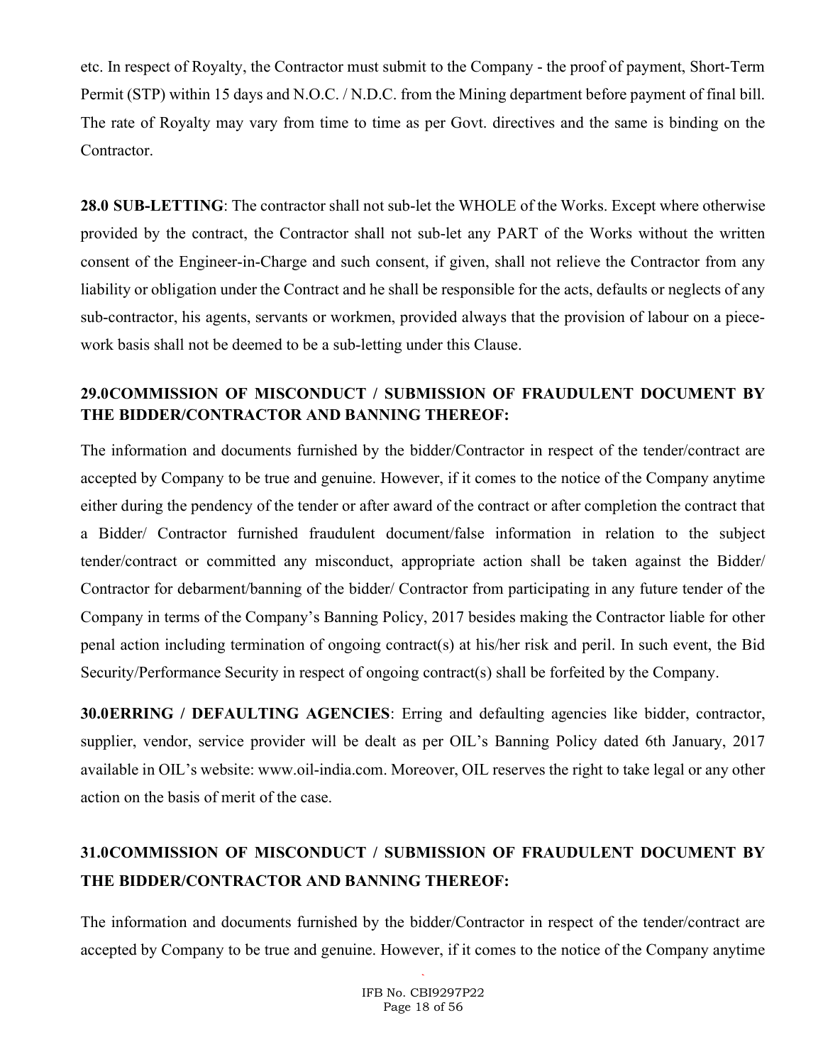etc. In respect of Royalty, the Contractor must submit to the Company - the proof of payment, Short-Term Permit (STP) within 15 days and N.O.C. / N.D.C. from the Mining department before payment of final bill. The rate of Royalty may vary from time to time as per Govt. directives and the same is binding on the Contractor.

**28.0 SUB-LETTING**: The contractor shall not sub-let the WHOLE of the Works. Except where otherwise provided by the contract, the Contractor shall not sub-let any PART of the Works without the written consent of the Engineer-in-Charge and such consent, if given, shall not relieve the Contractor from any liability or obligation under the Contract and he shall be responsible for the acts, defaults or neglects of any sub-contractor, his agents, servants or workmen, provided always that the provision of labour on a piece-work basis shall not be deemed to be a sub-letting under this Clause.

**29.0COMMISSION OF MISCONDUCT / SUBMISSION OF FRAUDULENT DOCUMENT BY THE BIDDER/CONTRACTOR AND BANNING THEREOF:**

The information and documents furnished by the bidder/Contractor in respect of the tender/contract are accepted by Company to be true and genuine. However, if it comes to the notice of the Company anytime either during the pendency of the tender or after award of the contract or after completion the contract that a Bidder/ Contractor furnished fraudulent document/false information in relation to the subject tender/contract or committed any misconduct, appropriate action shall be taken against the Bidder/ Contractor for debarment/banning of the bidder/ Contractor from participating in any future tender of the Company in terms of the Company's Banning Policy, 2017 besides making the Contractor liable for other penal action including termination of ongoing contract(s) at his/her risk and peril. In such event, the Bid Security/Performance Security in respect of ongoing contract(s) shall be forfeited by the Company.

**30.0ERRING / DEFAULTING AGENCIES**: Erring and defaulting agencies like bidder, contractor, supplier, vendor, service provider will be dealt as per OIL's Banning Policy dated 6th January, 2017 available in OIL's website: www.oil-india.com. Moreover, OIL reserves the right to take legal or any other action on the basis of merit of the case.

**31.0COMMISSION OF MISCONDUCT / SUBMISSION OF FRAUDULENT DOCUMENT BY THE BIDDER/CONTRACTOR AND BANNING THEREOF:**

The information and documents furnished by the bidder/Contractor in respect of the tender/contract are accepted by Company to be true and genuine. However, if it comes to the notice of the Company anytime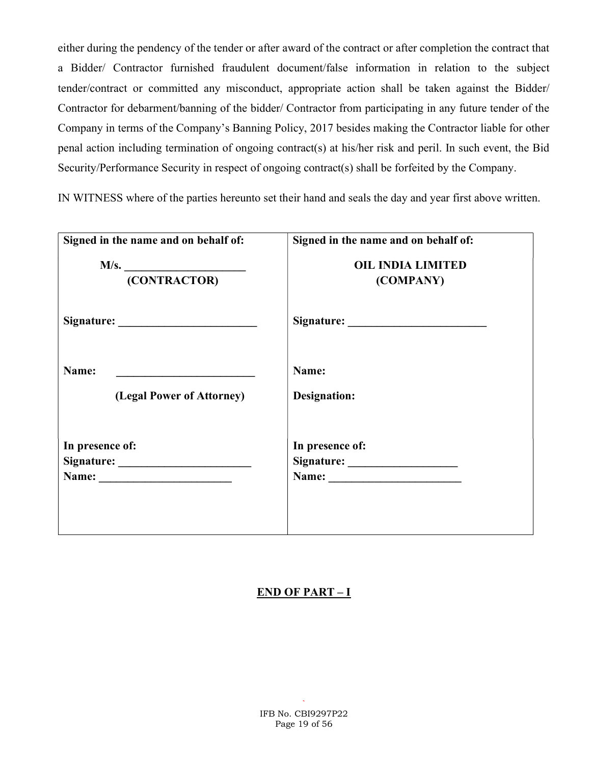either during the pendency of the tender or after award of the contract or after completion the contract that a Bidder/ Contractor furnished fraudulent document/false information in relation to the subject tender/contract or committed any misconduct, appropriate action shall be taken against the Bidder/ Contractor for debarment/banning of the bidder/ Contractor from participating in any future tender of the Company in terms of the Company's Banning Policy, 2017 besides making the Contractor liable for other penal action including termination of ongoing contract(s) at his/her risk and peril. In such event, the Bid Security/Performance Security in respect of ongoing contract(s) shall be forfeited by the Company.

IN WITNESS where of the parties hereunto set their hand and seals the day and year first above written.

| Signed in the name and on behalf of: | Signed in the name and on behalf of: |
|---|---|
| **M/s. ____________________ (CONTRACTOR)** | **OIL INDIA LIMITED (COMPANY)** |
| **Signature: ________________________** | **Signature: ________________________** |
| **Name: ________________________** **(Legal Power of Attorney)** | **Name:** **Designation:** |
| **In presence of:** **Signature: ______________________** **Name: ______________________** | **In presence of:** **Signature: __________________** **Name: ______________________** |

**END OF PART – I**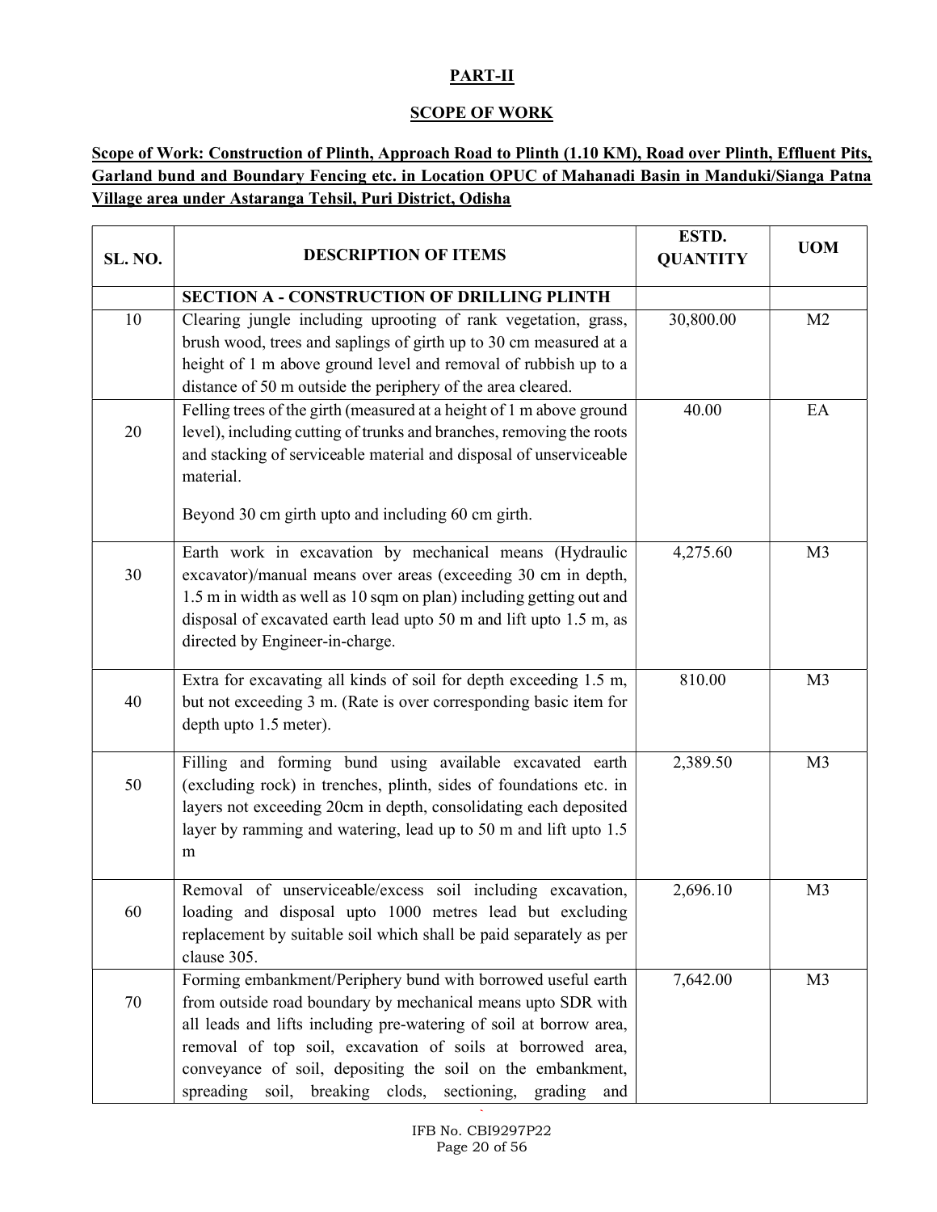## PART-II

## SCOPE OF WORK

**Scope of Work: Construction of Plinth, Approach Road to Plinth (1.10 KM), Road over Plinth, Effluent Pits, Garland bund and Boundary Fencing etc. in Location OPUC of Mahanadi Basin in Manduki/Sianga Patna Village area under Astaranga Tehsil, Puri District, Odisha**

| SL. NO. | DESCRIPTION OF ITEMS | ESTD. QUANTITY | UOM |
|---|---|---|---|
| | **SECTION A - CONSTRUCTION OF DRILLING PLINTH** | | |
| 10 | Clearing jungle including uprooting of rank vegetation, grass, brush wood, trees and saplings of girth up to 30 cm measured at a height of 1 m above ground level and removal of rubbish up to a distance of 50 m outside the periphery of the area cleared. | 30,800.00 | M2 |
| 20 | Felling trees of the girth (measured at a height of 1 m above ground level), including cutting of trunks and branches, removing the roots and stacking of serviceable material and disposal of unserviceable material.<br><br>Beyond 30 cm girth upto and including 60 cm girth. | 40.00 | EA |
| 30 | Earth work in excavation by mechanical means (Hydraulic excavator)/manual means over areas (exceeding 30 cm in depth, 1.5 m in width as well as 10 sqm on plan) including getting out and disposal of excavated earth lead upto 50 m and lift upto 1.5 m, as directed by Engineer-in-charge. | 4,275.60 | M3 |
| 40 | Extra for excavating all kinds of soil for depth exceeding 1.5 m, but not exceeding 3 m. (Rate is over corresponding basic item for depth upto 1.5 meter). | 810.00 | M3 |
| 50 | Filling and forming bund using available excavated earth (excluding rock) in trenches, plinth, sides of foundations etc. in layers not exceeding 20cm in depth, consolidating each deposited layer by ramming and watering, lead up to 50 m and lift upto 1.5 m | 2,389.50 | M3 |
| 60 | Removal of unserviceable/excess soil including excavation, loading and disposal upto 1000 metres lead but excluding replacement by suitable soil which shall be paid separately as per clause 305. | 2,696.10 | M3 |
| 70 | Forming embankment/Periphery bund with borrowed useful earth from outside road boundary by mechanical means upto SDR with all leads and lifts including pre-watering of soil at borrow area, removal of top soil, excavation of soils at borrowed area, conveyance of soil, depositing the soil on the embankment, spreading soil, breaking clods, sectioning, grading and | 7,642.00 | M3 |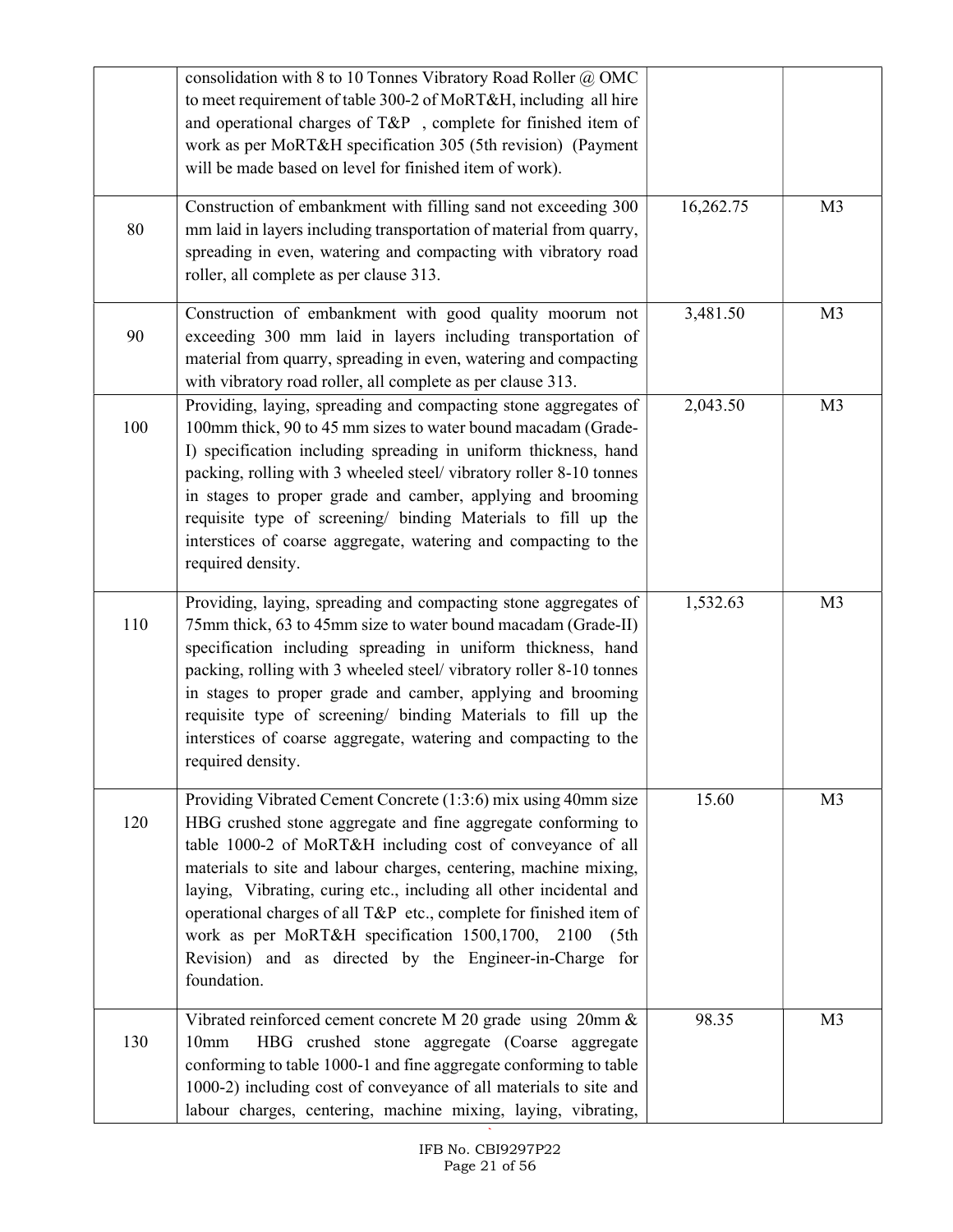| | | | |
|---|---|---|---|
| | consolidation with 8 to 10 Tonnes Vibratory Road Roller @ OMC to meet requirement of table 300-2 of MoRT&H, including all hire and operational charges of T&P , complete for finished item of work as per MoRT&H specification 305 (5th revision) (Payment will be made based on level for finished item of work). | | |
| 80 | Construction of embankment with filling sand not exceeding 300 mm laid in layers including transportation of material from quarry, spreading in even, watering and compacting with vibratory road roller, all complete as per clause 313. | 16,262.75 | M3 |
| 90 | Construction of embankment with good quality moorum not exceeding 300 mm laid in layers including transportation of material from quarry, spreading in even, watering and compacting with vibratory road roller, all complete as per clause 313. | 3,481.50 | M3 |
| 100 | Providing, laying, spreading and compacting stone aggregates of 100mm thick, 90 to 45 mm sizes to water bound macadam (Grade-I) specification including spreading in uniform thickness, hand packing, rolling with 3 wheeled steel/ vibratory roller 8-10 tonnes in stages to proper grade and camber, applying and brooming requisite type of screening/ binding Materials to fill up the interstices of coarse aggregate, watering and compacting to the required density. | 2,043.50 | M3 |
| 110 | Providing, laying, spreading and compacting stone aggregates of 75mm thick, 63 to 45mm size to water bound macadam (Grade-II) specification including spreading in uniform thickness, hand packing, rolling with 3 wheeled steel/ vibratory roller 8-10 tonnes in stages to proper grade and camber, applying and brooming requisite type of screening/ binding Materials to fill up the interstices of coarse aggregate, watering and compacting to the required density. | 1,532.63 | M3 |
| 120 | Providing Vibrated Cement Concrete (1:3:6) mix using 40mm size HBG crushed stone aggregate and fine aggregate conforming to table 1000-2 of MoRT&H including cost of conveyance of all materials to site and labour charges, centering, machine mixing, laying, Vibrating, curing etc., including all other incidental and operational charges of all T&P etc., complete for finished item of work as per MoRT&H specification 1500,1700, 2100 (5th Revision) and as directed by the Engineer-in-Charge for foundation. | 15.60 | M3 |
| 130 | Vibrated reinforced cement concrete M 20 grade using 20mm & 10mm HBG crushed stone aggregate (Coarse aggregate conforming to table 1000-1 and fine aggregate conforming to table 1000-2) including cost of conveyance of all materials to site and labour charges, centering, machine mixing, laying, vibrating, | 98.35 | M3 |

IFB No. CBI9297P22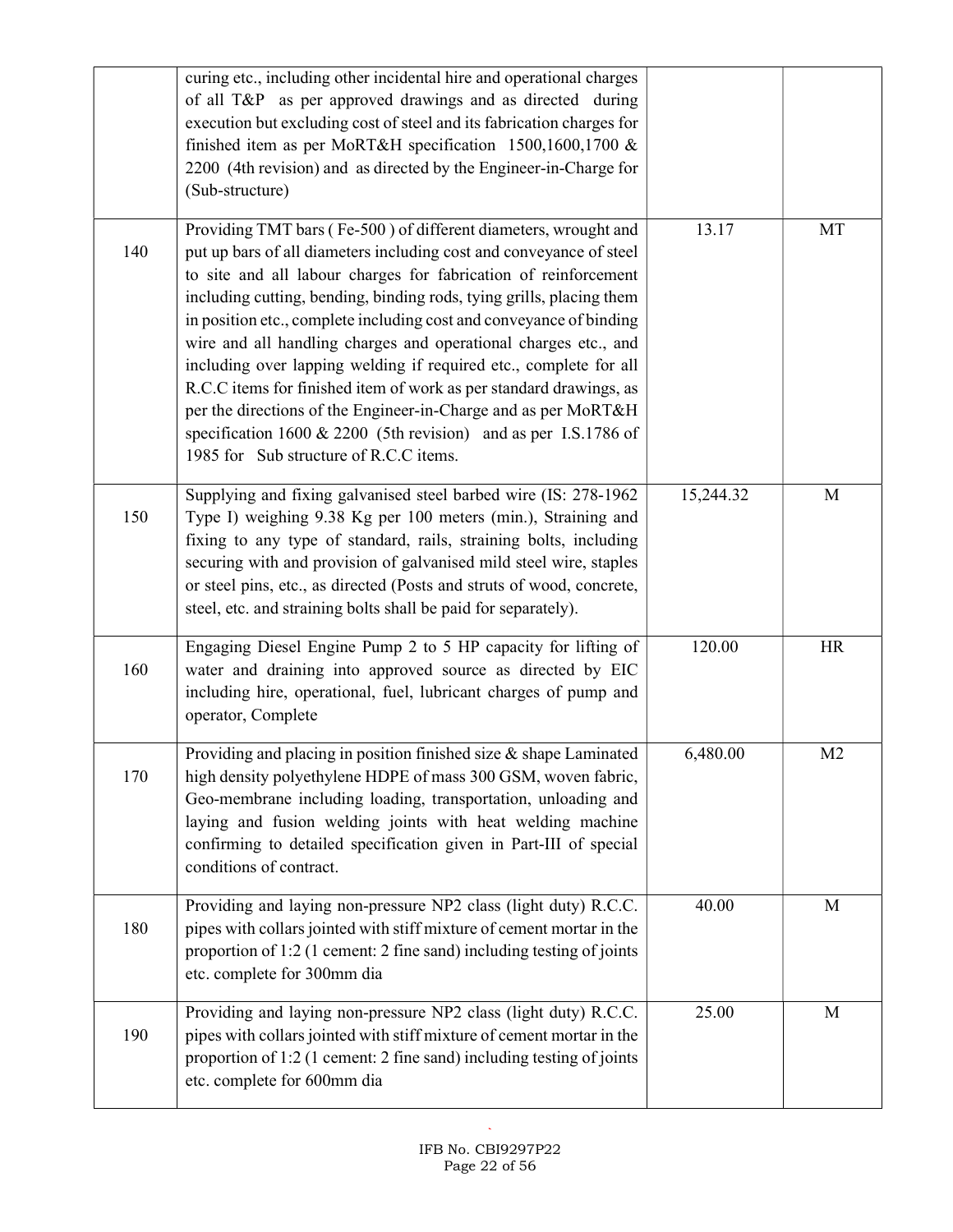|  |  |  |  |
|---|---|---|---|
|  | curing etc., including other incidental hire and operational charges of all T&P as per approved drawings and as directed during execution but excluding cost of steel and its fabrication charges for finished item as per MoRT&H specification 1500,1600,1700 & 2200 (4th revision) and as directed by the Engineer-in-Charge for (Sub-structure) |  |  |
| 140 | Providing TMT bars ( Fe-500 ) of different diameters, wrought and put up bars of all diameters including cost and conveyance of steel to site and all labour charges for fabrication of reinforcement including cutting, bending, binding rods, tying grills, placing them in position etc., complete including cost and conveyance of binding wire and all handling charges and operational charges etc., and including over lapping welding if required etc., complete for all R.C.C items for finished item of work as per standard drawings, as per the directions of the Engineer-in-Charge and as per MoRT&H specification 1600 & 2200 (5th revision) and as per I.S.1786 of 1985 for Sub structure of R.C.C items. | 13.17 | MT |
| 150 | Supplying and fixing galvanised steel barbed wire (IS: 278-1962 Type I) weighing 9.38 Kg per 100 meters (min.), Straining and fixing to any type of standard, rails, straining bolts, including securing with and provision of galvanised mild steel wire, staples or steel pins, etc., as directed (Posts and struts of wood, concrete, steel, etc. and straining bolts shall be paid for separately). | 15,244.32 | M |
| 160 | Engaging Diesel Engine Pump 2 to 5 HP capacity for lifting of water and draining into approved source as directed by EIC including hire, operational, fuel, lubricant charges of pump and operator, Complete | 120.00 | HR |
| 170 | Providing and placing in position finished size & shape Laminated high density polyethylene HDPE of mass 300 GSM, woven fabric, Geo-membrane including loading, transportation, unloading and laying and fusion welding joints with heat welding machine confirming to detailed specification given in Part-III of special conditions of contract. | 6,480.00 | M2 |
| 180 | Providing and laying non-pressure NP2 class (light duty) R.C.C. pipes with collars jointed with stiff mixture of cement mortar in the proportion of 1:2 (1 cement: 2 fine sand) including testing of joints etc. complete for 300mm dia | 40.00 | M |
| 190 | Providing and laying non-pressure NP2 class (light duty) R.C.C. pipes with collars jointed with stiff mixture of cement mortar in the proportion of 1:2 (1 cement: 2 fine sand) including testing of joints etc. complete for 600mm dia | 25.00 | M |

IFB No. CBI9297P22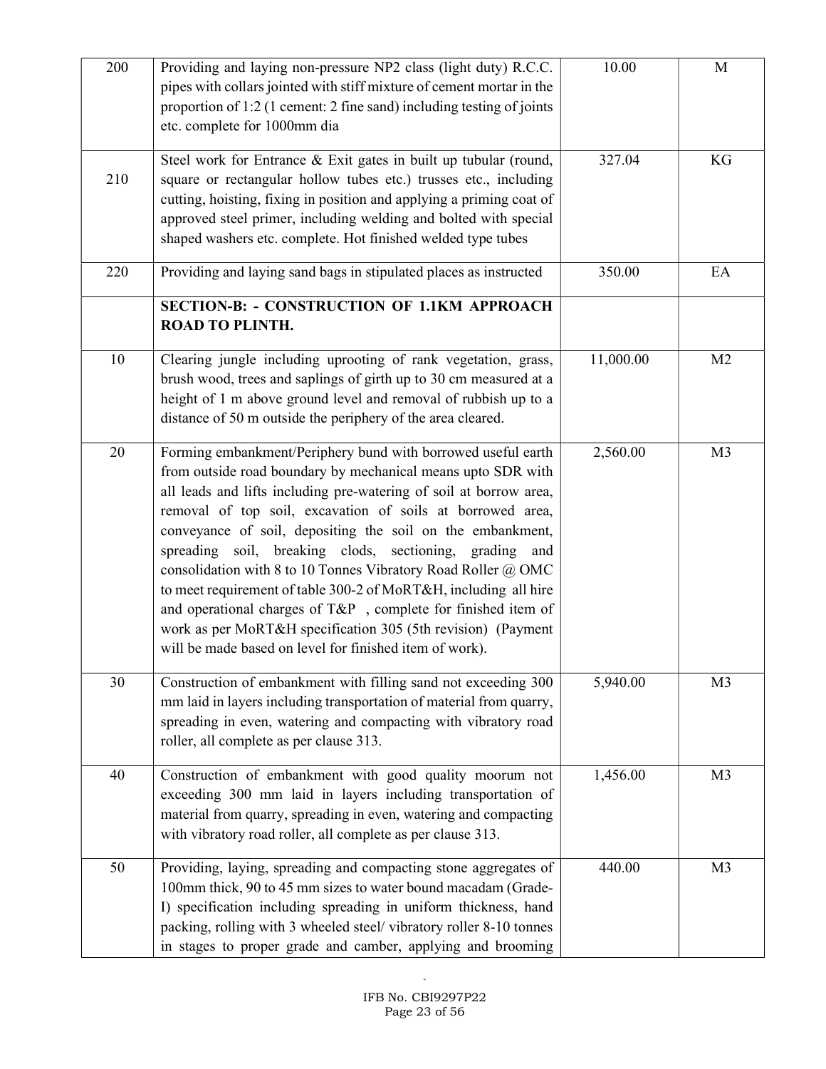| | | | |
|---|---|---|---|
| 200 | Providing and laying non-pressure NP2 class (light duty) R.C.C. pipes with collars jointed with stiff mixture of cement mortar in the proportion of 1:2 (1 cement: 2 fine sand) including testing of joints etc. complete for 1000mm dia | 10.00 | M |
| 210 | Steel work for Entrance & Exit gates in built up tubular (round, square or rectangular hollow tubes etc.) trusses etc., including cutting, hoisting, fixing in position and applying a priming coat of approved steel primer, including welding and bolted with special shaped washers etc. complete. Hot finished welded type tubes | 327.04 | KG |
| 220 | Providing and laying sand bags in stipulated places as instructed | 350.00 | EA |
| | **SECTION-B: - CONSTRUCTION OF 1.1KM APPROACH ROAD TO PLINTH.** | | |
| 10 | Clearing jungle including uprooting of rank vegetation, grass, brush wood, trees and saplings of girth up to 30 cm measured at a height of 1 m above ground level and removal of rubbish up to a distance of 50 m outside the periphery of the area cleared. | 11,000.00 | M2 |
| 20 | Forming embankment/Periphery bund with borrowed useful earth from outside road boundary by mechanical means upto SDR with all leads and lifts including pre-watering of soil at borrow area, removal of top soil, excavation of soils at borrowed area, conveyance of soil, depositing the soil on the embankment, spreading soil, breaking clods, sectioning, grading and consolidation with 8 to 10 Tonnes Vibratory Road Roller @ OMC to meet requirement of table 300-2 of MoRT&H, including all hire and operational charges of T&P , complete for finished item of work as per MoRT&H specification 305 (5th revision) (Payment will be made based on level for finished item of work). | 2,560.00 | M3 |
| 30 | Construction of embankment with filling sand not exceeding 300 mm laid in layers including transportation of material from quarry, spreading in even, watering and compacting with vibratory road roller, all complete as per clause 313. | 5,940.00 | M3 |
| 40 | Construction of embankment with good quality moorum not exceeding 300 mm laid in layers including transportation of material from quarry, spreading in even, watering and compacting with vibratory road roller, all complete as per clause 313. | 1,456.00 | M3 |
| 50 | Providing, laying, spreading and compacting stone aggregates of 100mm thick, 90 to 45 mm sizes to water bound macadam (Grade-I) specification including spreading in uniform thickness, hand packing, rolling with 3 wheeled steel/ vibratory roller 8-10 tonnes in stages to proper grade and camber, applying and brooming | 440.00 | M3 |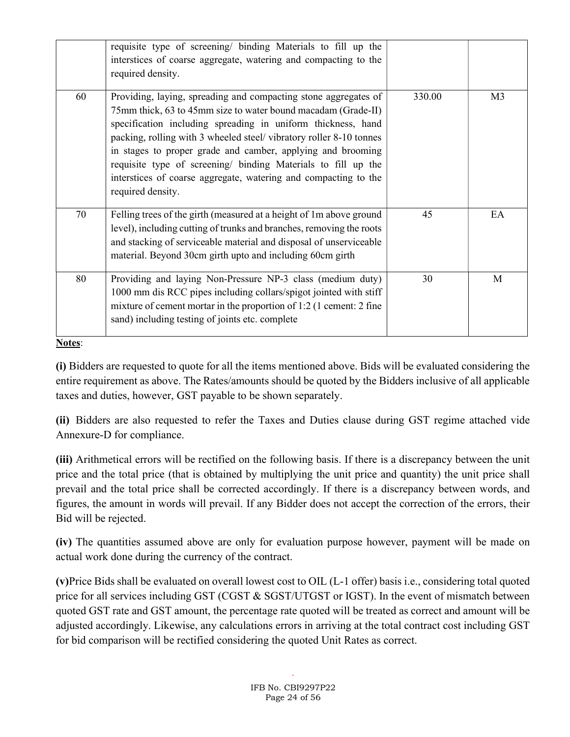| | | | |
|---|---|---|---|
| | requisite type of screening/ binding Materials to fill up the interstices of coarse aggregate, watering and compacting to the required density. | | |
| 60 | Providing, laying, spreading and compacting stone aggregates of 75mm thick, 63 to 45mm size to water bound macadam (Grade-II) specification including spreading in uniform thickness, hand packing, rolling with 3 wheeled steel/ vibratory roller 8-10 tonnes in stages to proper grade and camber, applying and brooming requisite type of screening/ binding Materials to fill up the interstices of coarse aggregate, watering and compacting to the required density. | 330.00 | M3 |
| 70 | Felling trees of the girth (measured at a height of 1m above ground level), including cutting of trunks and branches, removing the roots and stacking of serviceable material and disposal of unserviceable material. Beyond 30cm girth upto and including 60cm girth | 45 | EA |
| 80 | Providing and laying Non-Pressure NP-3 class (medium duty) 1000 mm dis RCC pipes including collars/spigot jointed with stiff mixture of cement mortar in the proportion of 1:2 (1 cement: 2 fine sand) including testing of joints etc. complete | 30 | M |

**Notes**:

**(i)** Bidders are requested to quote for all the items mentioned above. Bids will be evaluated considering the entire requirement as above. The Rates/amounts should be quoted by the Bidders inclusive of all applicable taxes and duties, however, GST payable to be shown separately.

**(ii)** Bidders are also requested to refer the Taxes and Duties clause during GST regime attached vide Annexure-D for compliance.

**(iii)** Arithmetical errors will be rectified on the following basis. If there is a discrepancy between the unit price and the total price (that is obtained by multiplying the unit price and quantity) the unit price shall prevail and the total price shall be corrected accordingly. If there is a discrepancy between words, and figures, the amount in words will prevail. If any Bidder does not accept the correction of the errors, their Bid will be rejected.

**(iv)** The quantities assumed above are only for evaluation purpose however, payment will be made on actual work done during the currency of the contract.

**(v)** Price Bids shall be evaluated on overall lowest cost to OIL (L-1 offer) basis i.e., considering total quoted price for all services including GST (CGST & SGST/UTGST or IGST). In the event of mismatch between quoted GST rate and GST amount, the percentage rate quoted will be treated as correct and amount will be adjusted accordingly. Likewise, any calculations errors in arriving at the total contract cost including GST for bid comparison will be rectified considering the quoted Unit Rates as correct.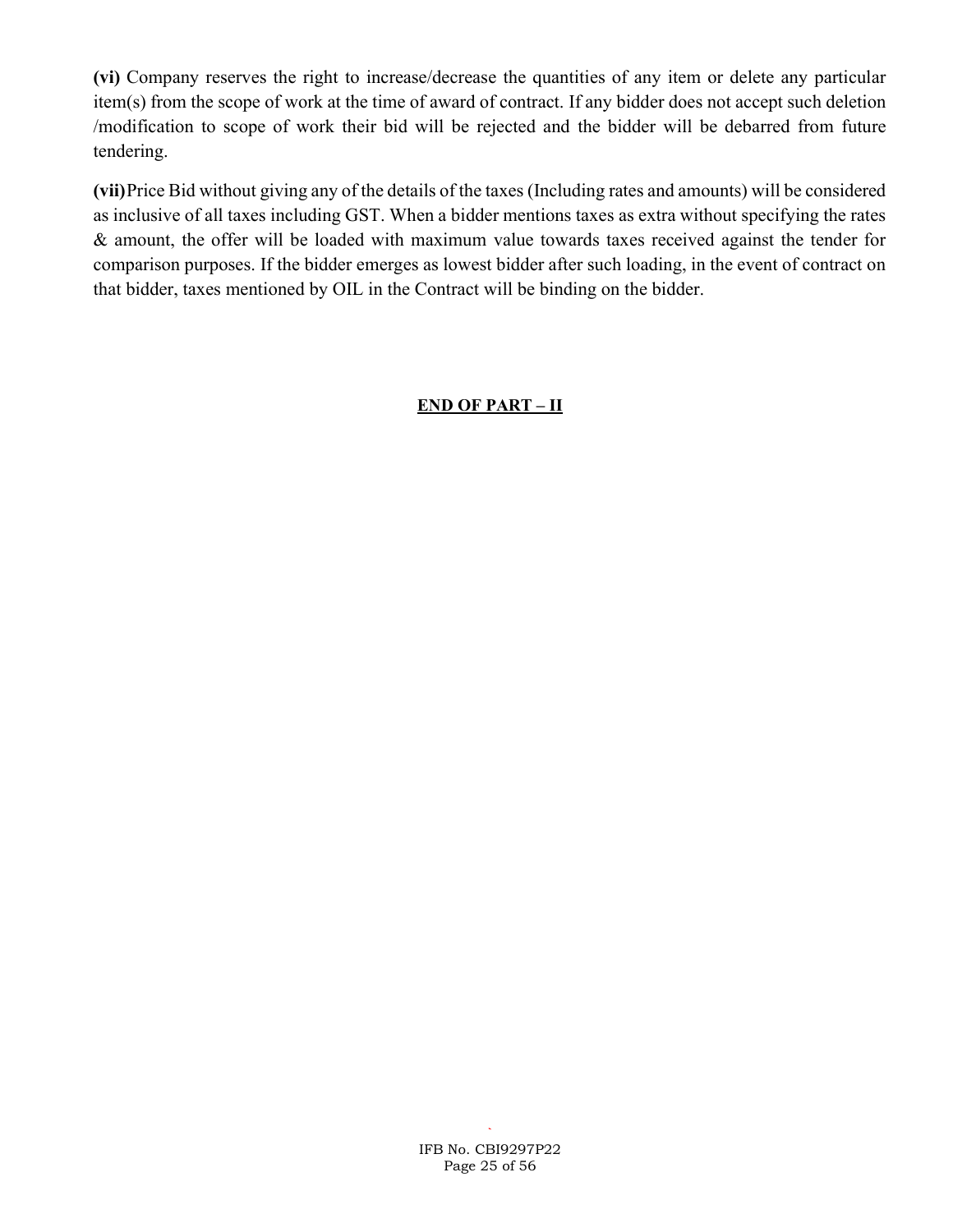**(vi)** Company reserves the right to increase/decrease the quantities of any item or delete any particular item(s) from the scope of work at the time of award of contract. If any bidder does not accept such deletion /modification to scope of work their bid will be rejected and the bidder will be debarred from future tendering.

**(vii)** Price Bid without giving any of the details of the taxes (Including rates and amounts) will be considered as inclusive of all taxes including GST. When a bidder mentions taxes as extra without specifying the rates & amount, the offer will be loaded with maximum value towards taxes received against the tender for comparison purposes. If the bidder emerges as lowest bidder after such loading, in the event of contract on that bidder, taxes mentioned by OIL in the Contract will be binding on the bidder.

**END OF PART – II**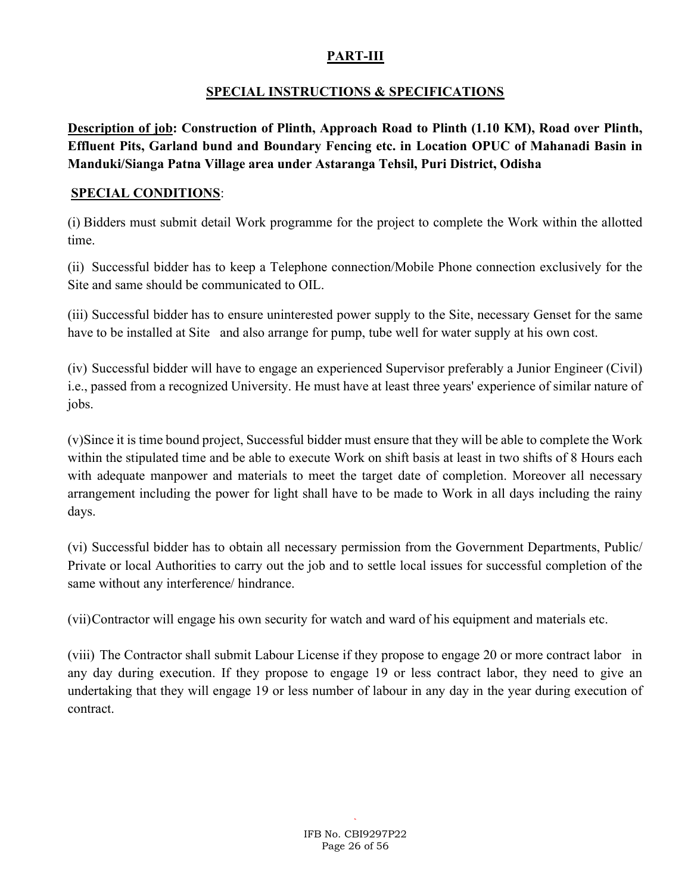# PART-III

## SPECIAL INSTRUCTIONS & SPECIFICATIONS

**Description of job: Construction of Plinth, Approach Road to Plinth (1.10 KM), Road over Plinth, Effluent Pits, Garland bund and Boundary Fencing etc. in Location OPUC of Mahanadi Basin in Manduki/Sianga Patna Village area under Astaranga Tehsil, Puri District, Odisha**

**SPECIAL CONDITIONS**:

(i) Bidders must submit detail Work programme for the project to complete the Work within the allotted time.

(ii) Successful bidder has to keep a Telephone connection/Mobile Phone connection exclusively for the Site and same should be communicated to OIL.

(iii) Successful bidder has to ensure uninterested power supply to the Site, necessary Genset for the same have to be installed at Site and also arrange for pump, tube well for water supply at his own cost.

(iv) Successful bidder will have to engage an experienced Supervisor preferably a Junior Engineer (Civil) i.e., passed from a recognized University. He must have at least three years' experience of similar nature of jobs.

(v)Since it is time bound project, Successful bidder must ensure that they will be able to complete the Work within the stipulated time and be able to execute Work on shift basis at least in two shifts of 8 Hours each with adequate manpower and materials to meet the target date of completion. Moreover all necessary arrangement including the power for light shall have to be made to Work in all days including the rainy days.

(vi) Successful bidder has to obtain all necessary permission from the Government Departments, Public/ Private or local Authorities to carry out the job and to settle local issues for successful completion of the same without any interference/ hindrance.

(vii)Contractor will engage his own security for watch and ward of his equipment and materials etc.

(viii) The Contractor shall submit Labour License if they propose to engage 20 or more contract labor in any day during execution. If they propose to engage 19 or less contract labor, they need to give an undertaking that they will engage 19 or less number of labour in any day in the year during execution of contract.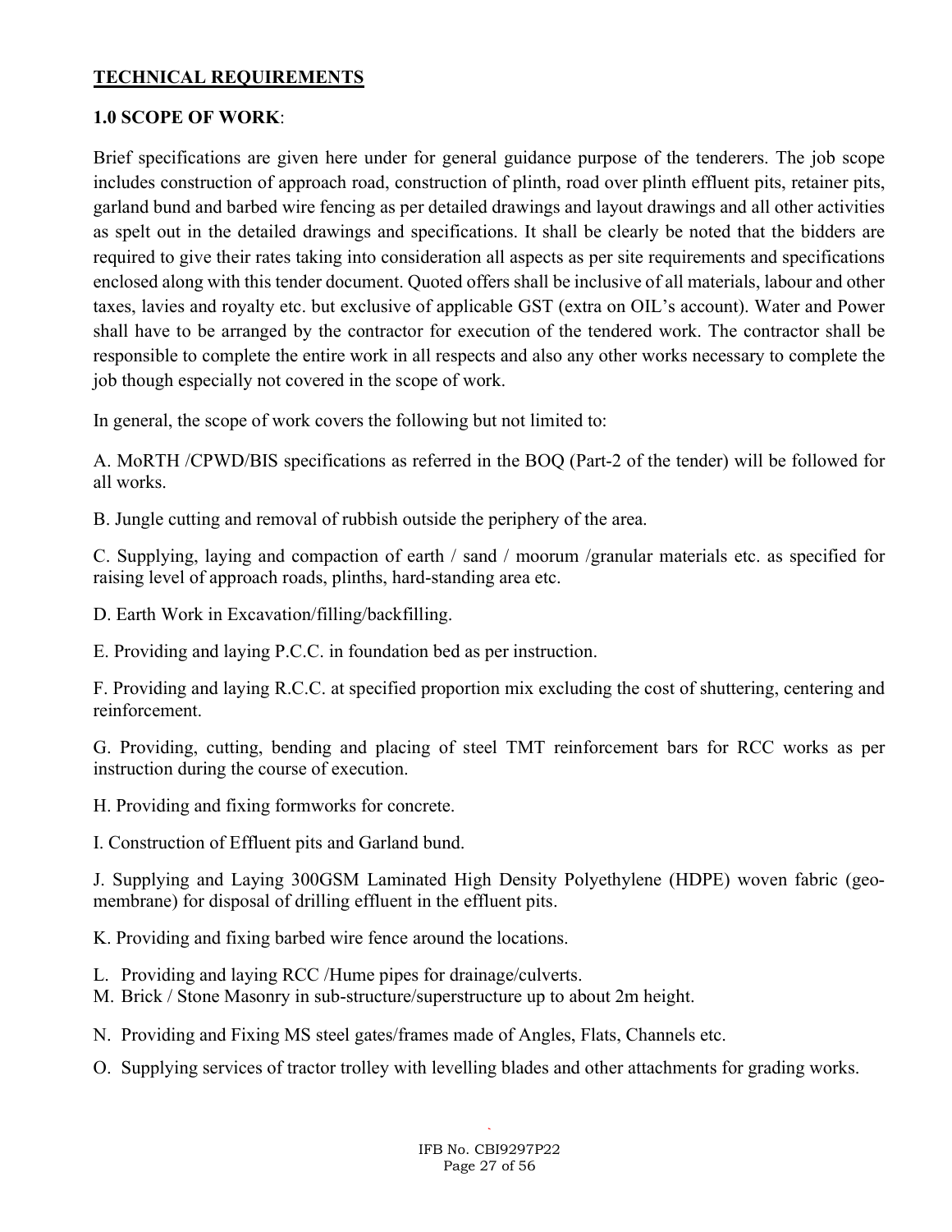## TECHNICAL REQUIREMENTS

### 1.0 SCOPE OF WORK:

Brief specifications are given here under for general guidance purpose of the tenderers. The job scope includes construction of approach road, construction of plinth, road over plinth effluent pits, retainer pits, garland bund and barbed wire fencing as per detailed drawings and layout drawings and all other activities as spelt out in the detailed drawings and specifications. It shall be clearly be noted that the bidders are required to give their rates taking into consideration all aspects as per site requirements and specifications enclosed along with this tender document. Quoted offers shall be inclusive of all materials, labour and other taxes, lavies and royalty etc. but exclusive of applicable GST (extra on OIL's account). Water and Power shall have to be arranged by the contractor for execution of the tendered work. The contractor shall be responsible to complete the entire work in all respects and also any other works necessary to complete the job though especially not covered in the scope of work.

In general, the scope of work covers the following but not limited to:

A. MoRTH /CPWD/BIS specifications as referred in the BOQ (Part-2 of the tender) will be followed for all works.

B. Jungle cutting and removal of rubbish outside the periphery of the area.

C. Supplying, laying and compaction of earth / sand / moorum /granular materials etc. as specified for raising level of approach roads, plinths, hard-standing area etc.

D. Earth Work in Excavation/filling/backfilling.

E. Providing and laying P.C.C. in foundation bed as per instruction.

F. Providing and laying R.C.C. at specified proportion mix excluding the cost of shuttering, centering and reinforcement.

G. Providing, cutting, bending and placing of steel TMT reinforcement bars for RCC works as per instruction during the course of execution.

H. Providing and fixing formworks for concrete.

I. Construction of Effluent pits and Garland bund.

J. Supplying and Laying 300GSM Laminated High Density Polyethylene (HDPE) woven fabric (geo-membrane) for disposal of drilling effluent in the effluent pits.

K. Providing and fixing barbed wire fence around the locations.

L. Providing and laying RCC /Hume pipes for drainage/culverts.

M. Brick / Stone Masonry in sub-structure/superstructure up to about 2m height.

N. Providing and Fixing MS steel gates/frames made of Angles, Flats, Channels etc.

O. Supplying services of tractor trolley with levelling blades and other attachments for grading works.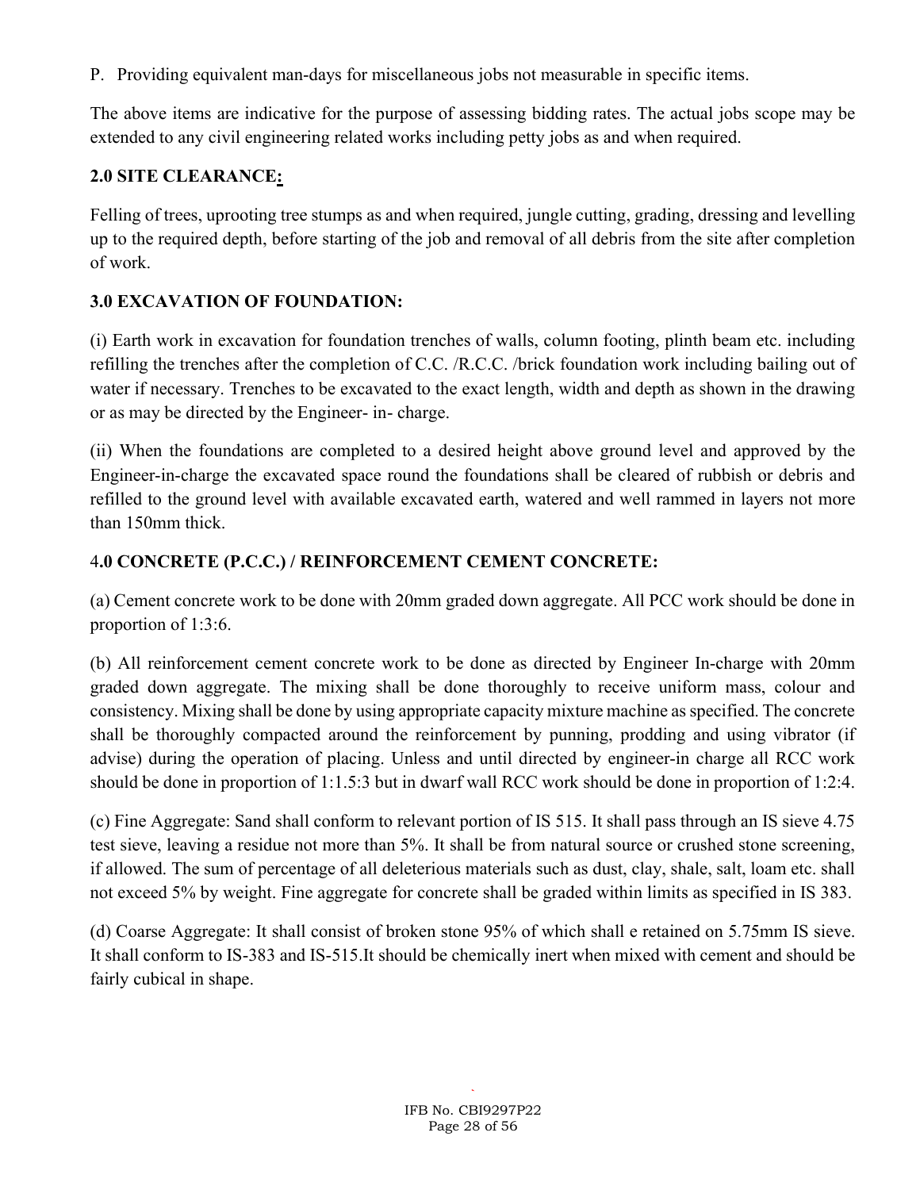P. Providing equivalent man-days for miscellaneous jobs not measurable in specific items.

The above items are indicative for the purpose of assessing bidding rates. The actual jobs scope may be extended to any civil engineering related works including petty jobs as and when required.

## 2.0 SITE CLEARANCE:

Felling of trees, uprooting tree stumps as and when required, jungle cutting, grading, dressing and levelling up to the required depth, before starting of the job and removal of all debris from the site after completion of work.

## 3.0 EXCAVATION OF FOUNDATION:

(i) Earth work in excavation for foundation trenches of walls, column footing, plinth beam etc. including refilling the trenches after the completion of C.C. /R.C.C. /brick foundation work including bailing out of water if necessary. Trenches to be excavated to the exact length, width and depth as shown in the drawing or as may be directed by the Engineer- in- charge.

(ii) When the foundations are completed to a desired height above ground level and approved by the Engineer-in-charge the excavated space round the foundations shall be cleared of rubbish or debris and refilled to the ground level with available excavated earth, watered and well rammed in layers not more than 150mm thick.

## 4.0 CONCRETE (P.C.C.) / REINFORCEMENT CEMENT CONCRETE:

(a) Cement concrete work to be done with 20mm graded down aggregate. All PCC work should be done in proportion of 1:3:6.

(b) All reinforcement cement concrete work to be done as directed by Engineer In-charge with 20mm graded down aggregate. The mixing shall be done thoroughly to receive uniform mass, colour and consistency. Mixing shall be done by using appropriate capacity mixture machine as specified. The concrete shall be thoroughly compacted around the reinforcement by punning, prodding and using vibrator (if advise) during the operation of placing. Unless and until directed by engineer-in charge all RCC work should be done in proportion of 1:1.5:3 but in dwarf wall RCC work should be done in proportion of 1:2:4.

(c) Fine Aggregate: Sand shall conform to relevant portion of IS 515. It shall pass through an IS sieve 4.75 test sieve, leaving a residue not more than 5%. It shall be from natural source or crushed stone screening, if allowed. The sum of percentage of all deleterious materials such as dust, clay, shale, salt, loam etc. shall not exceed 5% by weight. Fine aggregate for concrete shall be graded within limits as specified in IS 383.

(d) Coarse Aggregate: It shall consist of broken stone 95% of which shall e retained on 5.75mm IS sieve. It shall conform to IS-383 and IS-515.It should be chemically inert when mixed with cement and should be fairly cubical in shape.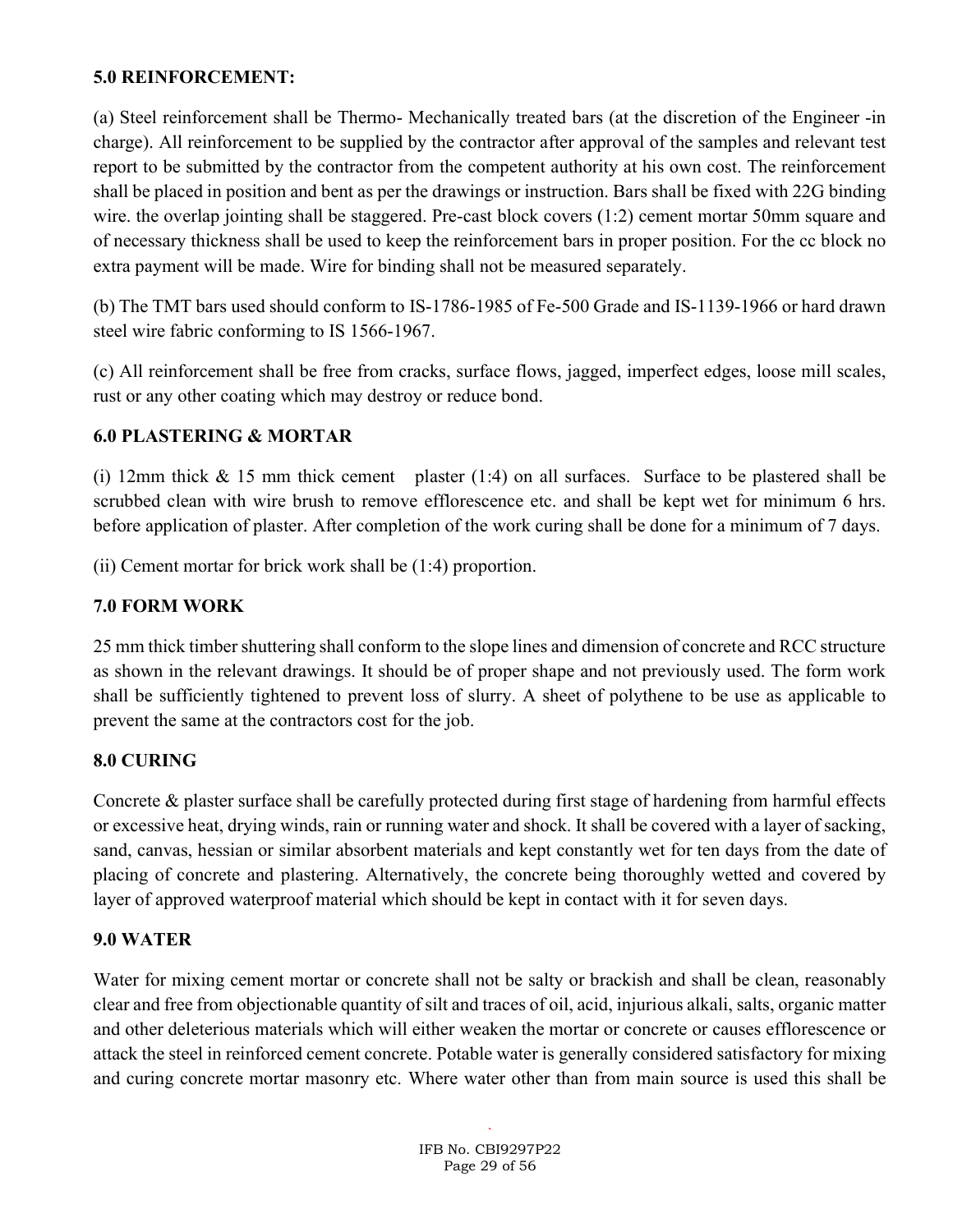**5.0 REINFORCEMENT:**

(a) Steel reinforcement shall be Thermo- Mechanically treated bars (at the discretion of the Engineer -in charge). All reinforcement to be supplied by the contractor after approval of the samples and relevant test report to be submitted by the contractor from the competent authority at his own cost. The reinforcement shall be placed in position and bent as per the drawings or instruction. Bars shall be fixed with 22G binding wire. the overlap jointing shall be staggered. Pre-cast block covers (1:2) cement mortar 50mm square and of necessary thickness shall be used to keep the reinforcement bars in proper position. For the cc block no extra payment will be made. Wire for binding shall not be measured separately.

(b) The TMT bars used should conform to IS-1786-1985 of Fe-500 Grade and IS-1139-1966 or hard drawn steel wire fabric conforming to IS 1566-1967.

(c) All reinforcement shall be free from cracks, surface flows, jagged, imperfect edges, loose mill scales, rust or any other coating which may destroy or reduce bond.

**6.0 PLASTERING & MORTAR**

(i) 12mm thick & 15 mm thick cement plaster (1:4) on all surfaces. Surface to be plastered shall be scrubbed clean with wire brush to remove efflorescence etc. and shall be kept wet for minimum 6 hrs. before application of plaster. After completion of the work curing shall be done for a minimum of 7 days.

(ii) Cement mortar for brick work shall be (1:4) proportion.

**7.0 FORM WORK**

25 mm thick timber shuttering shall conform to the slope lines and dimension of concrete and RCC structure as shown in the relevant drawings. It should be of proper shape and not previously used. The form work shall be sufficiently tightened to prevent loss of slurry. A sheet of polythene to be use as applicable to prevent the same at the contractors cost for the job.

**8.0 CURING**

Concrete & plaster surface shall be carefully protected during first stage of hardening from harmful effects or excessive heat, drying winds, rain or running water and shock. It shall be covered with a layer of sacking, sand, canvas, hessian or similar absorbent materials and kept constantly wet for ten days from the date of placing of concrete and plastering. Alternatively, the concrete being thoroughly wetted and covered by layer of approved waterproof material which should be kept in contact with it for seven days.

**9.0 WATER**

Water for mixing cement mortar or concrete shall not be salty or brackish and shall be clean, reasonably clear and free from objectionable quantity of silt and traces of oil, acid, injurious alkali, salts, organic matter and other deleterious materials which will either weaken the mortar or concrete or causes efflorescence or attack the steel in reinforced cement concrete. Potable water is generally considered satisfactory for mixing and curing concrete mortar masonry etc. Where water other than from main source is used this shall be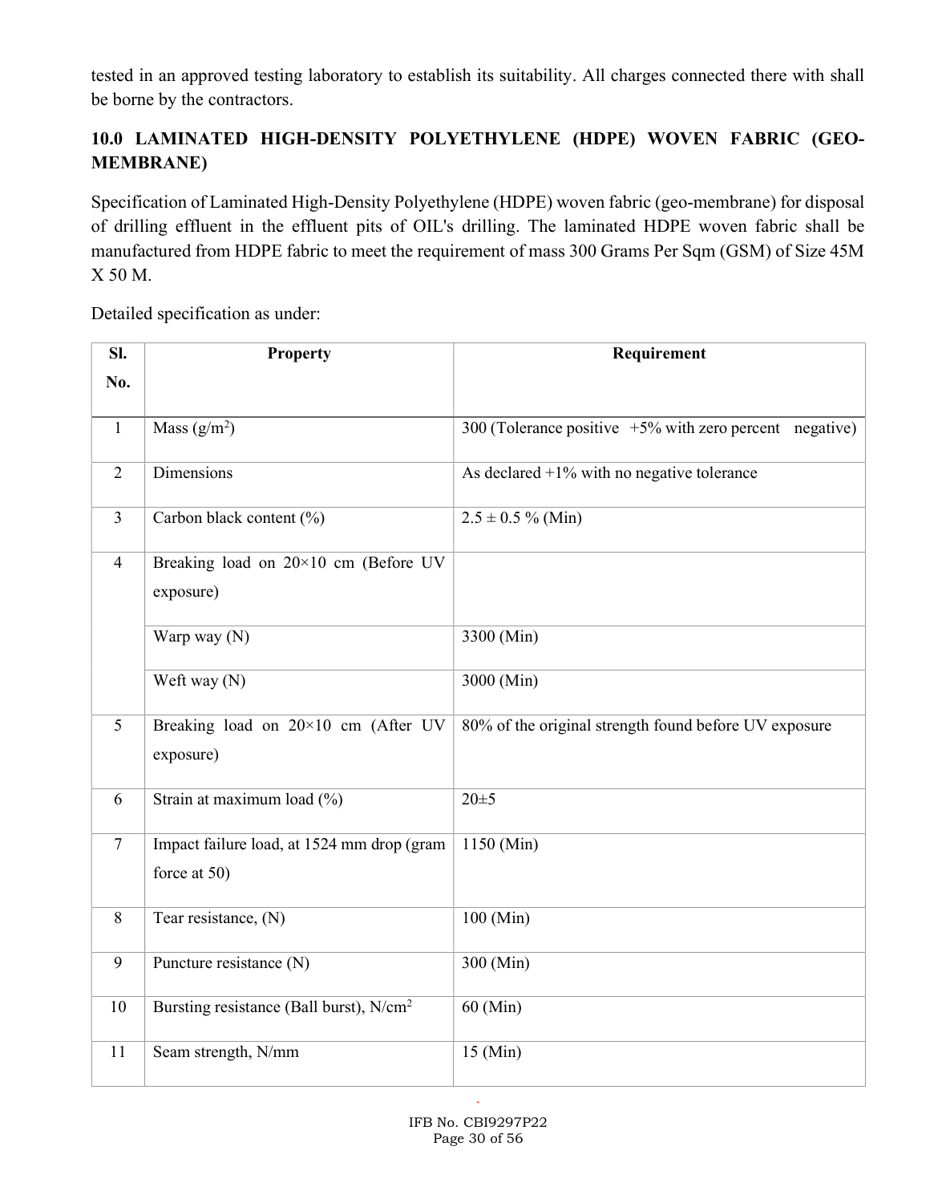tested in an approved testing laboratory to establish its suitability. All charges connected there with shall be borne by the contractors.

## 10.0 LAMINATED HIGH-DENSITY POLYETHYLENE (HDPE) WOVEN FABRIC (GEO-MEMBRANE)

Specification of Laminated High-Density Polyethylene (HDPE) woven fabric (geo-membrane) for disposal of drilling effluent in the effluent pits of OIL's drilling. The laminated HDPE woven fabric shall be manufactured from HDPE fabric to meet the requirement of mass 300 Grams Per Sqm (GSM) of Size 45M X 50 M.

Detailed specification as under:

| Sl. No. | Property | Requirement |
|---|---|---|
| 1 | Mass (g/m$^2$) | 300 (Tolerance positive +5% with zero percent negative) |
| 2 | Dimensions | As declared +1% with no negative tolerance |
| 3 | Carbon black content (%) | 2.5 ± 0.5 % (Min) |
| 4 | Breaking load on 20×10 cm (Before UV exposure) | |
| | Warp way (N) | 3300 (Min) |
| | Weft way (N) | 3000 (Min) |
| 5 | Breaking load on 20×10 cm (After UV exposure) | 80% of the original strength found before UV exposure |
| 6 | Strain at maximum load (%) | 20±5 |
| 7 | Impact failure load, at 1524 mm drop (gram force at 50) | 1150 (Min) |
| 8 | Tear resistance, (N) | 100 (Min) |
| 9 | Puncture resistance (N) | 300 (Min) |
| 10 | Bursting resistance (Ball burst), N/cm$^2$ | 60 (Min) |
| 11 | Seam strength, N/mm | 15 (Min) |

IFB No. CBI9297P22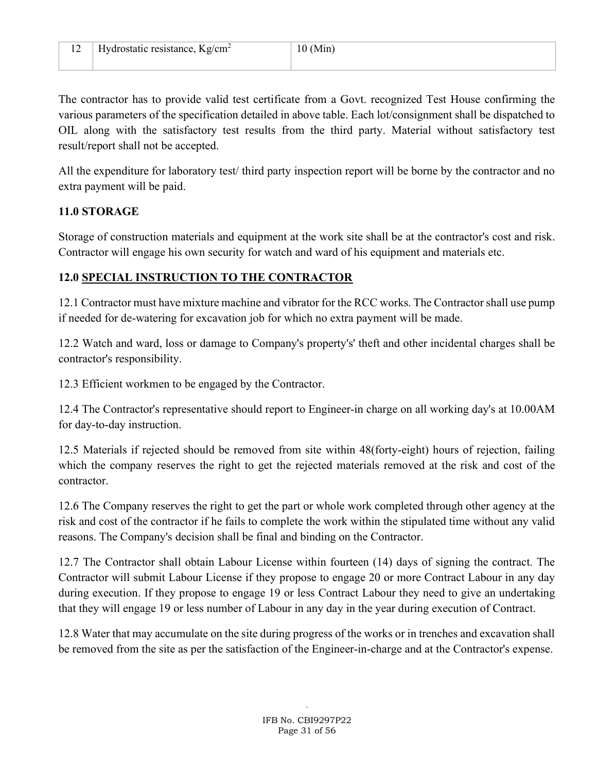| 12 | Hydrostatic resistance, $Kg/cm^2$ | 10 (Min) |
|---|---|---|

The contractor has to provide valid test certificate from a Govt. recognized Test House confirming the various parameters of the specification detailed in above table. Each lot/consignment shall be dispatched to OIL along with the satisfactory test results from the third party. Material without satisfactory test result/report shall not be accepted.

All the expenditure for laboratory test/ third party inspection report will be borne by the contractor and no extra payment will be paid.

**11.0 STORAGE**

Storage of construction materials and equipment at the work site shall be at the contractor's cost and risk. Contractor will engage his own security for watch and ward of his equipment and materials etc.

**12.0 <u>SPECIAL INSTRUCTION TO THE CONTRACTOR</u>**

12.1 Contractor must have mixture machine and vibrator for the RCC works. The Contractor shall use pump if needed for de-watering for excavation job for which no extra payment will be made.

12.2 Watch and ward, loss or damage to Company's property's' theft and other incidental charges shall be contractor's responsibility.

12.3 Efficient workmen to be engaged by the Contractor.

12.4 The Contractor's representative should report to Engineer-in charge on all working day's at 10.00AM for day-to-day instruction.

12.5 Materials if rejected should be removed from site within 48(forty-eight) hours of rejection, failing which the company reserves the right to get the rejected materials removed at the risk and cost of the contractor.

12.6 The Company reserves the right to get the part or whole work completed through other agency at the risk and cost of the contractor if he fails to complete the work within the stipulated time without any valid reasons. The Company's decision shall be final and binding on the Contractor.

12.7 The Contractor shall obtain Labour License within fourteen (14) days of signing the contract. The Contractor will submit Labour License if they propose to engage 20 or more Contract Labour in any day during execution. If they propose to engage 19 or less Contract Labour they need to give an undertaking that they will engage 19 or less number of Labour in any day in the year during execution of Contract.

12.8 Water that may accumulate on the site during progress of the works or in trenches and excavation shall be removed from the site as per the satisfaction of the Engineer-in-charge and at the Contractor's expense.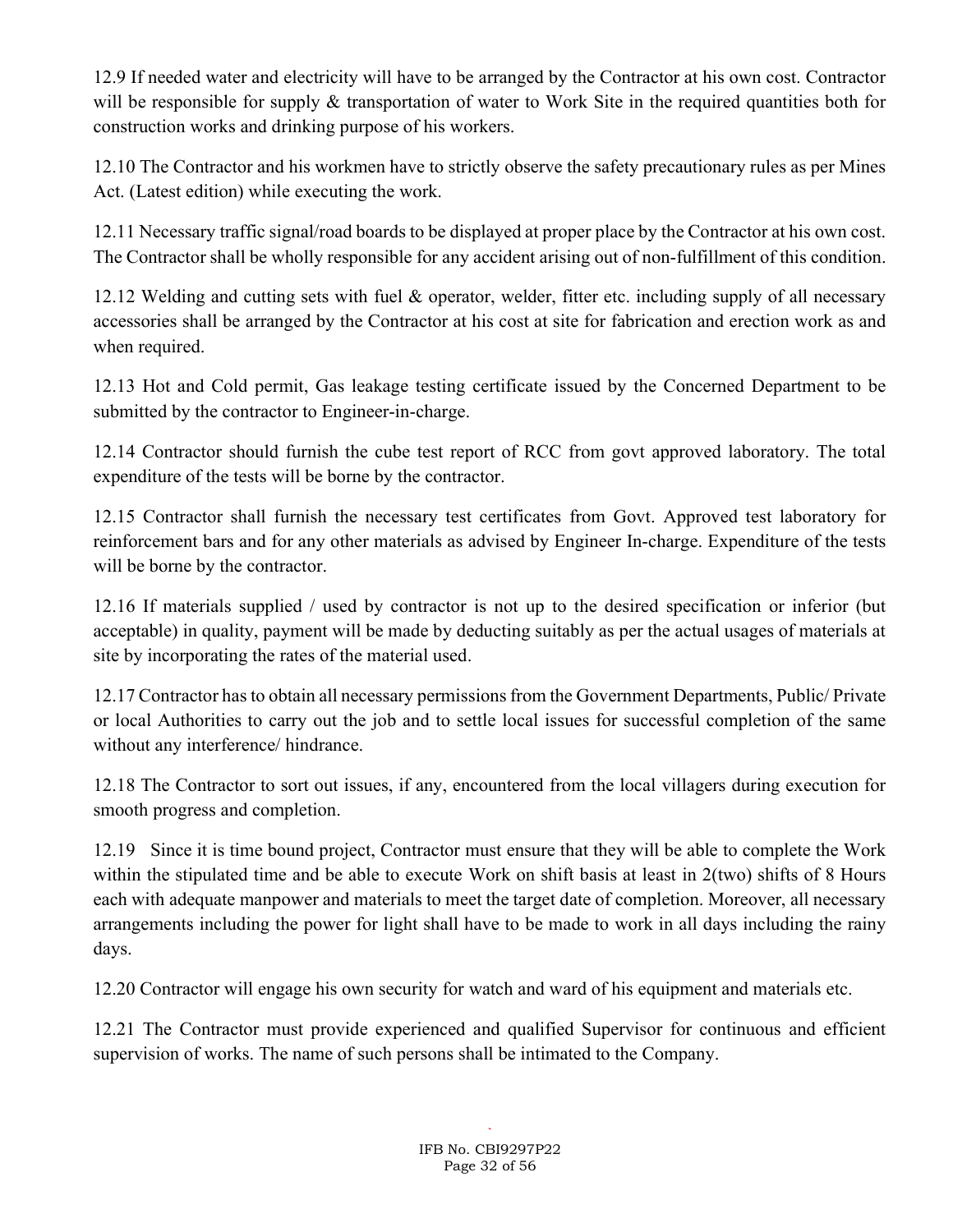12.9 If needed water and electricity will have to be arranged by the Contractor at his own cost. Contractor will be responsible for supply & transportation of water to Work Site in the required quantities both for construction works and drinking purpose of his workers.

12.10 The Contractor and his workmen have to strictly observe the safety precautionary rules as per Mines Act. (Latest edition) while executing the work.

12.11 Necessary traffic signal/road boards to be displayed at proper place by the Contractor at his own cost. The Contractor shall be wholly responsible for any accident arising out of non-fulfillment of this condition.

12.12 Welding and cutting sets with fuel & operator, welder, fitter etc. including supply of all necessary accessories shall be arranged by the Contractor at his cost at site for fabrication and erection work as and when required.

12.13 Hot and Cold permit, Gas leakage testing certificate issued by the Concerned Department to be submitted by the contractor to Engineer-in-charge.

12.14 Contractor should furnish the cube test report of RCC from govt approved laboratory. The total expenditure of the tests will be borne by the contractor.

12.15 Contractor shall furnish the necessary test certificates from Govt. Approved test laboratory for reinforcement bars and for any other materials as advised by Engineer In-charge. Expenditure of the tests will be borne by the contractor.

12.16 If materials supplied / used by contractor is not up to the desired specification or inferior (but acceptable) in quality, payment will be made by deducting suitably as per the actual usages of materials at site by incorporating the rates of the material used.

12.17 Contractor has to obtain all necessary permissions from the Government Departments, Public/ Private or local Authorities to carry out the job and to settle local issues for successful completion of the same without any interference/ hindrance.

12.18 The Contractor to sort out issues, if any, encountered from the local villagers during execution for smooth progress and completion.

12.19 Since it is time bound project, Contractor must ensure that they will be able to complete the Work within the stipulated time and be able to execute Work on shift basis at least in 2(two) shifts of 8 Hours each with adequate manpower and materials to meet the target date of completion. Moreover, all necessary arrangements including the power for light shall have to be made to work in all days including the rainy days.

12.20 Contractor will engage his own security for watch and ward of his equipment and materials etc.

12.21 The Contractor must provide experienced and qualified Supervisor for continuous and efficient supervision of works. The name of such persons shall be intimated to the Company.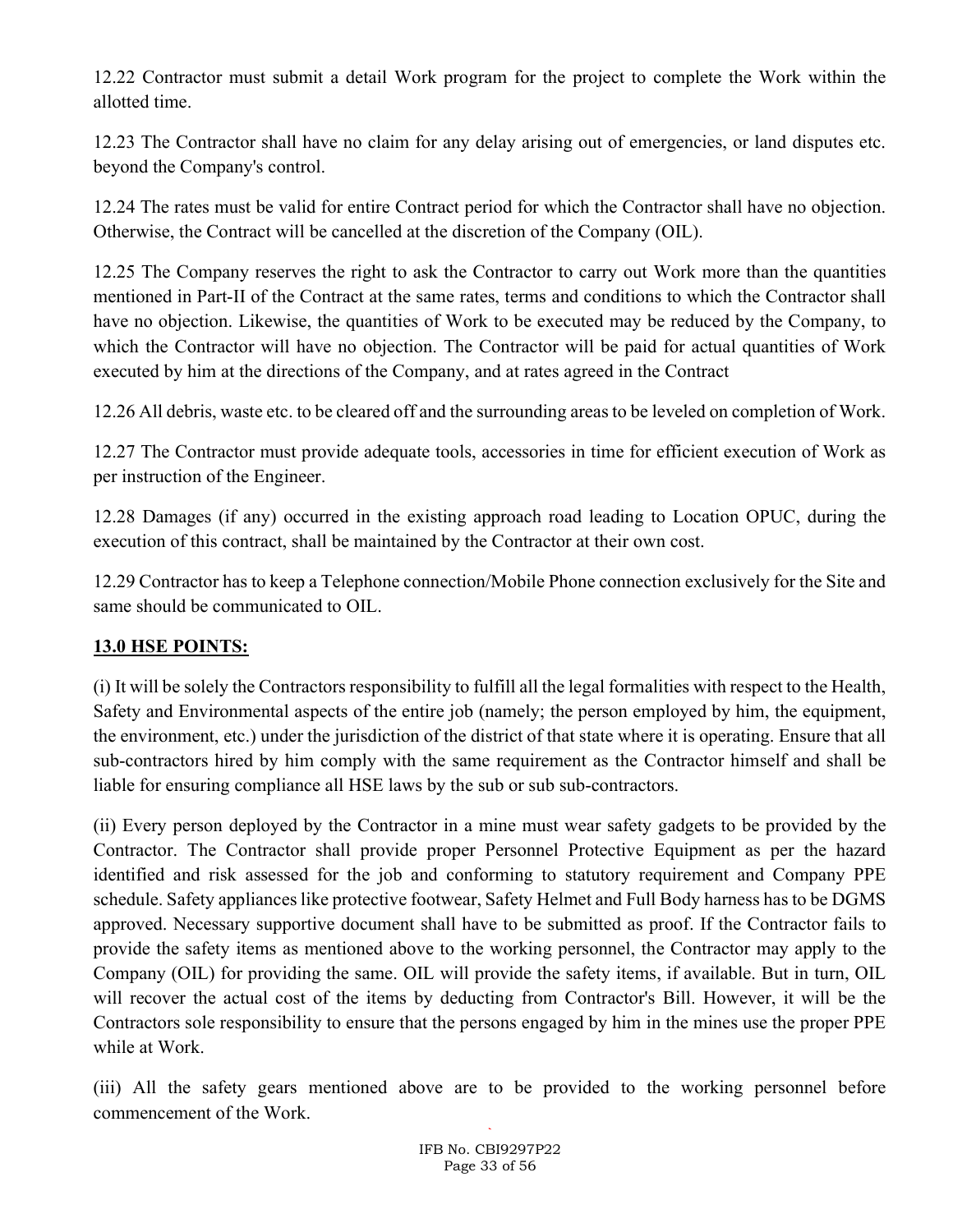12.22 Contractor must submit a detail Work program for the project to complete the Work within the allotted time.

12.23 The Contractor shall have no claim for any delay arising out of emergencies, or land disputes etc. beyond the Company's control.

12.24 The rates must be valid for entire Contract period for which the Contractor shall have no objection. Otherwise, the Contract will be cancelled at the discretion of the Company (OIL).

12.25 The Company reserves the right to ask the Contractor to carry out Work more than the quantities mentioned in Part-II of the Contract at the same rates, terms and conditions to which the Contractor shall have no objection. Likewise, the quantities of Work to be executed may be reduced by the Company, to which the Contractor will have no objection. The Contractor will be paid for actual quantities of Work executed by him at the directions of the Company, and at rates agreed in the Contract

12.26 All debris, waste etc. to be cleared off and the surrounding areas to be leveled on completion of Work.

12.27 The Contractor must provide adequate tools, accessories in time for efficient execution of Work as per instruction of the Engineer.

12.28 Damages (if any) occurred in the existing approach road leading to Location OPUC, during the execution of this contract, shall be maintained by the Contractor at their own cost.

12.29 Contractor has to keep a Telephone connection/Mobile Phone connection exclusively for the Site and same should be communicated to OIL.

## 13.0 HSE POINTS:

(i) It will be solely the Contractors responsibility to fulfill all the legal formalities with respect to the Health, Safety and Environmental aspects of the entire job (namely; the person employed by him, the equipment, the environment, etc.) under the jurisdiction of the district of that state where it is operating. Ensure that all sub-contractors hired by him comply with the same requirement as the Contractor himself and shall be liable for ensuring compliance all HSE laws by the sub or sub sub-contractors.

(ii) Every person deployed by the Contractor in a mine must wear safety gadgets to be provided by the Contractor. The Contractor shall provide proper Personnel Protective Equipment as per the hazard identified and risk assessed for the job and conforming to statutory requirement and Company PPE schedule. Safety appliances like protective footwear, Safety Helmet and Full Body harness has to be DGMS approved. Necessary supportive document shall have to be submitted as proof. If the Contractor fails to provide the safety items as mentioned above to the working personnel, the Contractor may apply to the Company (OIL) for providing the same. OIL will provide the safety items, if available. But in turn, OIL will recover the actual cost of the items by deducting from Contractor's Bill. However, it will be the Contractors sole responsibility to ensure that the persons engaged by him in the mines use the proper PPE while at Work.

(iii) All the safety gears mentioned above are to be provided to the working personnel before commencement of the Work.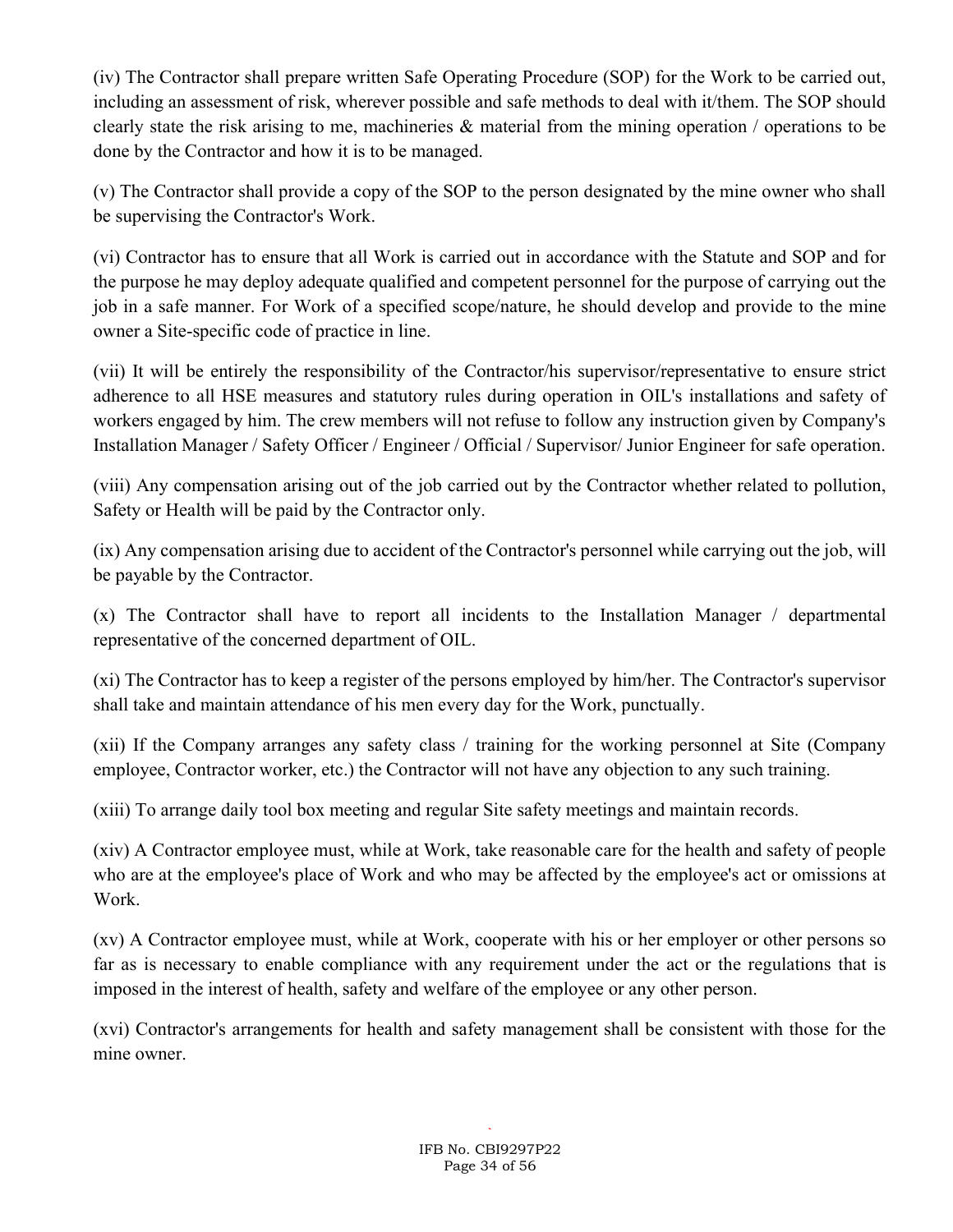(iv) The Contractor shall prepare written Safe Operating Procedure (SOP) for the Work to be carried out, including an assessment of risk, wherever possible and safe methods to deal with it/them. The SOP should clearly state the risk arising to me, machineries & material from the mining operation / operations to be done by the Contractor and how it is to be managed.

(v) The Contractor shall provide a copy of the SOP to the person designated by the mine owner who shall be supervising the Contractor's Work.

(vi) Contractor has to ensure that all Work is carried out in accordance with the Statute and SOP and for the purpose he may deploy adequate qualified and competent personnel for the purpose of carrying out the job in a safe manner. For Work of a specified scope/nature, he should develop and provide to the mine owner a Site-specific code of practice in line.

(vii) It will be entirely the responsibility of the Contractor/his supervisor/representative to ensure strict adherence to all HSE measures and statutory rules during operation in OIL's installations and safety of workers engaged by him. The crew members will not refuse to follow any instruction given by Company's Installation Manager / Safety Officer / Engineer / Official / Supervisor/ Junior Engineer for safe operation.

(viii) Any compensation arising out of the job carried out by the Contractor whether related to pollution, Safety or Health will be paid by the Contractor only.

(ix) Any compensation arising due to accident of the Contractor's personnel while carrying out the job, will be payable by the Contractor.

(x) The Contractor shall have to report all incidents to the Installation Manager / departmental representative of the concerned department of OIL.

(xi) The Contractor has to keep a register of the persons employed by him/her. The Contractor's supervisor shall take and maintain attendance of his men every day for the Work, punctually.

(xii) If the Company arranges any safety class / training for the working personnel at Site (Company employee, Contractor worker, etc.) the Contractor will not have any objection to any such training.

(xiii) To arrange daily tool box meeting and regular Site safety meetings and maintain records.

(xiv) A Contractor employee must, while at Work, take reasonable care for the health and safety of people who are at the employee's place of Work and who may be affected by the employee's act or omissions at Work.

(xv) A Contractor employee must, while at Work, cooperate with his or her employer or other persons so far as is necessary to enable compliance with any requirement under the act or the regulations that is imposed in the interest of health, safety and welfare of the employee or any other person.

(xvi) Contractor's arrangements for health and safety management shall be consistent with those for the mine owner.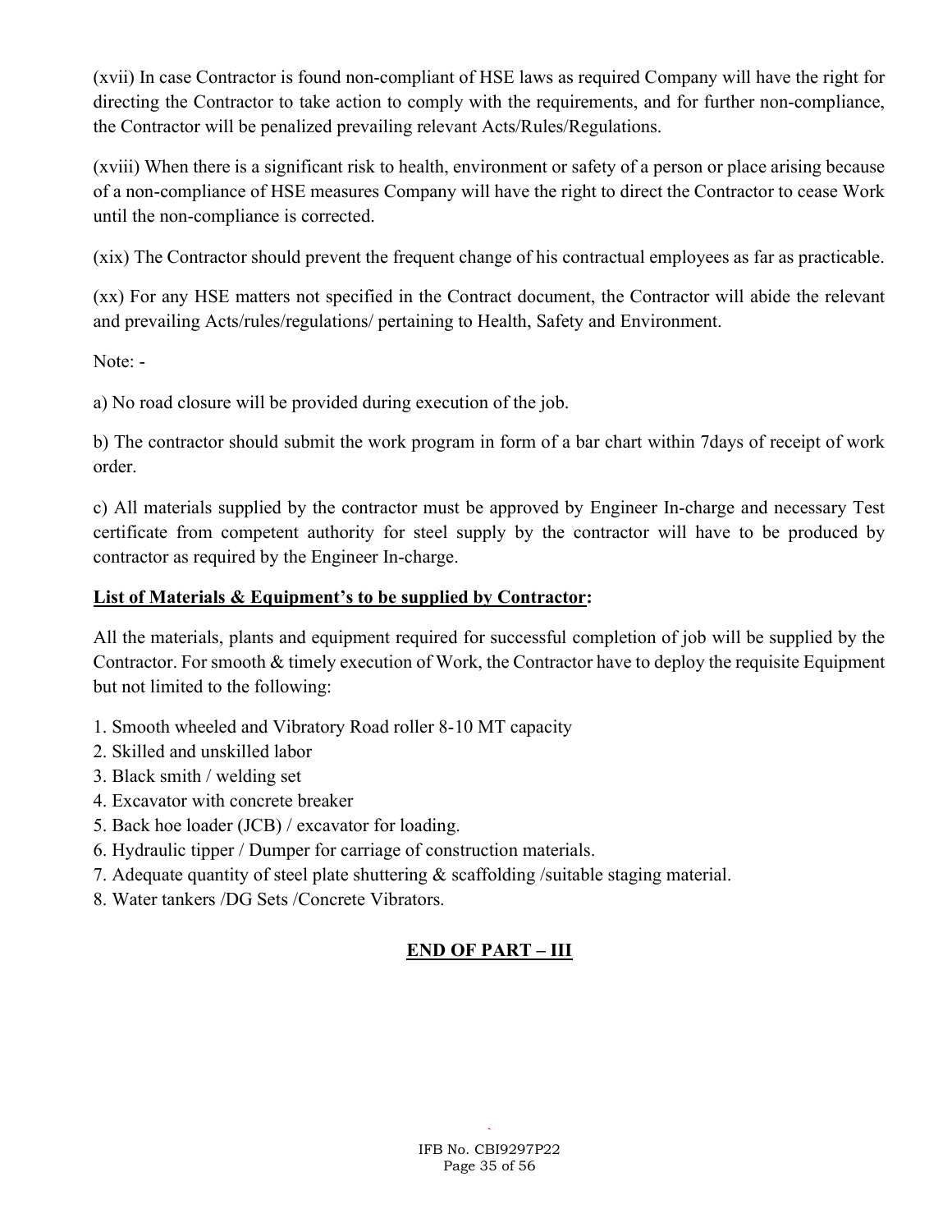(xvii) In case Contractor is found non-compliant of HSE laws as required Company will have the right for directing the Contractor to take action to comply with the requirements, and for further non-compliance, the Contractor will be penalized prevailing relevant Acts/Rules/Regulations.

(xviii) When there is a significant risk to health, environment or safety of a person or place arising because of a non-compliance of HSE measures Company will have the right to direct the Contractor to cease Work until the non-compliance is corrected.

(xix) The Contractor should prevent the frequent change of his contractual employees as far as practicable.

(xx) For any HSE matters not specified in the Contract document, the Contractor will abide the relevant and prevailing Acts/rules/regulations/ pertaining to Health, Safety and Environment.

Note: -

a) No road closure will be provided during execution of the job.

b) The contractor should submit the work program in form of a bar chart within 7days of receipt of work order.

c) All materials supplied by the contractor must be approved by Engineer In-charge and necessary Test certificate from competent authority for steel supply by the contractor will have to be produced by contractor as required by the Engineer In-charge.

**List of Materials & Equipment's to be supplied by Contractor:**

All the materials, plants and equipment required for successful completion of job will be supplied by the Contractor. For smooth & timely execution of Work, the Contractor have to deploy the requisite Equipment but not limited to the following:

1. Smooth wheeled and Vibratory Road roller 8-10 MT capacity
2. Skilled and unskilled labor
3. Black smith / welding set
4. Excavator with concrete breaker
5. Back hoe loader (JCB) / excavator for loading.
6. Hydraulic tipper / Dumper for carriage of construction materials.
7. Adequate quantity of steel plate shuttering & scaffolding /suitable staging material.
8. Water tankers /DG Sets /Concrete Vibrators.

**END OF PART – III**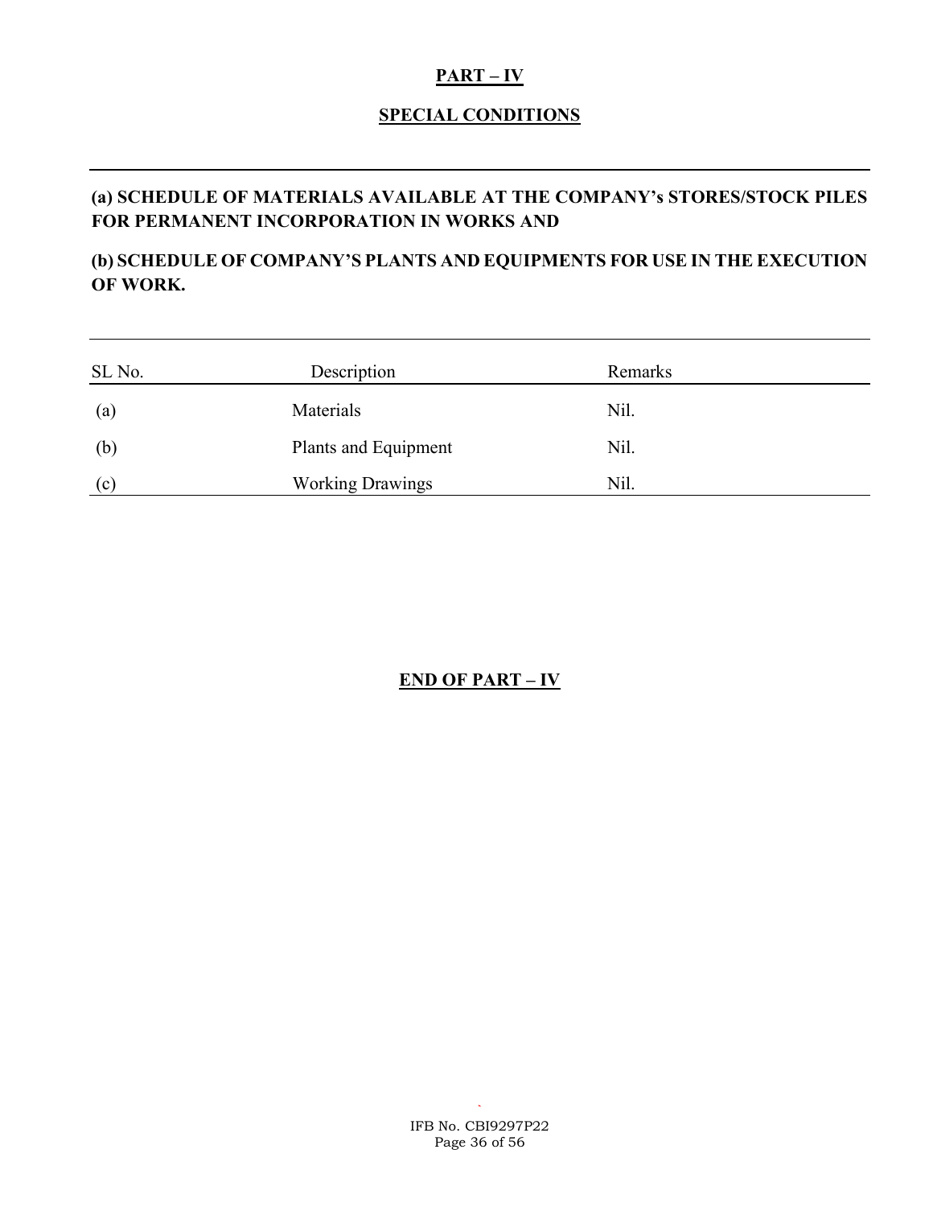# PART – IV

## SPECIAL CONDITIONS

**(a) SCHEDULE OF MATERIALS AVAILABLE AT THE COMPANY's STORES/STOCK PILES FOR PERMANENT INCORPORATION IN WORKS AND**

**(b) SCHEDULE OF COMPANY'S PLANTS AND EQUIPMENTS FOR USE IN THE EXECUTION OF WORK.**

| SL No. | Description | Remarks |
|---|---|---|
| (a) | Materials | Nil. |
| (b) | Plants and Equipment | Nil. |
| (c) | Working Drawings | Nil. |

**END OF PART – IV**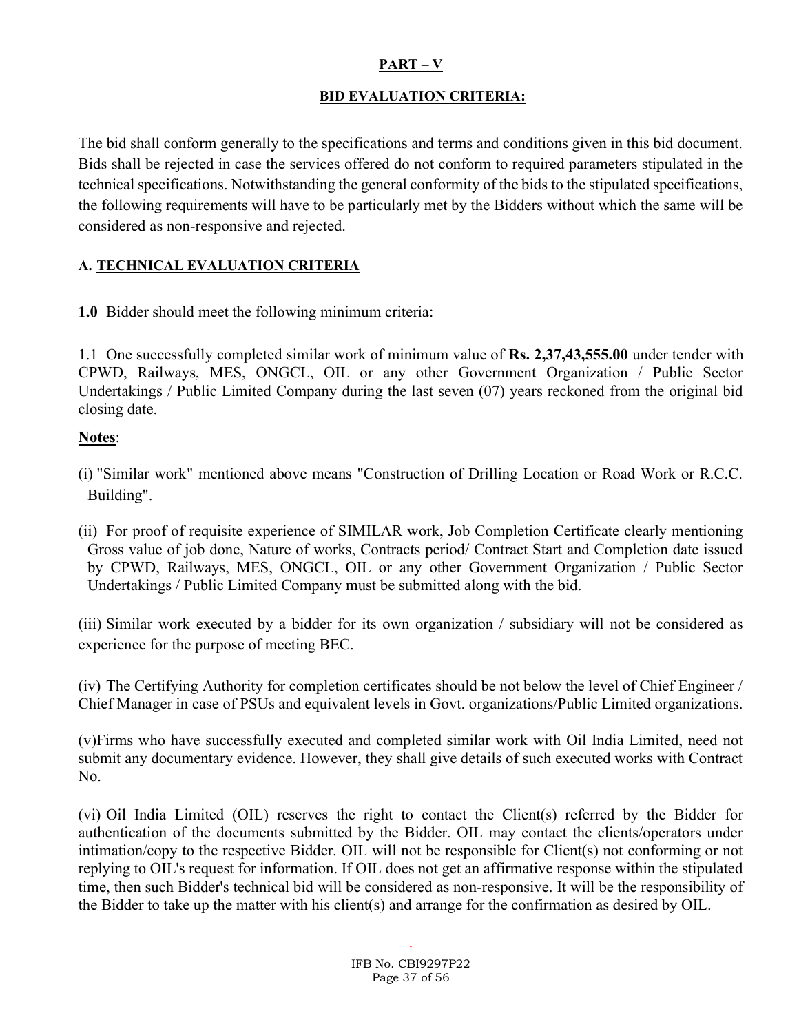## PART – V

### BID EVALUATION CRITERIA:

The bid shall conform generally to the specifications and terms and conditions given in this bid document. Bids shall be rejected in case the services offered do not conform to required parameters stipulated in the technical specifications. Notwithstanding the general conformity of the bids to the stipulated specifications, the following requirements will have to be particularly met by the Bidders without which the same will be considered as non-responsive and rejected.

### A. TECHNICAL EVALUATION CRITERIA

**1.0** Bidder should meet the following minimum criteria:

1.1 One successfully completed similar work of minimum value of **Rs. 2,37,43,555.00** under tender with CPWD, Railways, MES, ONGCL, OIL or any other Government Organization / Public Sector Undertakings / Public Limited Company during the last seven (07) years reckoned from the original bid closing date.

**Notes**:

(i) "Similar work" mentioned above means "Construction of Drilling Location or Road Work or R.C.C. Building".

(ii) For proof of requisite experience of SIMILAR work, Job Completion Certificate clearly mentioning Gross value of job done, Nature of works, Contracts period/ Contract Start and Completion date issued by CPWD, Railways, MES, ONGCL, OIL or any other Government Organization / Public Sector Undertakings / Public Limited Company must be submitted along with the bid.

(iii) Similar work executed by a bidder for its own organization / subsidiary will not be considered as experience for the purpose of meeting BEC.

(iv) The Certifying Authority for completion certificates should be not below the level of Chief Engineer / Chief Manager in case of PSUs and equivalent levels in Govt. organizations/Public Limited organizations.

(v) Firms who have successfully executed and completed similar work with Oil India Limited, need not submit any documentary evidence. However, they shall give details of such executed works with Contract No.

(vi) Oil India Limited (OIL) reserves the right to contact the Client(s) referred by the Bidder for authentication of the documents submitted by the Bidder. OIL may contact the clients/operators under intimation/copy to the respective Bidder. OIL will not be responsible for Client(s) not conforming or not replying to OIL's request for information. If OIL does not get an affirmative response within the stipulated time, then such Bidder's technical bid will be considered as non-responsive. It will be the responsibility of the Bidder to take up the matter with his client(s) and arrange for the confirmation as desired by OIL.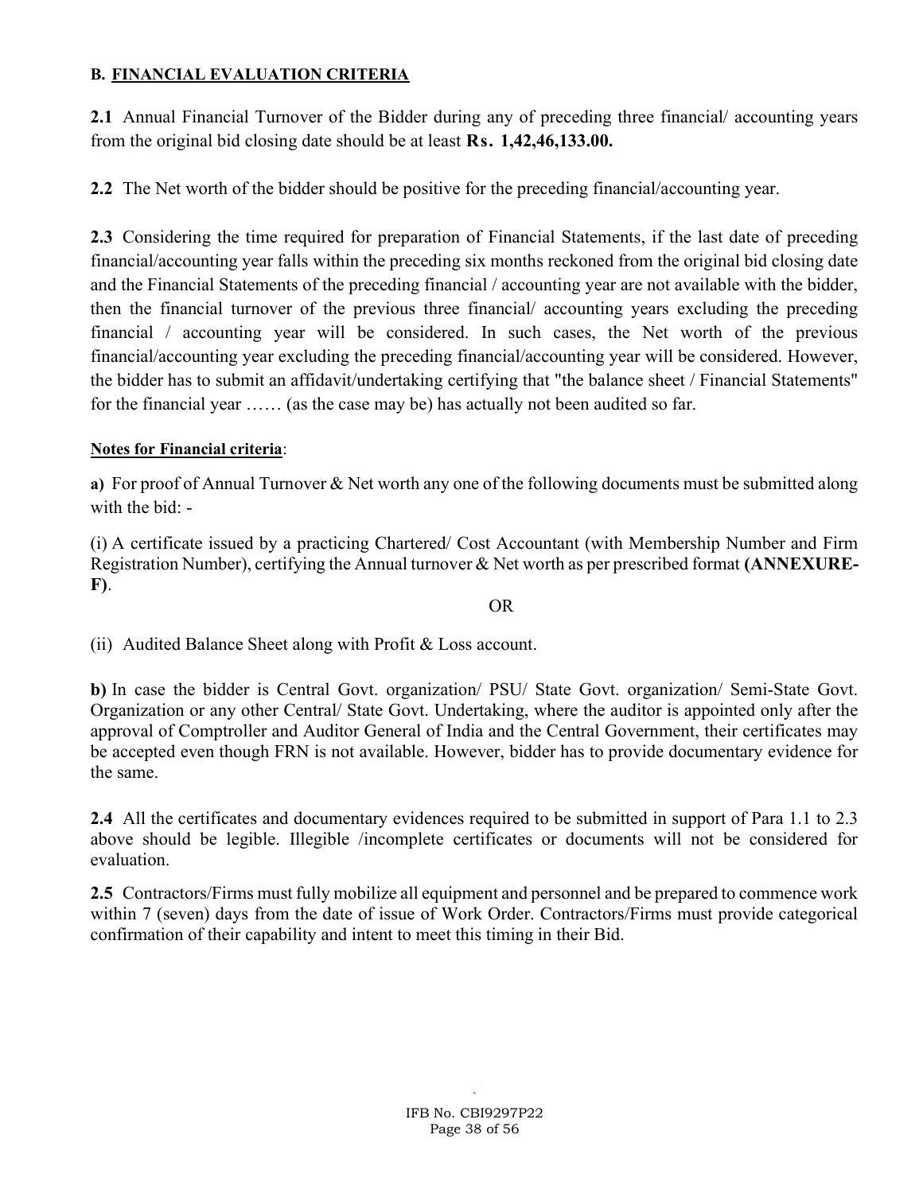**B. FINANCIAL EVALUATION CRITERIA**

**2.1** Annual Financial Turnover of the Bidder during any of preceding three financial/ accounting years from the original bid closing date should be at least **Rs. 1,42,46,133.00.**

**2.2** The Net worth of the bidder should be positive for the preceding financial/accounting year.

**2.3** Considering the time required for preparation of Financial Statements, if the last date of preceding financial/accounting year falls within the preceding six months reckoned from the original bid closing date and the Financial Statements of the preceding financial / accounting year are not available with the bidder, then the financial turnover of the previous three financial/ accounting years excluding the preceding financial / accounting year will be considered. In such cases, the Net worth of the previous financial/accounting year excluding the preceding financial/accounting year will be considered. However, the bidder has to submit an affidavit/undertaking certifying that "the balance sheet / Financial Statements" for the financial year …… (as the case may be) has actually not been audited so far.

**Notes for Financial criteria**:

**a)** For proof of Annual Turnover & Net worth any one of the following documents must be submitted along with the bid: -

(i) A certificate issued by a practicing Chartered/ Cost Accountant (with Membership Number and Firm Registration Number), certifying the Annual turnover & Net worth as per prescribed format **(ANNEXURE-F)**.

OR

(ii) Audited Balance Sheet along with Profit & Loss account.

**b)** In case the bidder is Central Govt. organization/ PSU/ State Govt. organization/ Semi-State Govt. Organization or any other Central/ State Govt. Undertaking, where the auditor is appointed only after the approval of Comptroller and Auditor General of India and the Central Government, their certificates may be accepted even though FRN is not available. However, bidder has to provide documentary evidence for the same.

**2.4** All the certificates and documentary evidences required to be submitted in support of Para 1.1 to 2.3 above should be legible. Illegible /incomplete certificates or documents will not be considered for evaluation.

**2.5** Contractors/Firms must fully mobilize all equipment and personnel and be prepared to commence work within 7 (seven) days from the date of issue of Work Order. Contractors/Firms must provide categorical confirmation of their capability and intent to meet this timing in their Bid.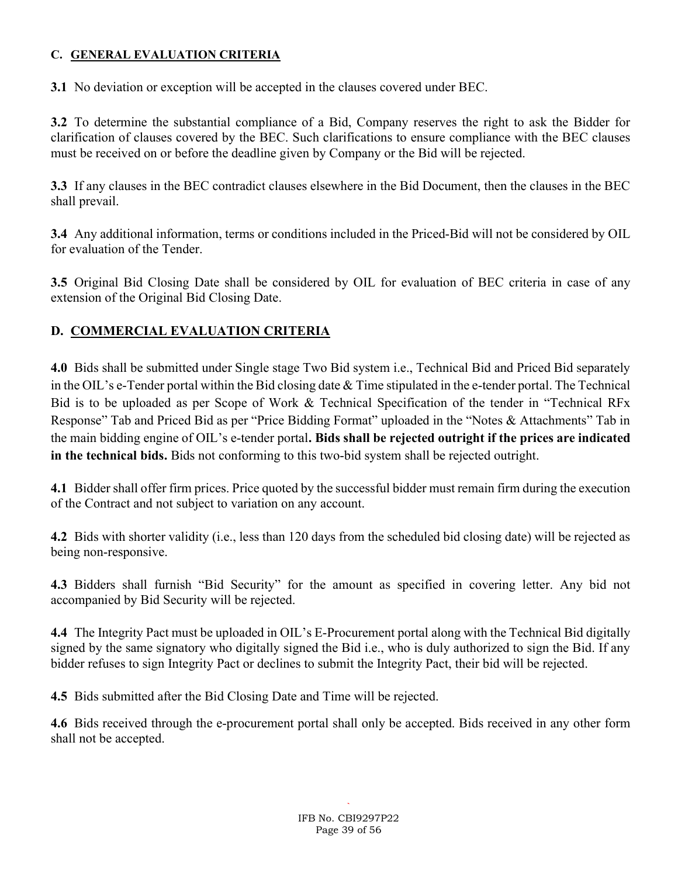## C. GENERAL EVALUATION CRITERIA

**3.1** No deviation or exception will be accepted in the clauses covered under BEC.

**3.2** To determine the substantial compliance of a Bid, Company reserves the right to ask the Bidder for clarification of clauses covered by the BEC. Such clarifications to ensure compliance with the BEC clauses must be received on or before the deadline given by Company or the Bid will be rejected.

**3.3** If any clauses in the BEC contradict clauses elsewhere in the Bid Document, then the clauses in the BEC shall prevail.

**3.4** Any additional information, terms or conditions included in the Priced-Bid will not be considered by OIL for evaluation of the Tender.

**3.5** Original Bid Closing Date shall be considered by OIL for evaluation of BEC criteria in case of any extension of the Original Bid Closing Date.

## D. COMMERCIAL EVALUATION CRITERIA

**4.0** Bids shall be submitted under Single stage Two Bid system i.e., Technical Bid and Priced Bid separately in the OIL's e-Tender portal within the Bid closing date & Time stipulated in the e-tender portal. The Technical Bid is to be uploaded as per Scope of Work & Technical Specification of the tender in "Technical RFx Response" Tab and Priced Bid as per "Price Bidding Format" uploaded in the "Notes & Attachments" Tab in the main bidding engine of OIL's e-tender portal**. Bids shall be rejected outright if the prices are indicated in the technical bids.** Bids not conforming to this two-bid system shall be rejected outright.

**4.1** Bidder shall offer firm prices. Price quoted by the successful bidder must remain firm during the execution of the Contract and not subject to variation on any account.

**4.2** Bids with shorter validity (i.e., less than 120 days from the scheduled bid closing date) will be rejected as being non-responsive.

**4.3** Bidders shall furnish "Bid Security" for the amount as specified in covering letter. Any bid not accompanied by Bid Security will be rejected.

**4.4** The Integrity Pact must be uploaded in OIL's E-Procurement portal along with the Technical Bid digitally signed by the same signatory who digitally signed the Bid i.e., who is duly authorized to sign the Bid. If any bidder refuses to sign Integrity Pact or declines to submit the Integrity Pact, their bid will be rejected.

**4.5** Bids submitted after the Bid Closing Date and Time will be rejected.

**4.6** Bids received through the e-procurement portal shall only be accepted. Bids received in any other form shall not be accepted.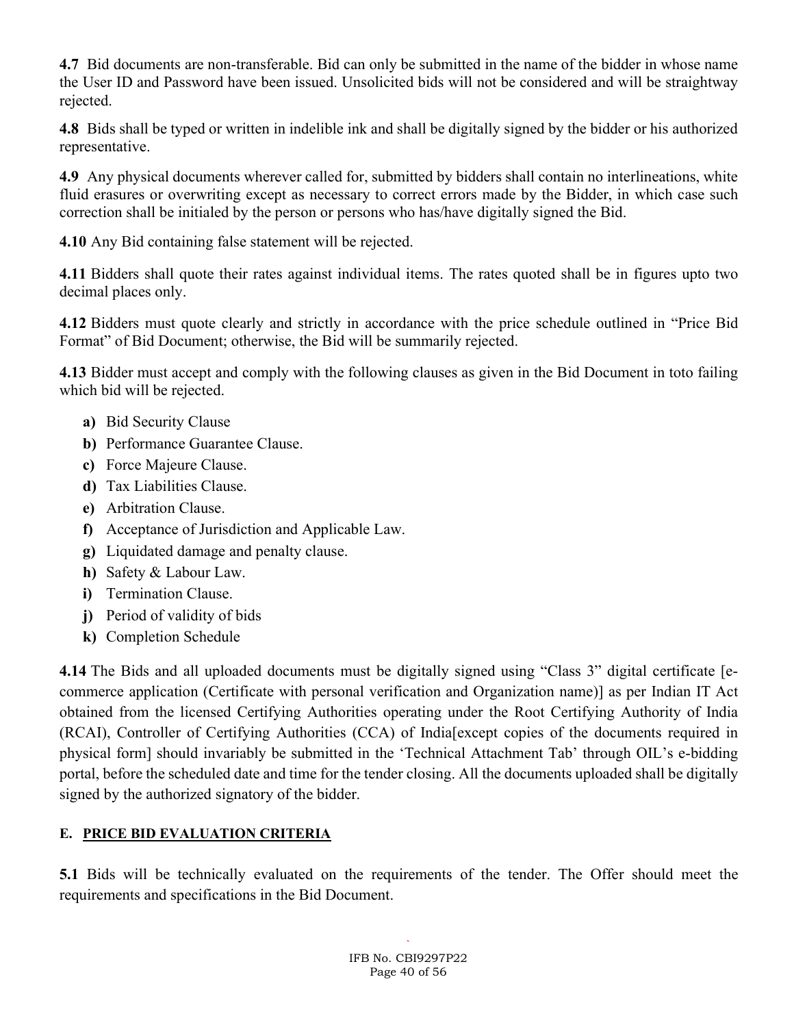**4.7** Bid documents are non-transferable. Bid can only be submitted in the name of the bidder in whose name the User ID and Password have been issued. Unsolicited bids will not be considered and will be straightway rejected.

**4.8** Bids shall be typed or written in indelible ink and shall be digitally signed by the bidder or his authorized representative.

**4.9** Any physical documents wherever called for, submitted by bidders shall contain no interlineations, white fluid erasures or overwriting except as necessary to correct errors made by the Bidder, in which case such correction shall be initialed by the person or persons who has/have digitally signed the Bid.

**4.10** Any Bid containing false statement will be rejected.

**4.11** Bidders shall quote their rates against individual items. The rates quoted shall be in figures upto two decimal places only.

**4.12** Bidders must quote clearly and strictly in accordance with the price schedule outlined in "Price Bid Format" of Bid Document; otherwise, the Bid will be summarily rejected.

**4.13** Bidder must accept and comply with the following clauses as given in the Bid Document in toto failing which bid will be rejected.

- **a)** Bid Security Clause
- **b)** Performance Guarantee Clause.
- **c)** Force Majeure Clause.
- **d)** Tax Liabilities Clause.
- **e)** Arbitration Clause.
- **f)** Acceptance of Jurisdiction and Applicable Law.
- **g)** Liquidated damage and penalty clause.
- **h)** Safety & Labour Law.
- **i)** Termination Clause.
- **j)** Period of validity of bids
- **k)** Completion Schedule

**4.14** The Bids and all uploaded documents must be digitally signed using "Class 3" digital certificate [e-commerce application (Certificate with personal verification and Organization name)] as per Indian IT Act obtained from the licensed Certifying Authorities operating under the Root Certifying Authority of India (RCAI), Controller of Certifying Authorities (CCA) of India[except copies of the documents required in physical form] should invariably be submitted in the 'Technical Attachment Tab' through OIL's e-bidding portal, before the scheduled date and time for the tender closing. All the documents uploaded shall be digitally signed by the authorized signatory of the bidder.

### E. PRICE BID EVALUATION CRITERIA

**5.1** Bids will be technically evaluated on the requirements of the tender. The Offer should meet the requirements and specifications in the Bid Document.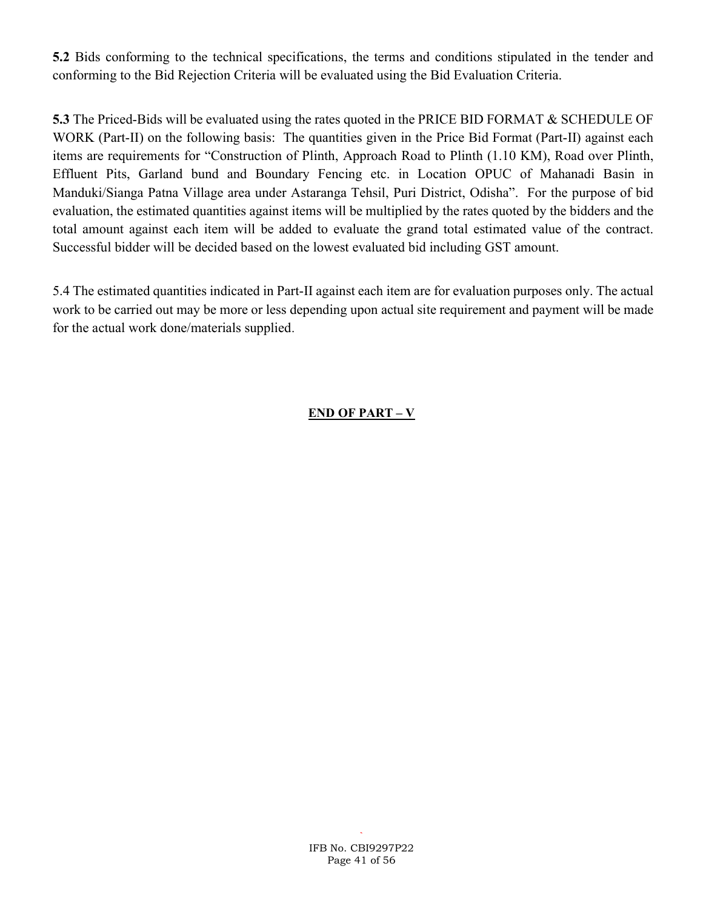**5.2** Bids conforming to the technical specifications, the terms and conditions stipulated in the tender and conforming to the Bid Rejection Criteria will be evaluated using the Bid Evaluation Criteria.

**5.3** The Priced-Bids will be evaluated using the rates quoted in the PRICE BID FORMAT & SCHEDULE OF WORK (Part-II) on the following basis: The quantities given in the Price Bid Format (Part-II) against each items are requirements for "Construction of Plinth, Approach Road to Plinth (1.10 KM), Road over Plinth, Effluent Pits, Garland bund and Boundary Fencing etc. in Location OPUC of Mahanadi Basin in Manduki/Sianga Patna Village area under Astaranga Tehsil, Puri District, Odisha". For the purpose of bid evaluation, the estimated quantities against items will be multiplied by the rates quoted by the bidders and the total amount against each item will be added to evaluate the grand total estimated value of the contract. Successful bidder will be decided based on the lowest evaluated bid including GST amount.

5.4 The estimated quantities indicated in Part-II against each item are for evaluation purposes only. The actual work to be carried out may be more or less depending upon actual site requirement and payment will be made for the actual work done/materials supplied.

**END OF PART – V**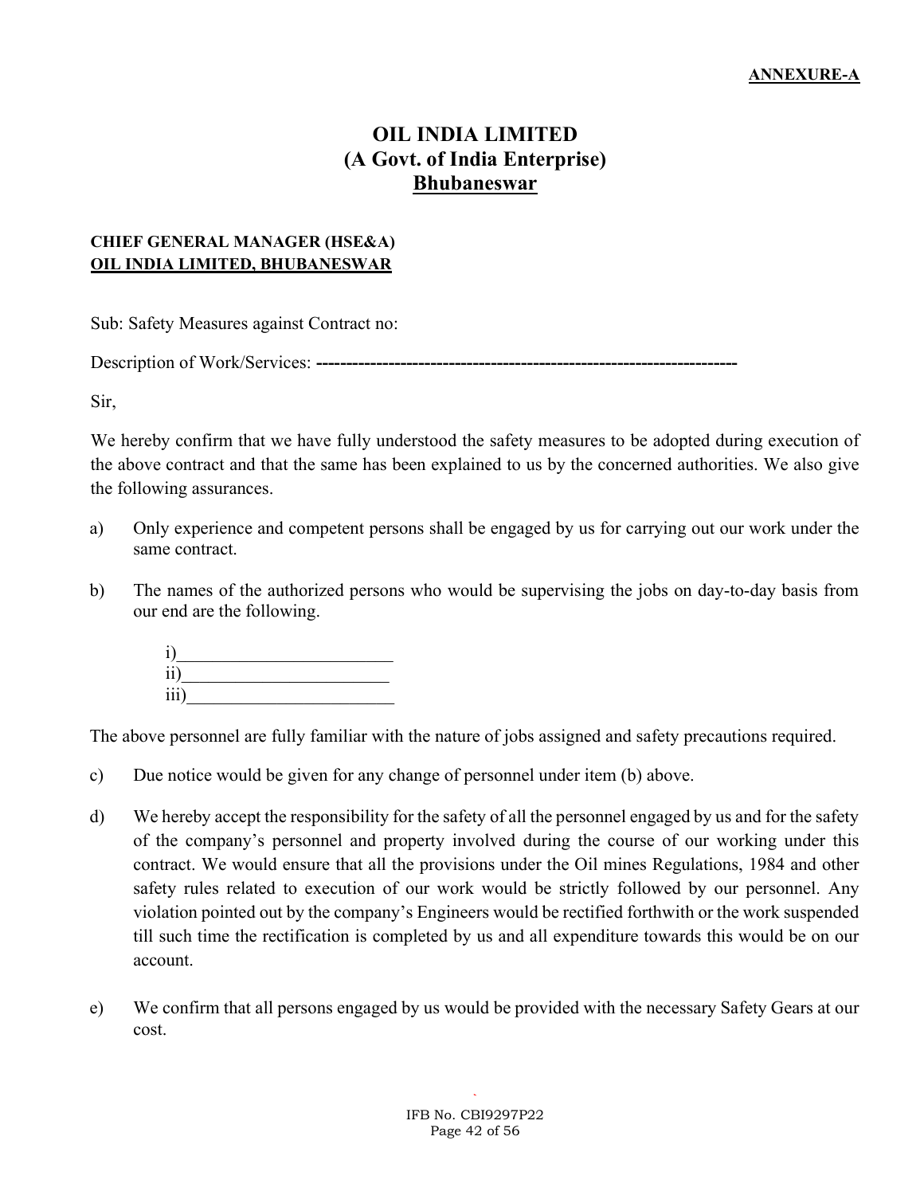**ANNEXURE-A**

# OIL INDIA LIMITED
## (A Govt. of India Enterprise)
## Bhubaneswar

**CHIEF GENERAL MANAGER (HSE&A)**
**OIL INDIA LIMITED, BHUBANESWAR**

Sub: Safety Measures against Contract no:

Description of Work/Services: **----------------------------------------------------------------------**

Sir,

We hereby confirm that we have fully understood the safety measures to be adopted during execution of the above contract and that the same has been explained to us by the concerned authorities. We also give the following assurances.

a) Only experience and competent persons shall be engaged by us for carrying out our work under the same contract.

b) The names of the authorized persons who would be supervising the jobs on day-to-day basis from our end are the following.

   i)________________________
   ii)_______________________
   iii)_______________________

The above personnel are fully familiar with the nature of jobs assigned and safety precautions required.

c) Due notice would be given for any change of personnel under item (b) above.

d) We hereby accept the responsibility for the safety of all the personnel engaged by us and for the safety of the company's personnel and property involved during the course of our working under this contract. We would ensure that all the provisions under the Oil mines Regulations, 1984 and other safety rules related to execution of our work would be strictly followed by our personnel. Any violation pointed out by the company's Engineers would be rectified forthwith or the work suspended till such time the rectification is completed by us and all expenditure towards this would be on our account.

e) We confirm that all persons engaged by us would be provided with the necessary Safety Gears at our cost.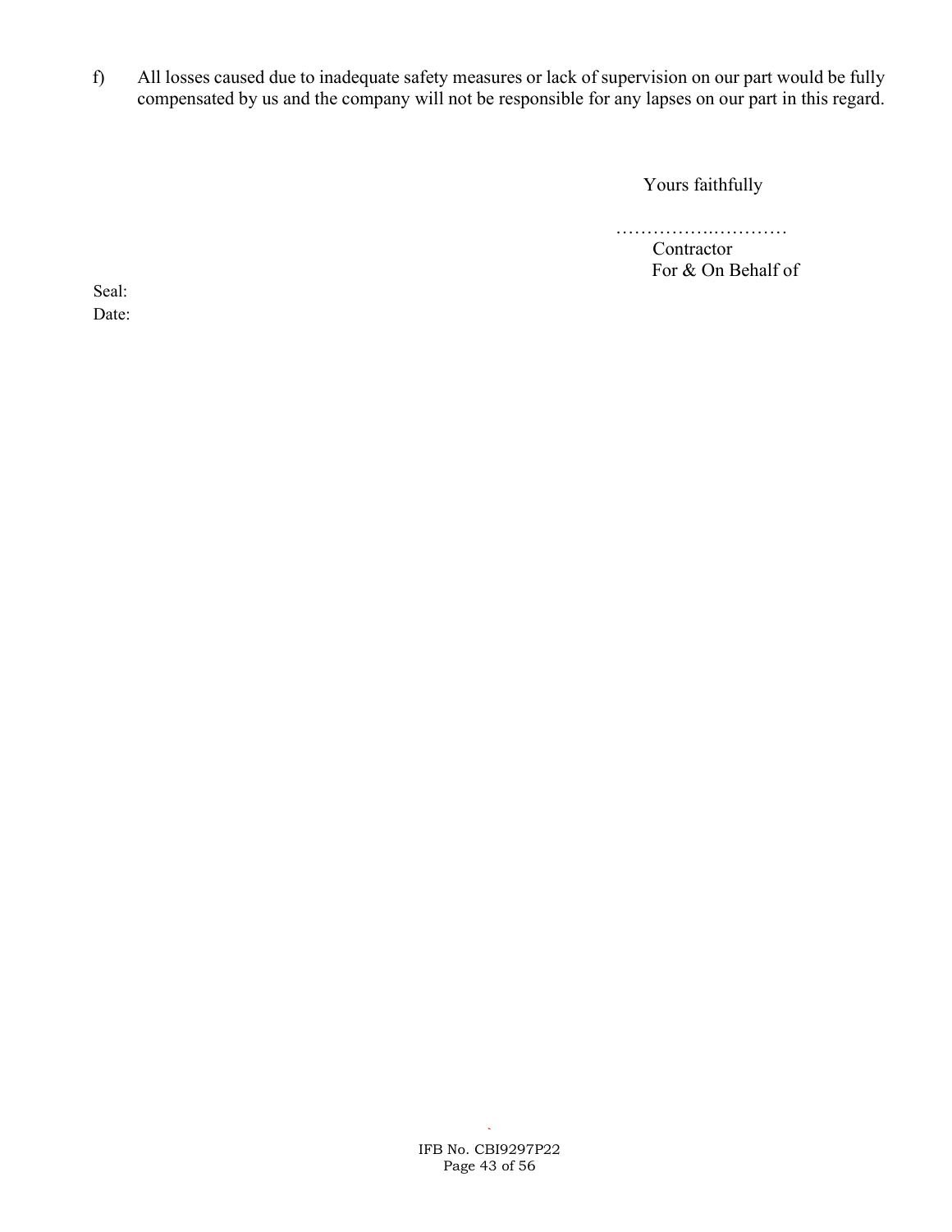f) All losses caused due to inadequate safety measures or lack of supervision on our part would be fully compensated by us and the company will not be responsible for any lapses on our part in this regard.

Yours faithfully

………….…………

Contractor

For & On Behalf of

Seal:

Date: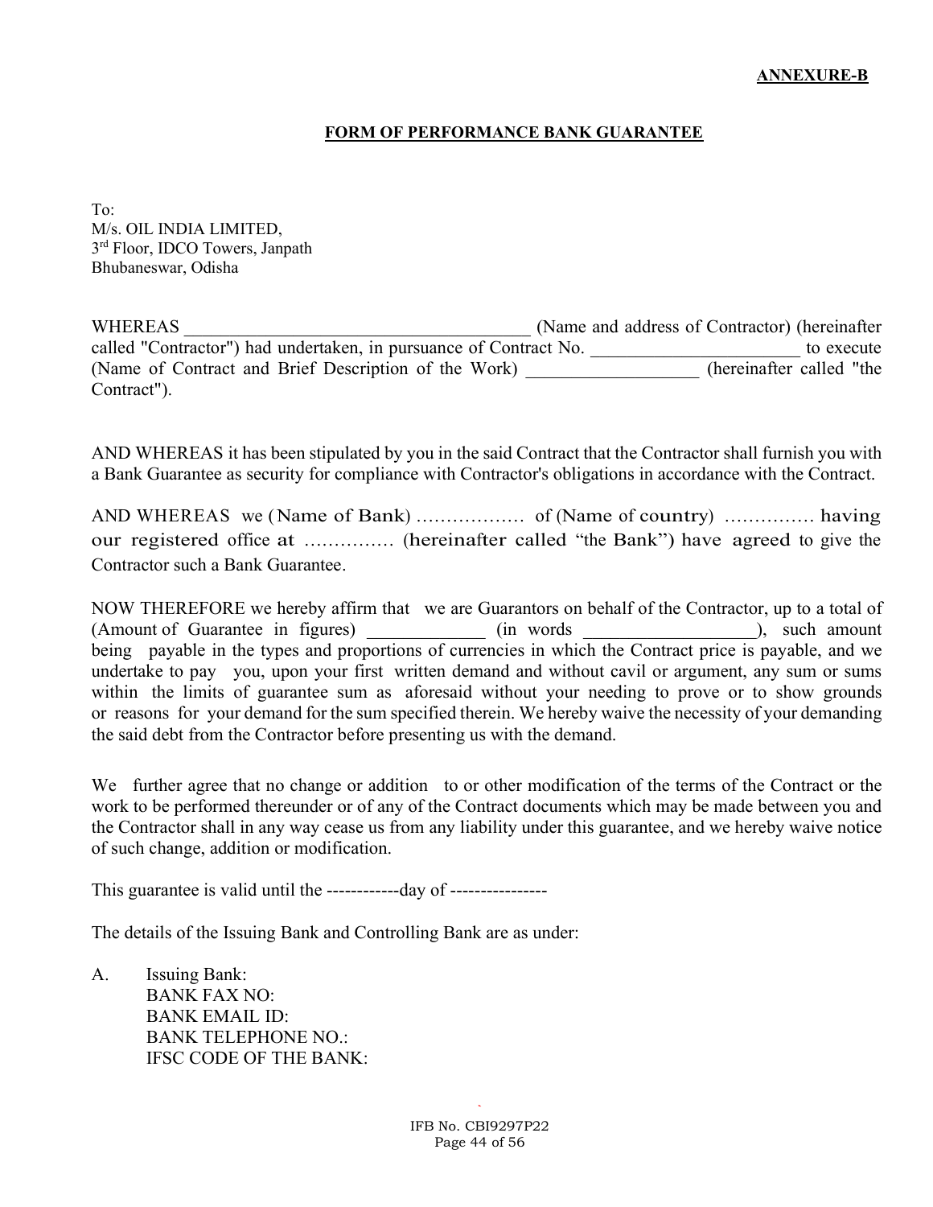**ANNEXURE-B**

**FORM OF PERFORMANCE BANK GUARANTEE**

To:
M/s. OIL INDIA LIMITED,
3rd Floor, IDCO Towers, Janpath
Bhubaneswar, Odisha

WHEREAS ______________________________________ (Name and address of Contractor) (hereinafter called "Contractor") had undertaken, in pursuance of Contract No. ______________________ to execute (Name of Contract and Brief Description of the Work) __________________ (hereinafter called "the Contract").

AND WHEREAS it has been stipulated by you in the said Contract that the Contractor shall furnish you with a Bank Guarantee as security for compliance with Contractor's obligations in accordance with the Contract.

AND WHEREAS we (Name of Bank) ……………… of (Name of country) …………… having our registered office at …………… (hereinafter called "the Bank") have agreed to give the Contractor such a Bank Guarantee.

NOW THEREFORE we hereby affirm that we are Guarantors on behalf of the Contractor, up to a total of (Amount of Guarantee in figures) ____________ (in words __________________), such amount being payable in the types and proportions of currencies in which the Contract price is payable, and we undertake to pay you, upon your first written demand and without cavil or argument, any sum or sums within the limits of guarantee sum as aforesaid without your needing to prove or to show grounds or reasons for your demand for the sum specified therein. We hereby waive the necessity of your demanding the said debt from the Contractor before presenting us with the demand.

We further agree that no change or addition to or other modification of the terms of the Contract or the work to be performed thereunder or of any of the Contract documents which may be made between you and the Contractor shall in any way cease us from any liability under this guarantee, and we hereby waive notice of such change, addition or modification.

This guarantee is valid until the ------------day of ---------------

The details of the Issuing Bank and Controlling Bank are as under:

A. Issuing Bank:
   BANK FAX NO:
   BANK EMAIL ID:
   BANK TELEPHONE NO.:
   IFSC CODE OF THE BANK: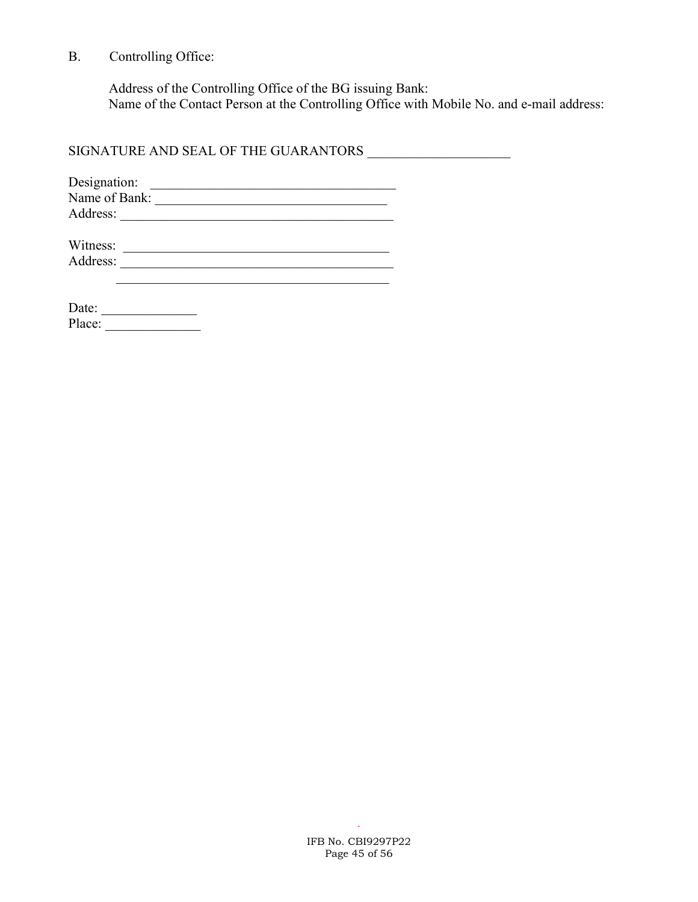B. Controlling Office:

Address of the Controlling Office of the BG issuing Bank:
Name of the Contact Person at the Controlling Office with Mobile No. and e-mail address:

SIGNATURE AND SEAL OF THE GUARANTORS ____________________

Designation: ____________________________________
Name of Bank: __________________________________
Address: _______________________________________

Witness: _______________________________________
Address: _______________________________________
_______________________________________

Date: ______________
Place: ______________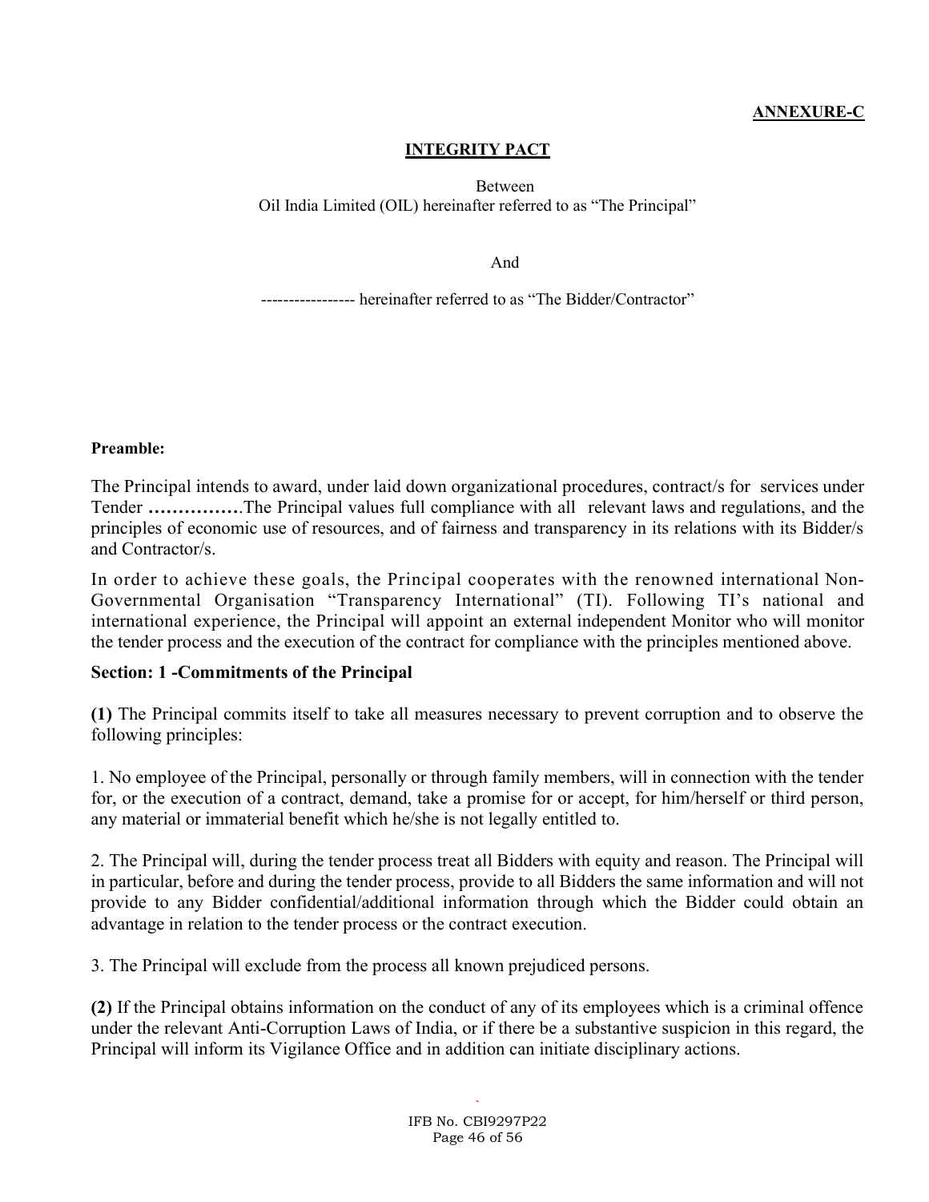**ANNEXURE-C**

## INTEGRITY PACT

Between
Oil India Limited (OIL) hereinafter referred to as "The Principal"

And

----------------- hereinafter referred to as "The Bidder/Contractor"

**Preamble:**

The Principal intends to award, under laid down organizational procedures, contract/s for services under Tender **……………**.The Principal values full compliance with all relevant laws and regulations, and the principles of economic use of resources, and of fairness and transparency in its relations with its Bidder/s and Contractor/s.

In order to achieve these goals, the Principal cooperates with the renowned international Non-Governmental Organisation "Transparency International" (TI). Following TI's national and international experience, the Principal will appoint an external independent Monitor who will monitor the tender process and the execution of the contract for compliance with the principles mentioned above.

### Section: 1 -Commitments of the Principal

**(1)** The Principal commits itself to take all measures necessary to prevent corruption and to observe the following principles:

1. No employee of the Principal, personally or through family members, will in connection with the tender for, or the execution of a contract, demand, take a promise for or accept, for him/herself or third person, any material or immaterial benefit which he/she is not legally entitled to.

2. The Principal will, during the tender process treat all Bidders with equity and reason. The Principal will in particular, before and during the tender process, provide to all Bidders the same information and will not provide to any Bidder confidential/additional information through which the Bidder could obtain an advantage in relation to the tender process or the contract execution.

3. The Principal will exclude from the process all known prejudiced persons.

**(2)** If the Principal obtains information on the conduct of any of its employees which is a criminal offence under the relevant Anti-Corruption Laws of India, or if there be a substantive suspicion in this regard, the Principal will inform its Vigilance Office and in addition can initiate disciplinary actions.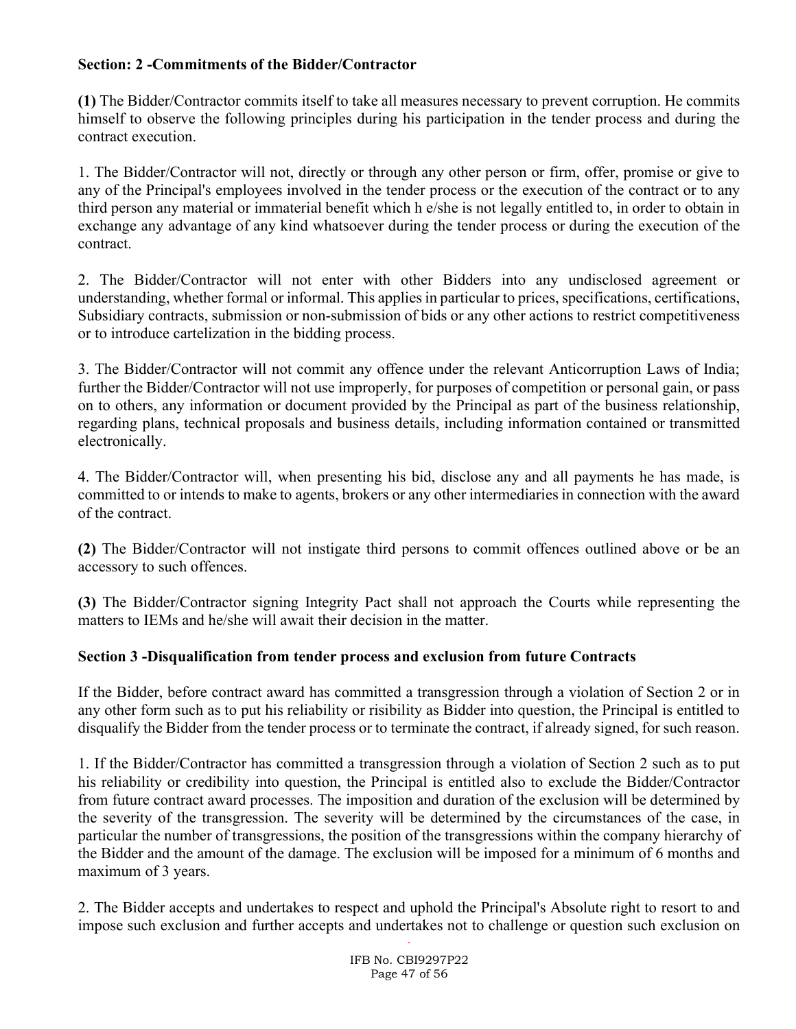### Section: 2 -Commitments of the Bidder/Contractor

**(1)** The Bidder/Contractor commits itself to take all measures necessary to prevent corruption. He commits himself to observe the following principles during his participation in the tender process and during the contract execution.

1. The Bidder/Contractor will not, directly or through any other person or firm, offer, promise or give to any of the Principal's employees involved in the tender process or the execution of the contract or to any third person any material or immaterial benefit which h e/she is not legally entitled to, in order to obtain in exchange any advantage of any kind whatsoever during the tender process or during the execution of the contract.

2. The Bidder/Contractor will not enter with other Bidders into any undisclosed agreement or understanding, whether formal or informal. This applies in particular to prices, specifications, certifications, Subsidiary contracts, submission or non-submission of bids or any other actions to restrict competitiveness or to introduce cartelization in the bidding process.

3. The Bidder/Contractor will not commit any offence under the relevant Anticorruption Laws of India; further the Bidder/Contractor will not use improperly, for purposes of competition or personal gain, or pass on to others, any information or document provided by the Principal as part of the business relationship, regarding plans, technical proposals and business details, including information contained or transmitted electronically.

4. The Bidder/Contractor will, when presenting his bid, disclose any and all payments he has made, is committed to or intends to make to agents, brokers or any other intermediaries in connection with the award of the contract.

**(2)** The Bidder/Contractor will not instigate third persons to commit offences outlined above or be an accessory to such offences.

**(3)** The Bidder/Contractor signing Integrity Pact shall not approach the Courts while representing the matters to IEMs and he/she will await their decision in the matter.

### Section 3 -Disqualification from tender process and exclusion from future Contracts

If the Bidder, before contract award has committed a transgression through a violation of Section 2 or in any other form such as to put his reliability or risibility as Bidder into question, the Principal is entitled to disqualify the Bidder from the tender process or to terminate the contract, if already signed, for such reason.

1. If the Bidder/Contractor has committed a transgression through a violation of Section 2 such as to put his reliability or credibility into question, the Principal is entitled also to exclude the Bidder/Contractor from future contract award processes. The imposition and duration of the exclusion will be determined by the severity of the transgression. The severity will be determined by the circumstances of the case, in particular the number of transgressions, the position of the transgressions within the company hierarchy of the Bidder and the amount of the damage. The exclusion will be imposed for a minimum of 6 months and maximum of 3 years.

2. The Bidder accepts and undertakes to respect and uphold the Principal's Absolute right to resort to and impose such exclusion and further accepts and undertakes not to challenge or question such exclusion on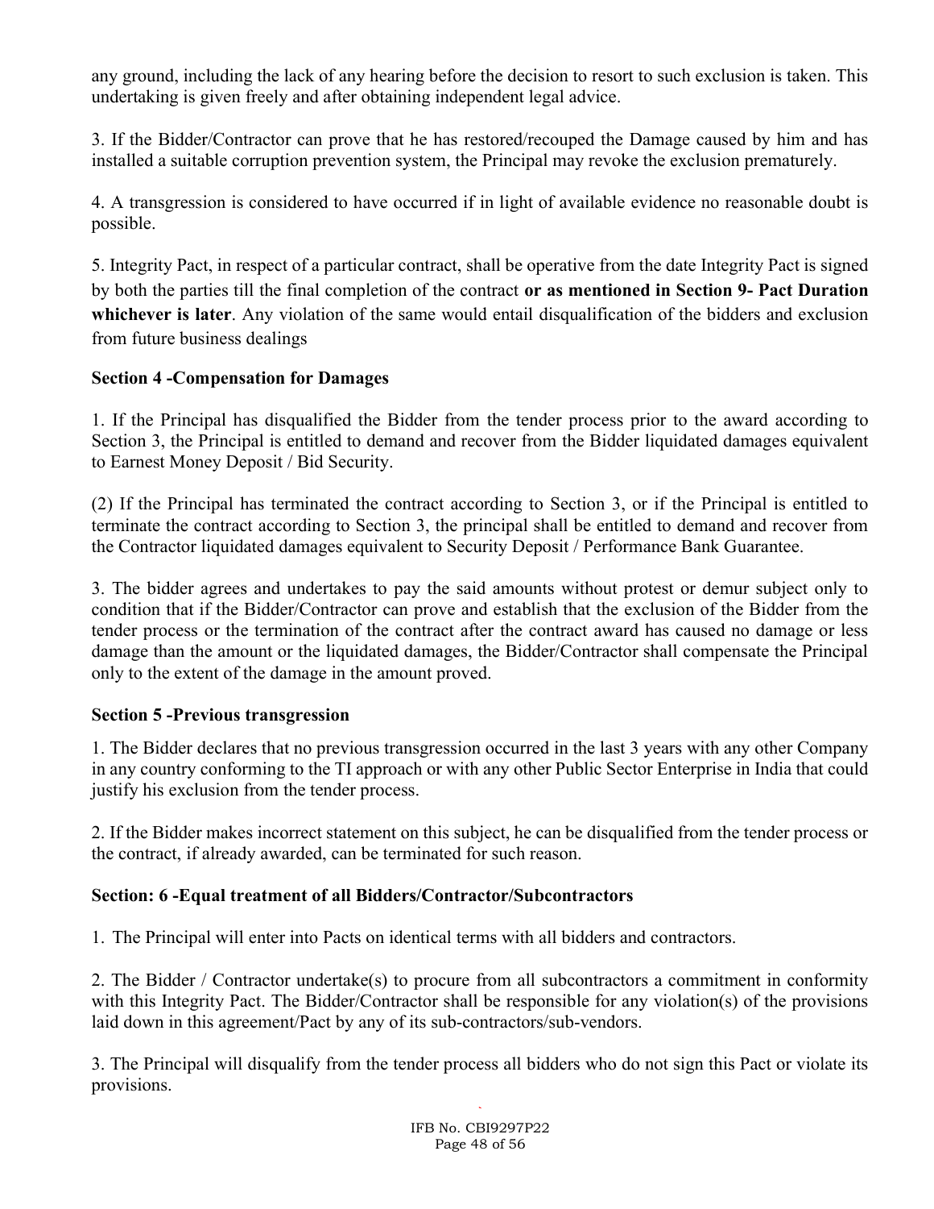any ground, including the lack of any hearing before the decision to resort to such exclusion is taken. This undertaking is given freely and after obtaining independent legal advice.

3. If the Bidder/Contractor can prove that he has restored/recouped the Damage caused by him and has installed a suitable corruption prevention system, the Principal may revoke the exclusion prematurely.

4. A transgression is considered to have occurred if in light of available evidence no reasonable doubt is possible.

5. Integrity Pact, in respect of a particular contract, shall be operative from the date Integrity Pact is signed by both the parties till the final completion of the contract **or as mentioned in Section 9- Pact Duration whichever is later**. Any violation of the same would entail disqualification of the bidders and exclusion from future business dealings

**Section 4 -Compensation for Damages**

1. If the Principal has disqualified the Bidder from the tender process prior to the award according to Section 3, the Principal is entitled to demand and recover from the Bidder liquidated damages equivalent to Earnest Money Deposit / Bid Security.

(2) If the Principal has terminated the contract according to Section 3, or if the Principal is entitled to terminate the contract according to Section 3, the principal shall be entitled to demand and recover from the Contractor liquidated damages equivalent to Security Deposit / Performance Bank Guarantee.

3. The bidder agrees and undertakes to pay the said amounts without protest or demur subject only to condition that if the Bidder/Contractor can prove and establish that the exclusion of the Bidder from the tender process or the termination of the contract after the contract award has caused no damage or less damage than the amount or the liquidated damages, the Bidder/Contractor shall compensate the Principal only to the extent of the damage in the amount proved.

**Section 5 -Previous transgression**

1. The Bidder declares that no previous transgression occurred in the last 3 years with any other Company in any country conforming to the TI approach or with any other Public Sector Enterprise in India that could justify his exclusion from the tender process.

2. If the Bidder makes incorrect statement on this subject, he can be disqualified from the tender process or the contract, if already awarded, can be terminated for such reason.

**Section: 6 -Equal treatment of all Bidders/Contractor/Subcontractors**

1. The Principal will enter into Pacts on identical terms with all bidders and contractors.

2. The Bidder / Contractor undertake(s) to procure from all subcontractors a commitment in conformity with this Integrity Pact. The Bidder/Contractor shall be responsible for any violation(s) of the provisions laid down in this agreement/Pact by any of its sub-contractors/sub-vendors.

3. The Principal will disqualify from the tender process all bidders who do not sign this Pact or violate its provisions.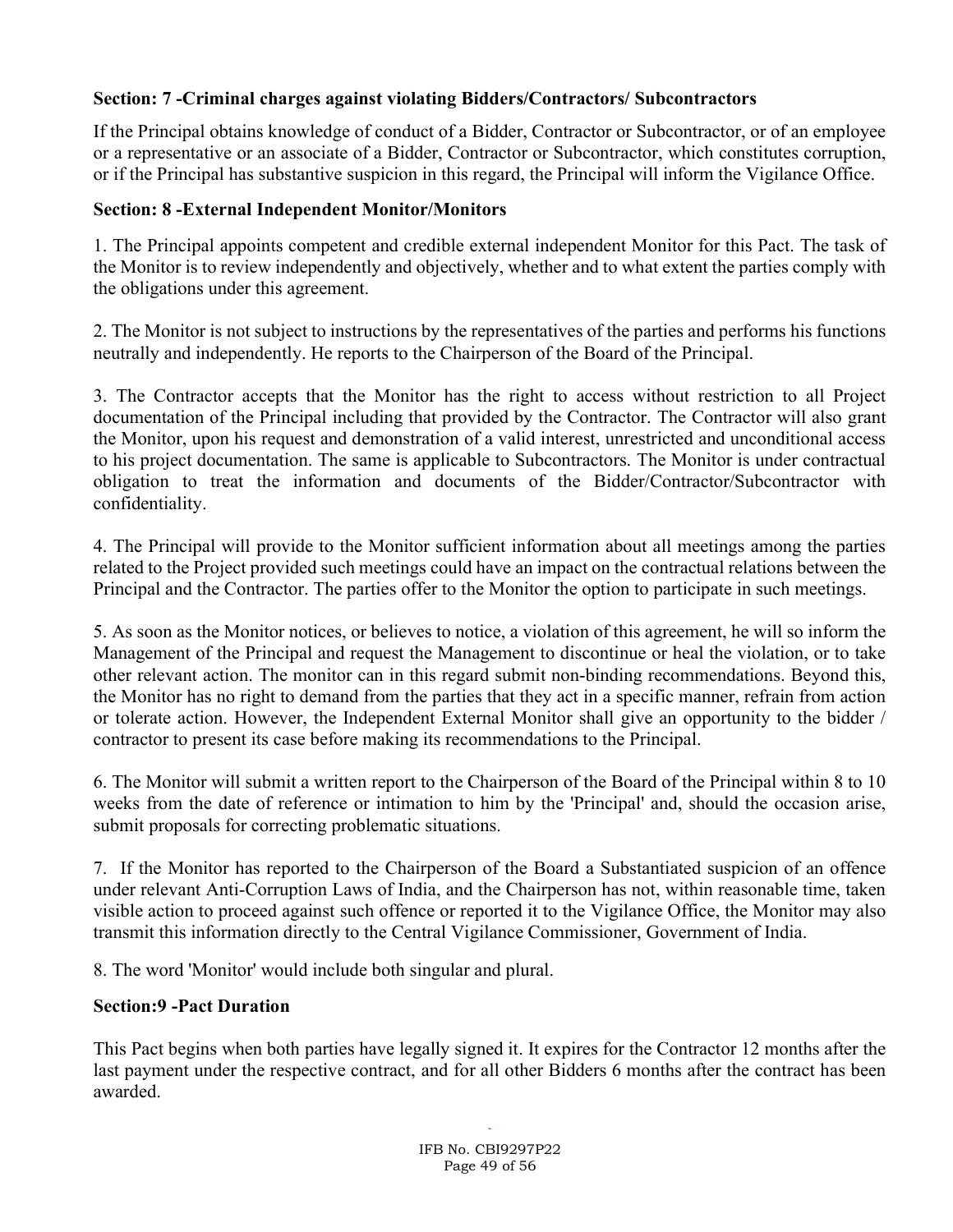**Section: 7 -Criminal charges against violating Bidders/Contractors/ Subcontractors**

If the Principal obtains knowledge of conduct of a Bidder, Contractor or Subcontractor, or of an employee or a representative or an associate of a Bidder, Contractor or Subcontractor, which constitutes corruption, or if the Principal has substantive suspicion in this regard, the Principal will inform the Vigilance Office.

**Section: 8 -External Independent Monitor/Monitors**

1. The Principal appoints competent and credible external independent Monitor for this Pact. The task of the Monitor is to review independently and objectively, whether and to what extent the parties comply with the obligations under this agreement.

2. The Monitor is not subject to instructions by the representatives of the parties and performs his functions neutrally and independently. He reports to the Chairperson of the Board of the Principal.

3. The Contractor accepts that the Monitor has the right to access without restriction to all Project documentation of the Principal including that provided by the Contractor. The Contractor will also grant the Monitor, upon his request and demonstration of a valid interest, unrestricted and unconditional access to his project documentation. The same is applicable to Subcontractors. The Monitor is under contractual obligation to treat the information and documents of the Bidder/Contractor/Subcontractor with confidentiality.

4. The Principal will provide to the Monitor sufficient information about all meetings among the parties related to the Project provided such meetings could have an impact on the contractual relations between the Principal and the Contractor. The parties offer to the Monitor the option to participate in such meetings.

5. As soon as the Monitor notices, or believes to notice, a violation of this agreement, he will so inform the Management of the Principal and request the Management to discontinue or heal the violation, or to take other relevant action. The monitor can in this regard submit non-binding recommendations. Beyond this, the Monitor has no right to demand from the parties that they act in a specific manner, refrain from action or tolerate action. However, the Independent External Monitor shall give an opportunity to the bidder / contractor to present its case before making its recommendations to the Principal.

6. The Monitor will submit a written report to the Chairperson of the Board of the Principal within 8 to 10 weeks from the date of reference or intimation to him by the 'Principal' and, should the occasion arise, submit proposals for correcting problematic situations.

7. If the Monitor has reported to the Chairperson of the Board a Substantiated suspicion of an offence under relevant Anti-Corruption Laws of India, and the Chairperson has not, within reasonable time, taken visible action to proceed against such offence or reported it to the Vigilance Office, the Monitor may also transmit this information directly to the Central Vigilance Commissioner, Government of India.

8. The word 'Monitor' would include both singular and plural.

**Section:9 -Pact Duration**

This Pact begins when both parties have legally signed it. It expires for the Contractor 12 months after the last payment under the respective contract, and for all other Bidders 6 months after the contract has been awarded.

IFB No. CBI9297P22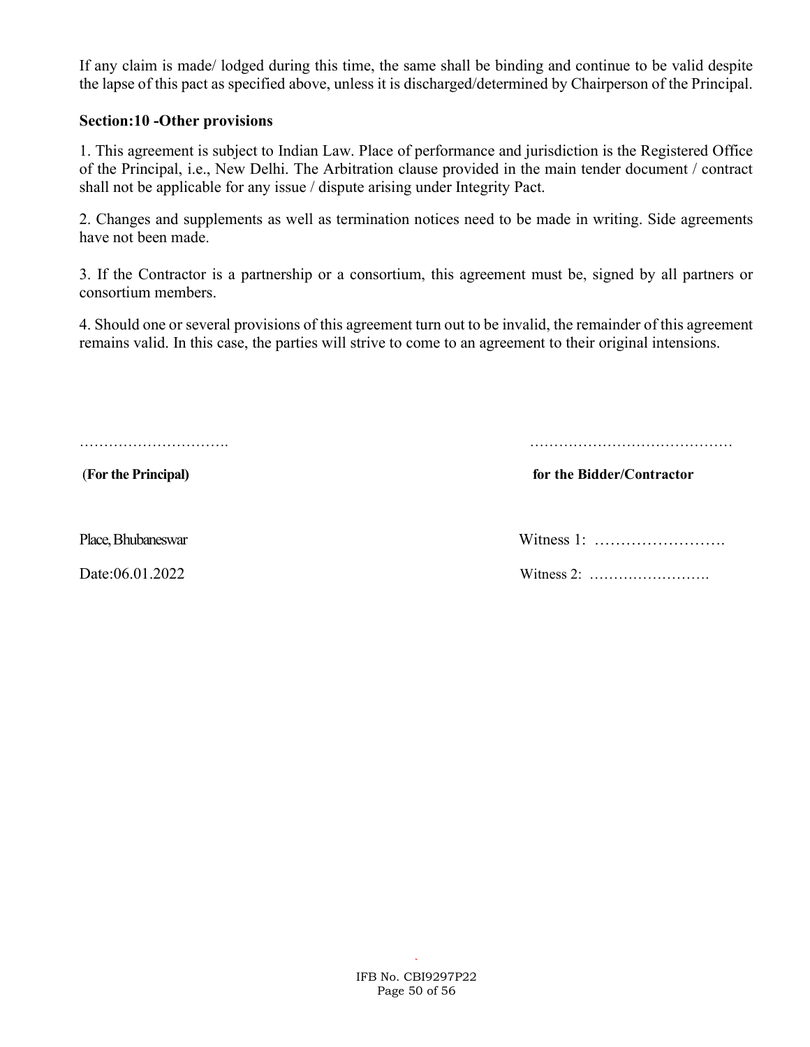If any claim is made/ lodged during this time, the same shall be binding and continue to be valid despite the lapse of this pact as specified above, unless it is discharged/determined by Chairperson of the Principal.

**Section:10 -Other provisions**

1. This agreement is subject to Indian Law. Place of performance and jurisdiction is the Registered Office of the Principal, i.e., New Delhi. The Arbitration clause provided in the main tender document / contract shall not be applicable for any issue / dispute arising under Integrity Pact.

2. Changes and supplements as well as termination notices need to be made in writing. Side agreements have not been made.

3. If the Contractor is a partnership or a consortium, this agreement must be, signed by all partners or consortium members.

4. Should one or several provisions of this agreement turn out to be invalid, the remainder of this agreement remains valid. In this case, the parties will strive to come to an agreement to their original intensions.

………………………….                                                        ……………………………………

**(For the Principal)**                                                        **for the Bidder/Contractor**

Place, Bhubaneswar                                                        Witness 1: …………………….

Date:06.01.2022                                                        Witness 2: …………………….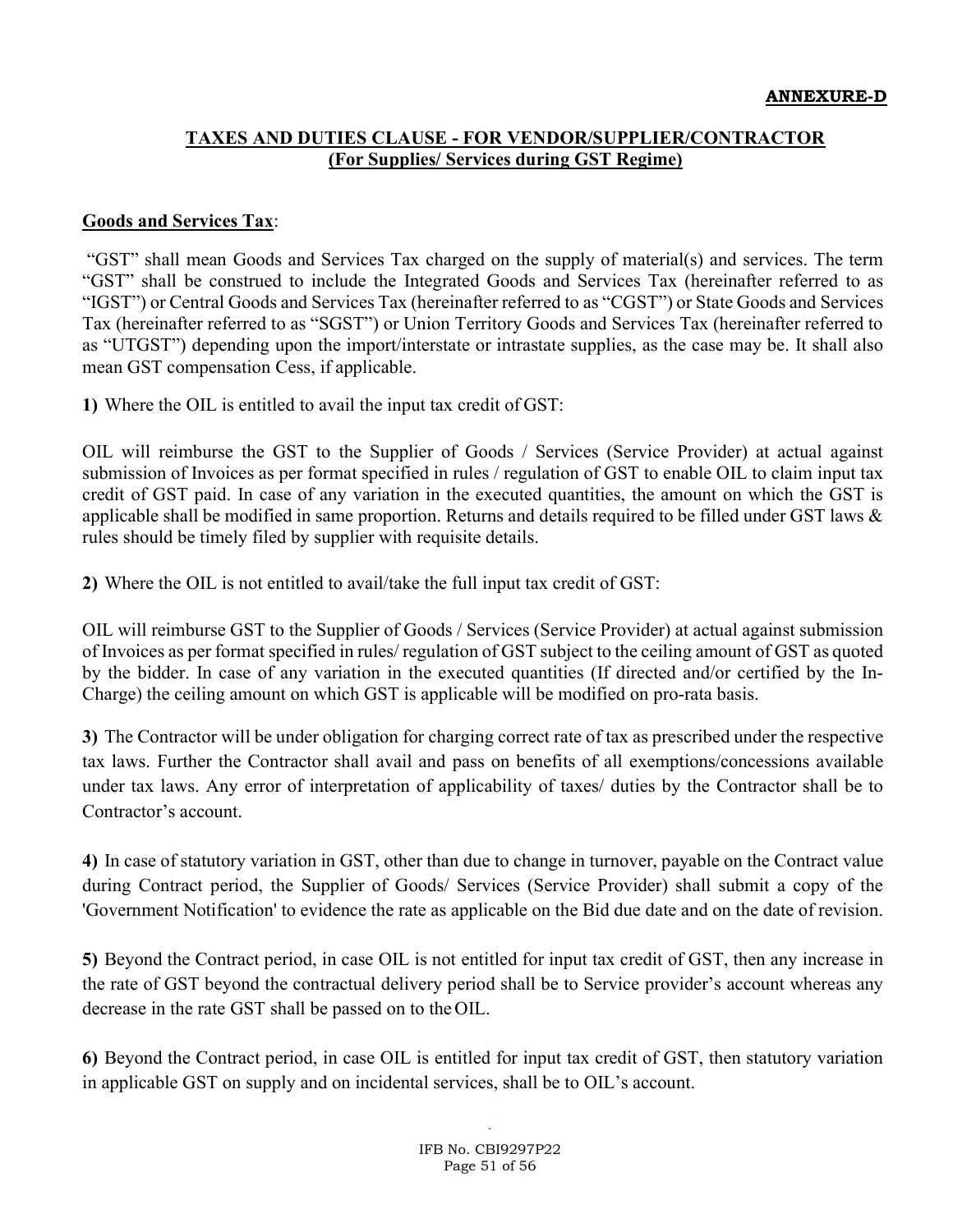**ANNEXURE-D**

## TAXES AND DUTIES CLAUSE - FOR VENDOR/SUPPLIER/CONTRACTOR (For Supplies/ Services during GST Regime)

**Goods and Services Tax**:

"GST" shall mean Goods and Services Tax charged on the supply of material(s) and services. The term "GST" shall be construed to include the Integrated Goods and Services Tax (hereinafter referred to as "IGST") or Central Goods and Services Tax (hereinafter referred to as "CGST") or State Goods and Services Tax (hereinafter referred to as "SGST") or Union Territory Goods and Services Tax (hereinafter referred to as "UTGST") depending upon the import/interstate or intrastate supplies, as the case may be. It shall also mean GST compensation Cess, if applicable.

**1)** Where the OIL is entitled to avail the input tax credit of GST:

OIL will reimburse the GST to the Supplier of Goods / Services (Service Provider) at actual against submission of Invoices as per format specified in rules / regulation of GST to enable OIL to claim input tax credit of GST paid. In case of any variation in the executed quantities, the amount on which the GST is applicable shall be modified in same proportion. Returns and details required to be filled under GST laws & rules should be timely filed by supplier with requisite details.

**2)** Where the OIL is not entitled to avail/take the full input tax credit of GST:

OIL will reimburse GST to the Supplier of Goods / Services (Service Provider) at actual against submission of Invoices as per format specified in rules/ regulation of GST subject to the ceiling amount of GST as quoted by the bidder. In case of any variation in the executed quantities (If directed and/or certified by the In-Charge) the ceiling amount on which GST is applicable will be modified on pro-rata basis.

**3)** The Contractor will be under obligation for charging correct rate of tax as prescribed under the respective tax laws. Further the Contractor shall avail and pass on benefits of all exemptions/concessions available under tax laws. Any error of interpretation of applicability of taxes/ duties by the Contractor shall be to Contractor's account.

**4)** In case of statutory variation in GST, other than due to change in turnover, payable on the Contract value during Contract period, the Supplier of Goods/ Services (Service Provider) shall submit a copy of the 'Government Notification' to evidence the rate as applicable on the Bid due date and on the date of revision.

**5)** Beyond the Contract period, in case OIL is not entitled for input tax credit of GST, then any increase in the rate of GST beyond the contractual delivery period shall be to Service provider's account whereas any decrease in the rate GST shall be passed on to the OIL.

**6)** Beyond the Contract period, in case OIL is entitled for input tax credit of GST, then statutory variation in applicable GST on supply and on incidental services, shall be to OIL's account.

IFB No. CBI9297P22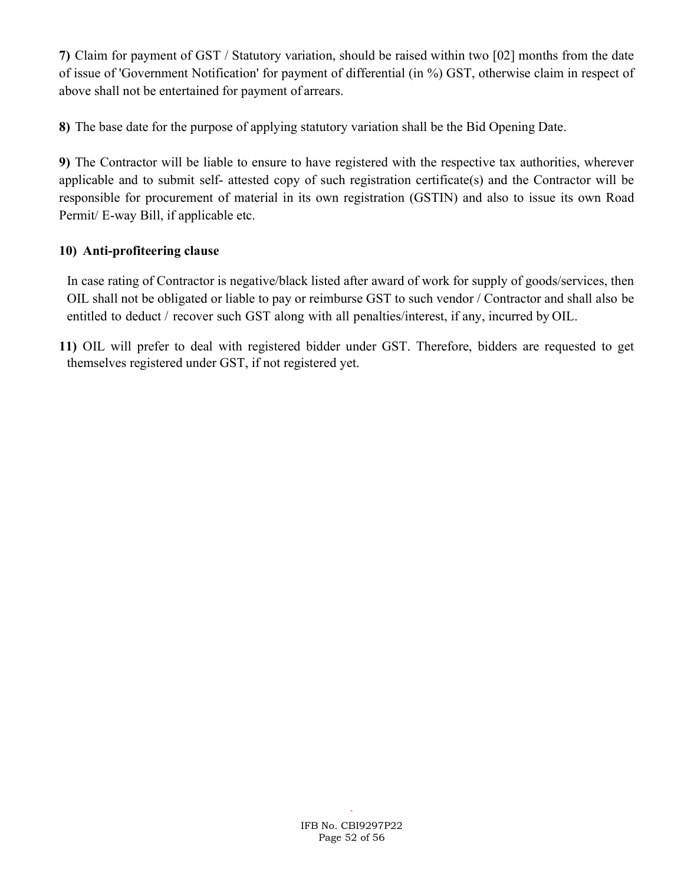**7)** Claim for payment of GST / Statutory variation, should be raised within two [02] months from the date of issue of 'Government Notification' for payment of differential (in %) GST, otherwise claim in respect of above shall not be entertained for payment of arrears.

**8)** The base date for the purpose of applying statutory variation shall be the Bid Opening Date.

**9)** The Contractor will be liable to ensure to have registered with the respective tax authorities, wherever applicable and to submit self- attested copy of such registration certificate(s) and the Contractor will be responsible for procurement of material in its own registration (GSTIN) and also to issue its own Road Permit/ E-way Bill, if applicable etc.

**10) Anti-profiteering clause**

In case rating of Contractor is negative/black listed after award of work for supply of goods/services, then OIL shall not be obligated or liable to pay or reimburse GST to such vendor / Contractor and shall also be entitled to deduct / recover such GST along with all penalties/interest, if any, incurred by OIL.

**11)** OIL will prefer to deal with registered bidder under GST. Therefore, bidders are requested to get themselves registered under GST, if not registered yet.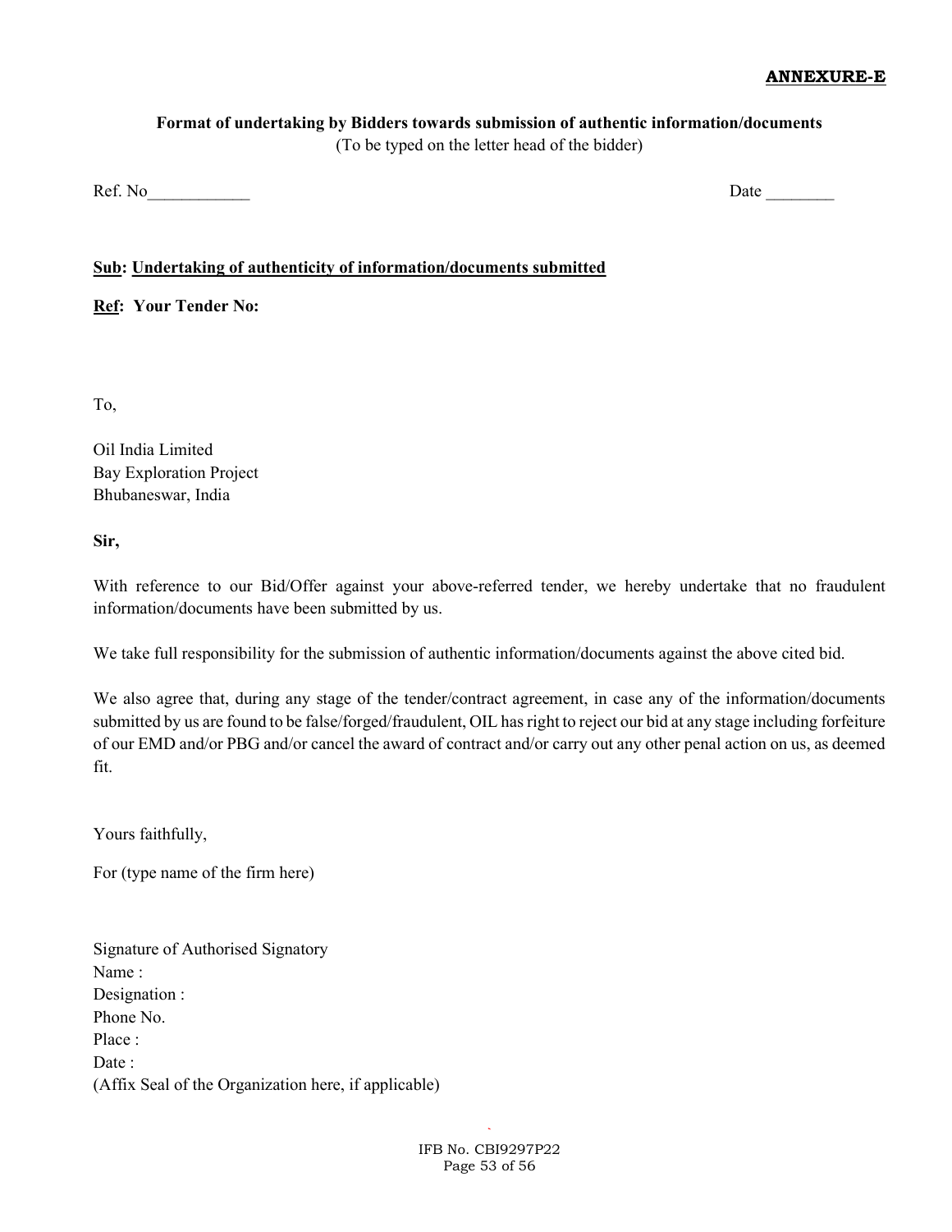**ANNEXURE-E**

**Format of undertaking by Bidders towards submission of authentic information/documents**

(To be typed on the letter head of the bidder)

Ref. No____________ Date ________

**Sub: Undertaking of authenticity of information/documents submitted**

**Ref: Your Tender No:**

To,

Oil India Limited
Bay Exploration Project
Bhubaneswar, India

**Sir,**

With reference to our Bid/Offer against your above-referred tender, we hereby undertake that no fraudulent information/documents have been submitted by us.

We take full responsibility for the submission of authentic information/documents against the above cited bid.

We also agree that, during any stage of the tender/contract agreement, in case any of the information/documents submitted by us are found to be false/forged/fraudulent, OIL has right to reject our bid at any stage including forfeiture of our EMD and/or PBG and/or cancel the award of contract and/or carry out any other penal action on us, as deemed fit.

Yours faithfully,

For (type name of the firm here)

Signature of Authorised Signatory
Name :
Designation :
Phone No.
Place :
Date :
(Affix Seal of the Organization here, if applicable)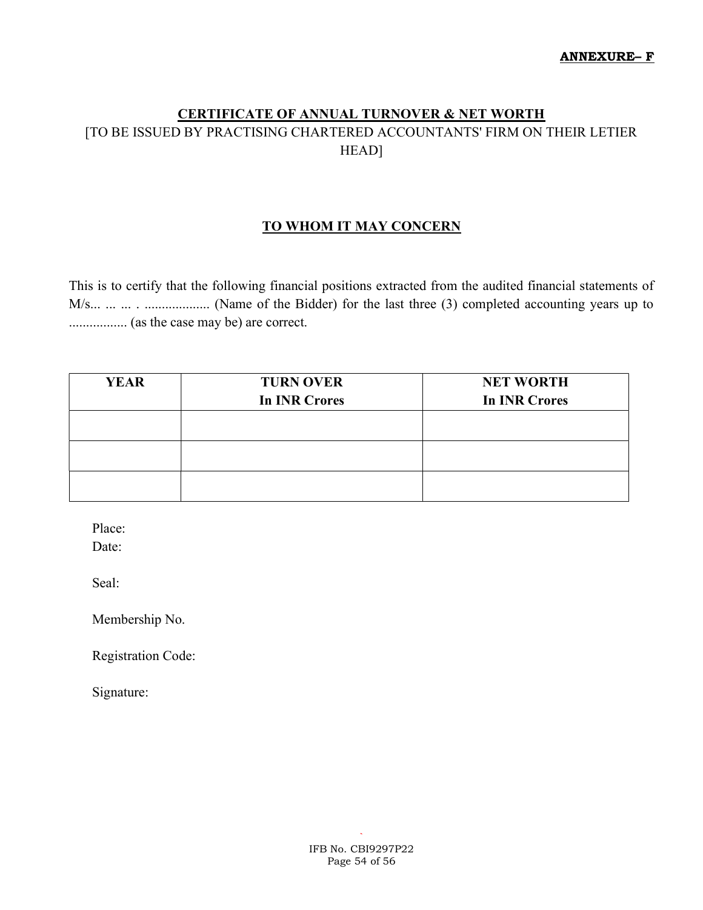**ANNEXURE– F**

## CERTIFICATE OF ANNUAL TURNOVER & NET WORTH

[TO BE ISSUED BY PRACTISING CHARTERED ACCOUNTANTS' FIRM ON THEIR LETIER HEAD]

### TO WHOM IT MAY CONCERN

This is to certify that the following financial positions extracted from the audited financial statements of M/s... ... ... . .................. (Name of the Bidder) for the last three (3) completed accounting years up to ................ (as the case may be) are correct.

| YEAR | TURN OVER In INR Crores | NET WORTH In INR Crores |
| --- | --- | --- |
| | | |
| | | |
| | | |

Place:
Date:

Seal:

Membership No.

Registration Code:

Signature: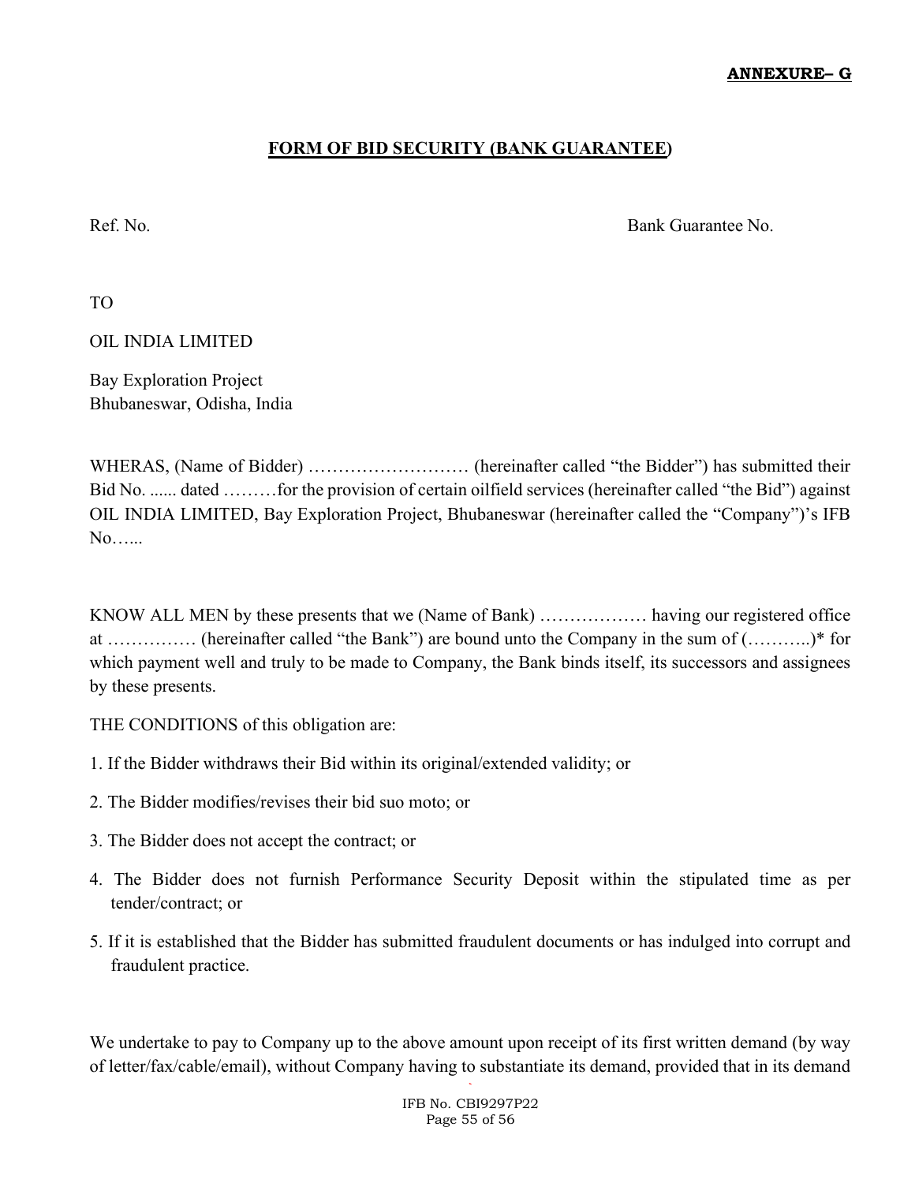**ANNEXURE– G**

## FORM OF BID SECURITY (BANK GUARANTEE)

Ref. No. Bank Guarantee No.

TO

OIL INDIA LIMITED

Bay Exploration Project
Bhubaneswar, Odisha, India

WHERAS, (Name of Bidder) ……………………… (hereinafter called "the Bidder") has submitted their Bid No. ...... dated ………for the provision of certain oilfield services (hereinafter called "the Bid") against OIL INDIA LIMITED, Bay Exploration Project, Bhubaneswar (hereinafter called the "Company")'s IFB No…...

KNOW ALL MEN by these presents that we (Name of Bank) ……………… having our registered office at …………… (hereinafter called "the Bank") are bound unto the Company in the sum of (………..)* for which payment well and truly to be made to Company, the Bank binds itself, its successors and assignees by these presents.

THE CONDITIONS of this obligation are:

1. If the Bidder withdraws their Bid within its original/extended validity; or
2. The Bidder modifies/revises their bid suo moto; or
3. The Bidder does not accept the contract; or
4. The Bidder does not furnish Performance Security Deposit within the stipulated time as per tender/contract; or
5. If it is established that the Bidder has submitted fraudulent documents or has indulged into corrupt and fraudulent practice.

We undertake to pay to Company up to the above amount upon receipt of its first written demand (by way of letter/fax/cable/email), without Company having to substantiate its demand, provided that in its demand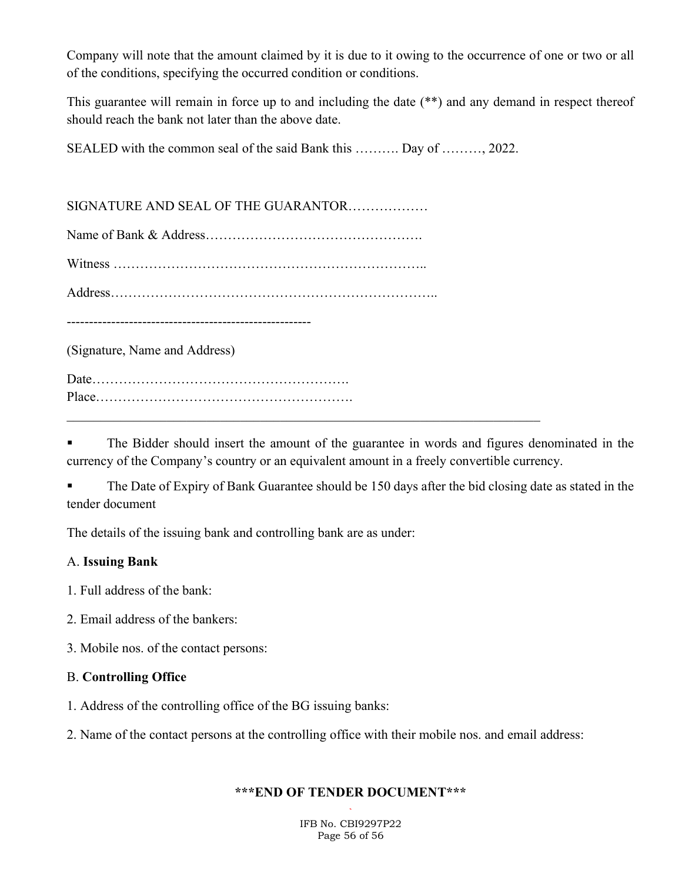Company will note that the amount claimed by it is due to it owing to the occurrence of one or two or all of the conditions, specifying the occurred condition or conditions.

This guarantee will remain in force up to and including the date (**) and any demand in respect thereof should reach the bank not later than the above date.

SEALED with the common seal of the said Bank this ………. Day of ………, 2022.

SIGNATURE AND SEAL OF THE GUARANTOR………………

Name of Bank & Address………………………………………….

Witness ……………………………………………………………..

Address………………………………………………………………..

------------------------------------------------------

(Signature, Name and Address)

Date………………………………………………….

Place………………………………………………….

---

- The Bidder should insert the amount of the guarantee in words and figures denominated in the currency of the Company's country or an equivalent amount in a freely convertible currency.
- The Date of Expiry of Bank Guarantee should be 150 days after the bid closing date as stated in the tender document

The details of the issuing bank and controlling bank are as under:

A. **Issuing Bank**

1. Full address of the bank:

2. Email address of the bankers:

3. Mobile nos. of the contact persons:

B. **Controlling Office**

1. Address of the controlling office of the BG issuing banks:

2. Name of the contact persons at the controlling office with their mobile nos. and email address:

**\*\*\*END OF TENDER DOCUMENT\*\*\***